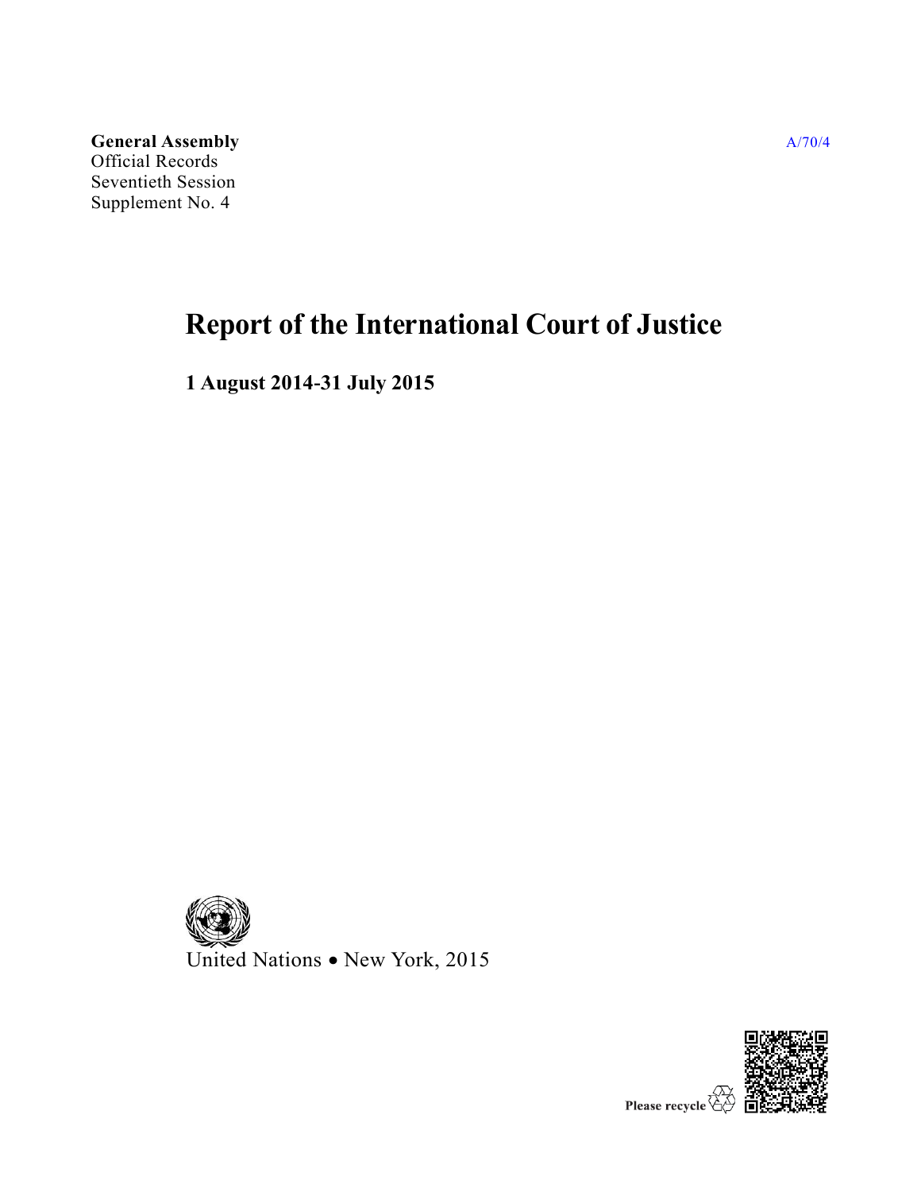**General Assembly**
Official Records
Seventieth Session
Supplement No. 4

A/70/4

# Report of the International Court of Justice

## 1 August 2014-31 July 2015

United Nations • New York, 2015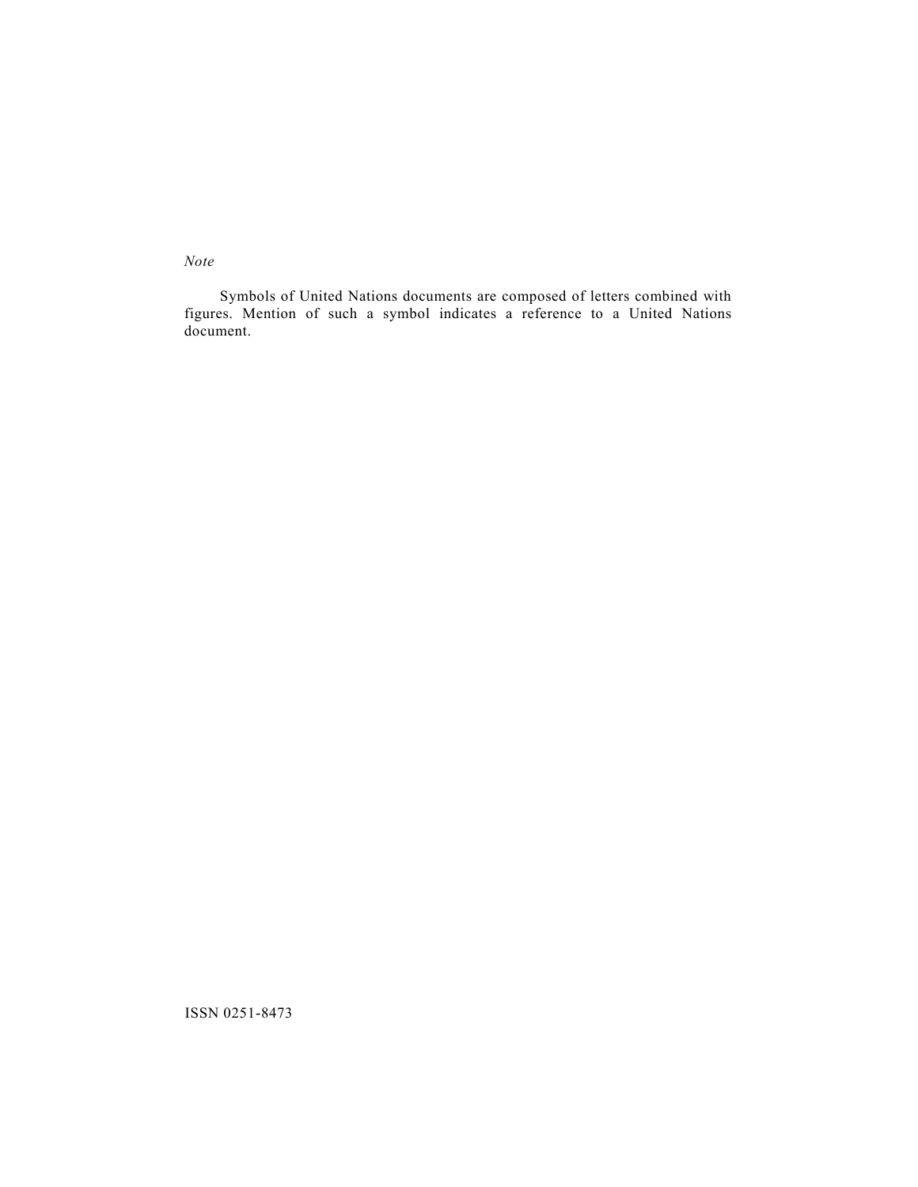*Note*

Symbols of United Nations documents are composed of letters combined with figures. Mention of such a symbol indicates a reference to a United Nations document.

ISSN 0251-8473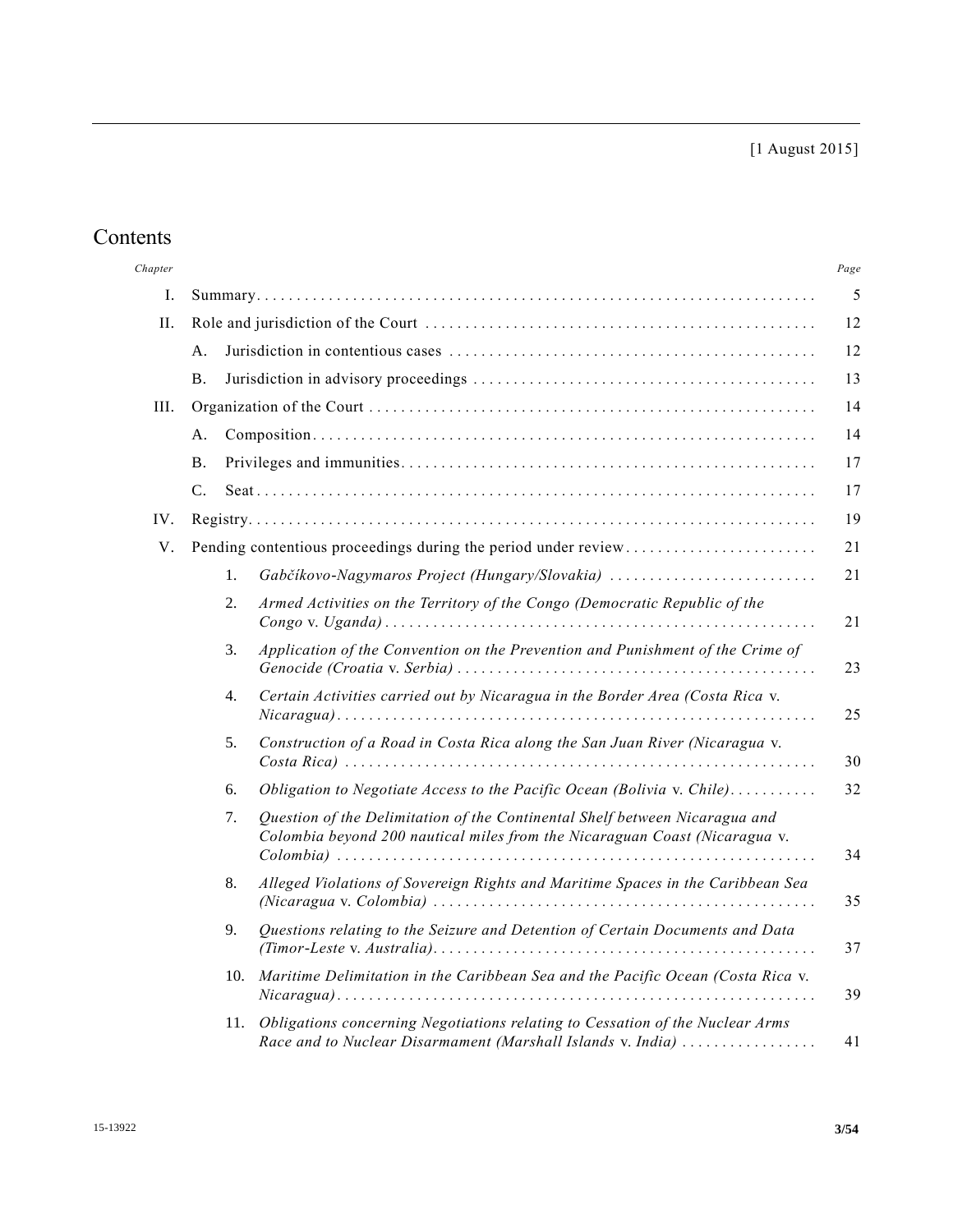[1 August 2015]

# Contents

| Chapter | | | Page |
|---|---|---|---|
| I. | Summary | | 5 |
| II. | Role and jurisdiction of the Court | | 12 |
| | A. | Jurisdiction in contentious cases | 12 |
| | B. | Jurisdiction in advisory proceedings | 13 |
| III. | Organization of the Court | | 14 |
| | A. | Composition | 14 |
| | B. | Privileges and immunities | 17 |
| | C. | Seat | 17 |
| IV. | Registry | | 19 |
| V. | Pending contentious proceedings during the period under review | | 21 |
| | 1. | *Gabčíkovo-Nagymaros Project (Hungary/Slovakia)* | 21 |
| | 2. | *Armed Activities on the Territory of the Congo (Democratic Republic of the Congo* v. *Uganda)* | 21 |
| | 3. | *Application of the Convention on the Prevention and Punishment of the Crime of Genocide (Croatia* v. *Serbia)* | 23 |
| | 4. | *Certain Activities carried out by Nicaragua in the Border Area (Costa Rica* v. *Nicaragua)* | 25 |
| | 5. | *Construction of a Road in Costa Rica along the San Juan River (Nicaragua* v. *Costa Rica)* | 30 |
| | 6. | *Obligation to Negotiate Access to the Pacific Ocean (Bolivia* v. *Chile)* | 32 |
| | 7. | *Question of the Delimitation of the Continental Shelf between Nicaragua and Colombia beyond 200 nautical miles from the Nicaraguan Coast (Nicaragua* v. *Colombia)* | 34 |
| | 8. | *Alleged Violations of Sovereign Rights and Maritime Spaces in the Caribbean Sea (Nicaragua* v. *Colombia)* | 35 |
| | 9. | *Questions relating to the Seizure and Detention of Certain Documents and Data (Timor-Leste* v. *Australia)* | 37 |
| | 10. | *Maritime Delimitation in the Caribbean Sea and the Pacific Ocean (Costa Rica* v. *Nicaragua)* | 39 |
| | 11. | *Obligations concerning Negotiations relating to Cessation of the Nuclear Arms Race and to Nuclear Disarmament (Marshall Islands* v. *India)* | 41 |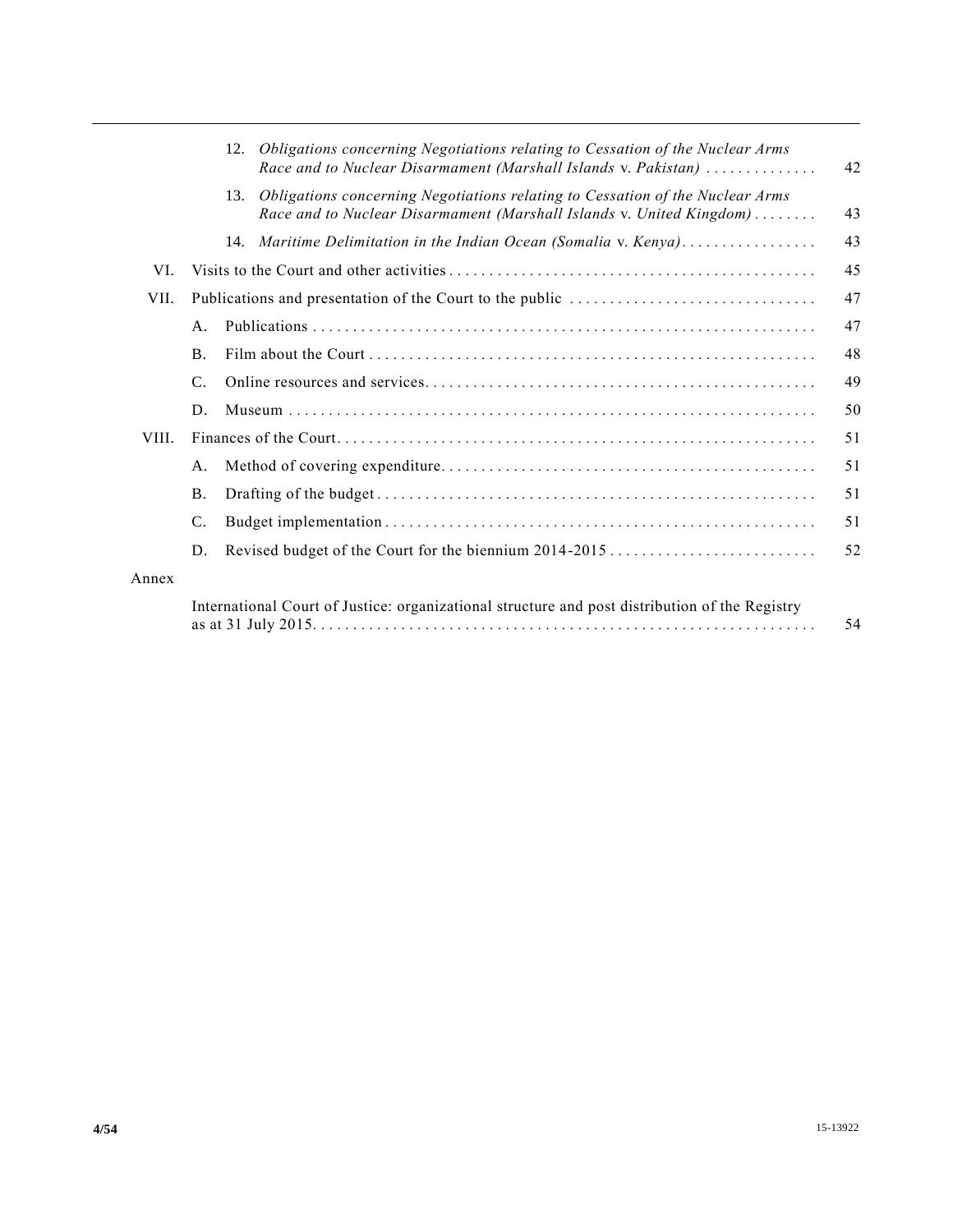| | | | |
|---|---|---|---|
| | 12. | *Obligations concerning Negotiations relating to Cessation of the Nuclear Arms Race and to Nuclear Disarmament (Marshall Islands* v. *Pakistan)* | 42 |
| | 13. | *Obligations concerning Negotiations relating to Cessation of the Nuclear Arms Race and to Nuclear Disarmament (Marshall Islands* v. *United Kingdom)* | 43 |
| | 14. | *Maritime Delimitation in the Indian Ocean (Somalia* v. *Kenya)* | 43 |
| VI. | | Visits to the Court and other activities | 45 |
| VII. | | Publications and presentation of the Court to the public | 47 |
| | A. | Publications | 47 |
| | B. | Film about the Court | 48 |
| | C. | Online resources and services | 49 |
| | D. | Museum | 50 |
| VIII. | | Finances of the Court | 51 |
| | A. | Method of covering expenditure | 51 |
| | B. | Drafting of the budget | 51 |
| | C. | Budget implementation | 51 |
| | D. | Revised budget of the Court for the biennium 2014-2015 | 52 |
| Annex | | | |
| | | International Court of Justice: organizational structure and post distribution of the Registry as at 31 July 2015 | 54 |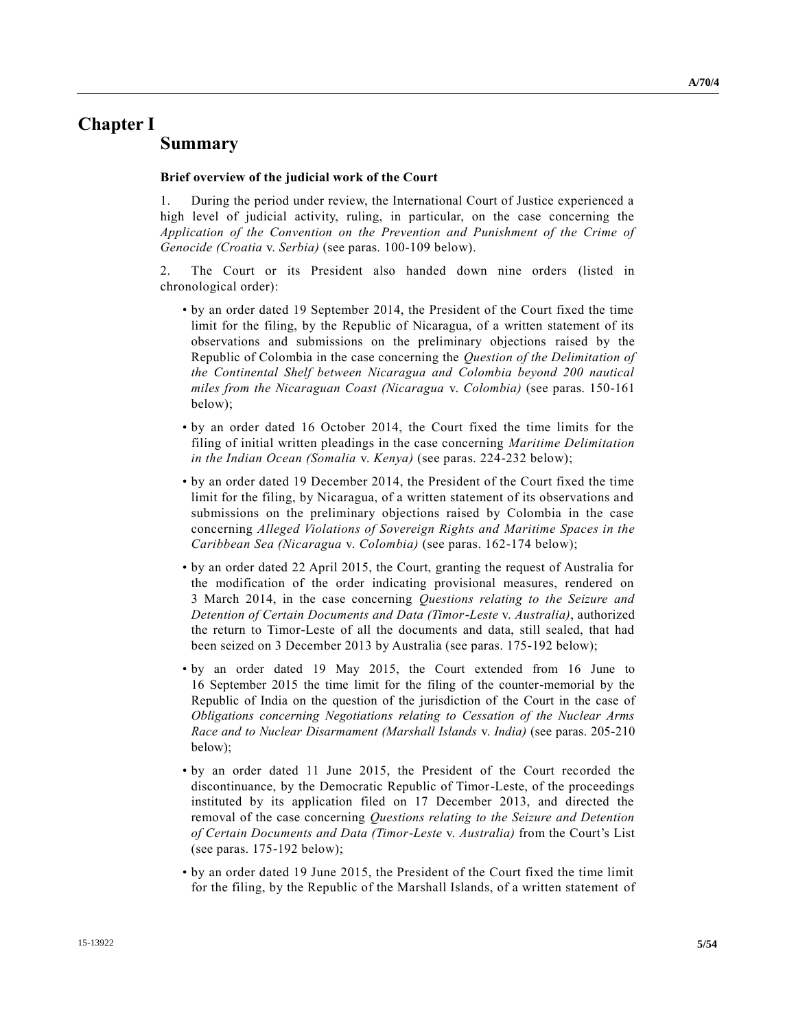# Chapter I

## Summary

### Brief overview of the judicial work of the Court

1. During the period under review, the International Court of Justice experienced a high level of judicial activity, ruling, in particular, on the case concerning the *Application of the Convention on the Prevention and Punishment of the Crime of Genocide (Croatia* v. *Serbia)* (see paras. 100-109 below).

2. The Court or its President also handed down nine orders (listed in chronological order):

- by an order dated 19 September 2014, the President of the Court fixed the time limit for the filing, by the Republic of Nicaragua, of a written statement of its observations and submissions on the preliminary objections raised by the Republic of Colombia in the case concerning the *Question of the Delimitation of the Continental Shelf between Nicaragua and Colombia beyond 200 nautical miles from the Nicaraguan Coast (Nicaragua* v. *Colombia)* (see paras. 150-161 below);

- by an order dated 16 October 2014, the Court fixed the time limits for the filing of initial written pleadings in the case concerning *Maritime Delimitation in the Indian Ocean (Somalia* v. *Kenya)* (see paras. 224-232 below);

- by an order dated 19 December 2014, the President of the Court fixed the time limit for the filing, by Nicaragua, of a written statement of its observations and submissions on the preliminary objections raised by Colombia in the case concerning *Alleged Violations of Sovereign Rights and Maritime Spaces in the Caribbean Sea (Nicaragua* v. *Colombia)* (see paras. 162-174 below);

- by an order dated 22 April 2015, the Court, granting the request of Australia for the modification of the order indicating provisional measures, rendered on 3 March 2014, in the case concerning *Questions relating to the Seizure and Detention of Certain Documents and Data (Timor-Leste* v. *Australia)*, authorized the return to Timor-Leste of all the documents and data, still sealed, that had been seized on 3 December 2013 by Australia (see paras. 175-192 below);

- by an order dated 19 May 2015, the Court extended from 16 June to 16 September 2015 the time limit for the filing of the counter-memorial by the Republic of India on the question of the jurisdiction of the Court in the case of *Obligations concerning Negotiations relating to Cessation of the Nuclear Arms Race and to Nuclear Disarmament (Marshall Islands* v. *India)* (see paras. 205-210 below);

- by an order dated 11 June 2015, the President of the Court recorded the discontinuance, by the Democratic Republic of Timor-Leste, of the proceedings instituted by its application filed on 17 December 2013, and directed the removal of the case concerning *Questions relating to the Seizure and Detention of Certain Documents and Data (Timor-Leste* v. *Australia)* from the Court's List (see paras. 175-192 below);

- by an order dated 19 June 2015, the President of the Court fixed the time limit for the filing, by the Republic of the Marshall Islands, of a written statement of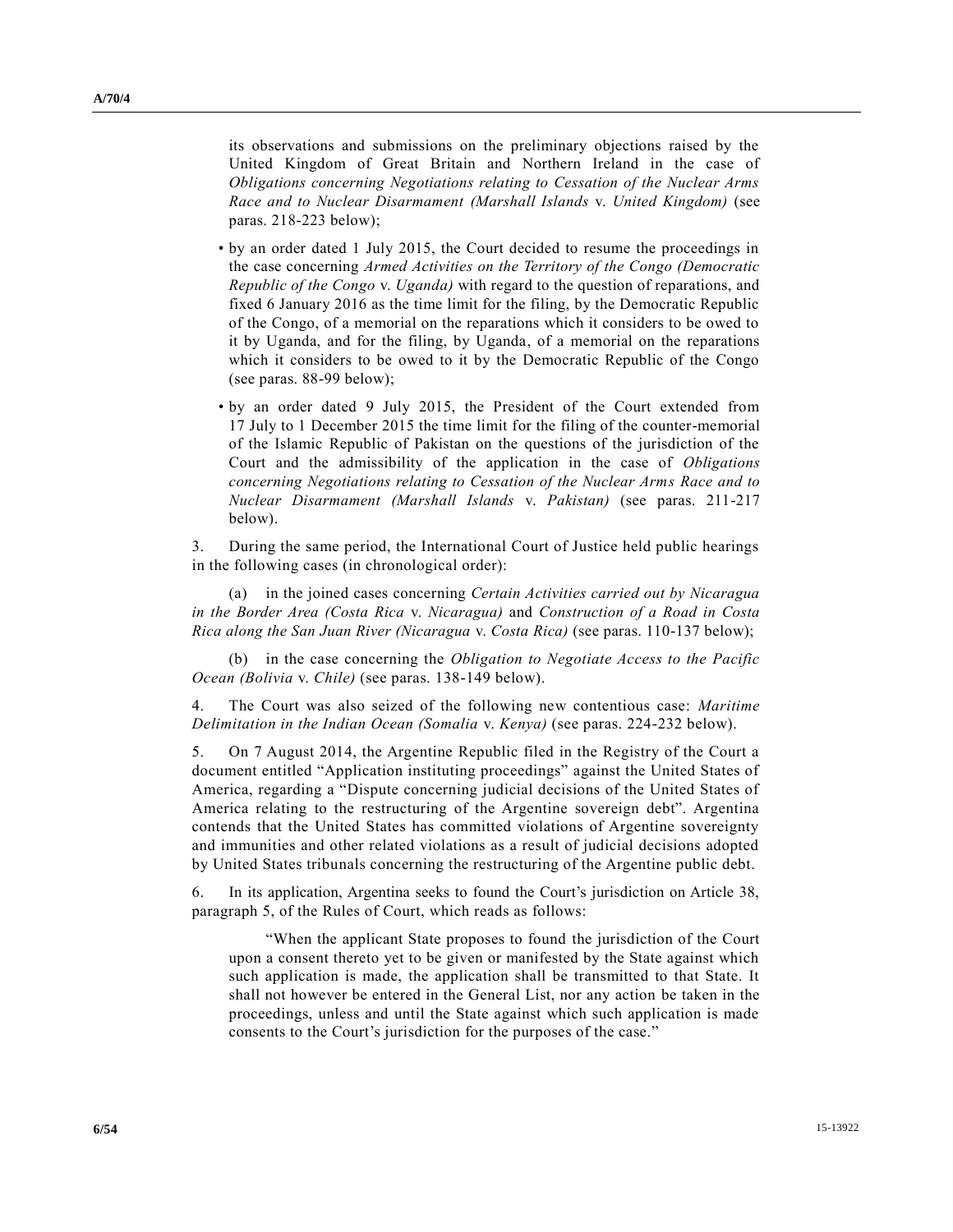its observations and submissions on the preliminary objections raised by the United Kingdom of Great Britain and Northern Ireland in the case of *Obligations concerning Negotiations relating to Cessation of the Nuclear Arms Race and to Nuclear Disarmament (Marshall Islands* v. *United Kingdom)* (see paras. 218-223 below);

- by an order dated 1 July 2015, the Court decided to resume the proceedings in the case concerning *Armed Activities on the Territory of the Congo (Democratic Republic of the Congo* v. *Uganda)* with regard to the question of reparations, and fixed 6 January 2016 as the time limit for the filing, by the Democratic Republic of the Congo, of a memorial on the reparations which it considers to be owed to it by Uganda, and for the filing, by Uganda, of a memorial on the reparations which it considers to be owed to it by the Democratic Republic of the Congo (see paras. 88-99 below);

- by an order dated 9 July 2015, the President of the Court extended from 17 July to 1 December 2015 the time limit for the filing of the counter-memorial of the Islamic Republic of Pakistan on the questions of the jurisdiction of the Court and the admissibility of the application in the case of *Obligations concerning Negotiations relating to Cessation of the Nuclear Arms Race and to Nuclear Disarmament (Marshall Islands* v. *Pakistan)* (see paras. 211-217 below).

3. During the same period, the International Court of Justice held public hearings in the following cases (in chronological order):

(a) in the joined cases concerning *Certain Activities carried out by Nicaragua in the Border Area (Costa Rica* v. *Nicaragua)* and *Construction of a Road in Costa Rica along the San Juan River (Nicaragua* v. *Costa Rica)* (see paras. 110-137 below);

(b) in the case concerning the *Obligation to Negotiate Access to the Pacific Ocean (Bolivia* v. *Chile)* (see paras. 138-149 below).

4. The Court was also seized of the following new contentious case: *Maritime Delimitation in the Indian Ocean (Somalia* v. *Kenya)* (see paras. 224-232 below).

5. On 7 August 2014, the Argentine Republic filed in the Registry of the Court a document entitled "Application instituting proceedings" against the United States of America, regarding a "Dispute concerning judicial decisions of the United States of America relating to the restructuring of the Argentine sovereign debt". Argentina contends that the United States has committed violations of Argentine sovereignty and immunities and other related violations as a result of judicial decisions adopted by United States tribunals concerning the restructuring of the Argentine public debt.

6. In its application, Argentina seeks to found the Court's jurisdiction on Article 38, paragraph 5, of the Rules of Court, which reads as follows:

> "When the applicant State proposes to found the jurisdiction of the Court upon a consent thereto yet to be given or manifested by the State against which such application is made, the application shall be transmitted to that State. It shall not however be entered in the General List, nor any action be taken in the proceedings, unless and until the State against which such application is made consents to the Court's jurisdiction for the purposes of the case."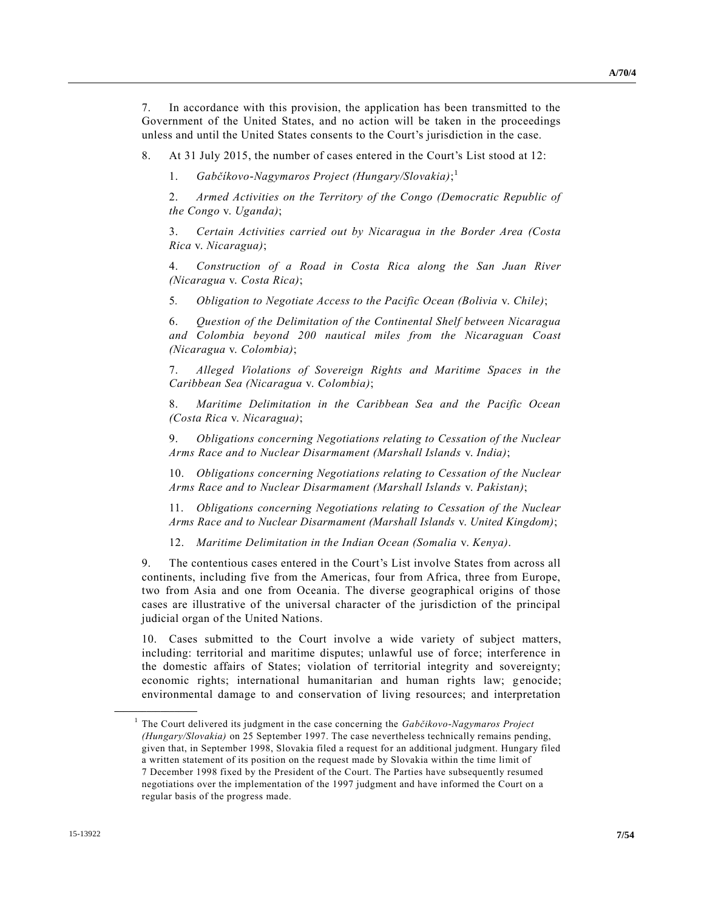7. In accordance with this provision, the application has been transmitted to the Government of the United States, and no action will be taken in the proceedings unless and until the United States consents to the Court's jurisdiction in the case.

8. At 31 July 2015, the number of cases entered in the Court's List stood at 12:

1. *Gabčíkovo-Nagymaros Project (Hungary/Slovakia)*;[1]

2. *Armed Activities on the Territory of the Congo (Democratic Republic of the Congo* v. *Uganda)*;

3. *Certain Activities carried out by Nicaragua in the Border Area (Costa Rica* v. *Nicaragua)*;

4. *Construction of a Road in Costa Rica along the San Juan River (Nicaragua* v. *Costa Rica)*;

5. *Obligation to Negotiate Access to the Pacific Ocean (Bolivia* v. *Chile)*;

6. *Question of the Delimitation of the Continental Shelf between Nicaragua and Colombia beyond 200 nautical miles from the Nicaraguan Coast (Nicaragua* v. *Colombia)*;

7. *Alleged Violations of Sovereign Rights and Maritime Spaces in the Caribbean Sea (Nicaragua* v. *Colombia)*;

8. *Maritime Delimitation in the Caribbean Sea and the Pacific Ocean (Costa Rica* v. *Nicaragua)*;

9. *Obligations concerning Negotiations relating to Cessation of the Nuclear Arms Race and to Nuclear Disarmament (Marshall Islands* v. *India)*;

10. *Obligations concerning Negotiations relating to Cessation of the Nuclear Arms Race and to Nuclear Disarmament (Marshall Islands* v. *Pakistan)*;

11. *Obligations concerning Negotiations relating to Cessation of the Nuclear Arms Race and to Nuclear Disarmament (Marshall Islands* v. *United Kingdom)*;

12. *Maritime Delimitation in the Indian Ocean (Somalia* v. *Kenya)*.

9. The contentious cases entered in the Court's List involve States from across all continents, including five from the Americas, four from Africa, three from Europe, two from Asia and one from Oceania. The diverse geographical origins of those cases are illustrative of the universal character of the jurisdiction of the principal judicial organ of the United Nations.

10. Cases submitted to the Court involve a wide variety of subject matters, including: territorial and maritime disputes; unlawful use of force; interference in the domestic affairs of States; violation of territorial integrity and sovereignty; economic rights; international humanitarian and human rights law; genocide; environmental damage to and conservation of living resources; and interpretation

---

[1] The Court delivered its judgment in the case concerning the *Gabčikovo-Nagymaros Project (Hungary/Slovakia)* on 25 September 1997. The case nevertheless technically remains pending, given that, in September 1998, Slovakia filed a request for an additional judgment. Hungary filed a written statement of its position on the request made by Slovakia within the time limit of 7 December 1998 fixed by the President of the Court. The Parties have subsequently resumed negotiations over the implementation of the 1997 judgment and have informed the Court on a regular basis of the progress made.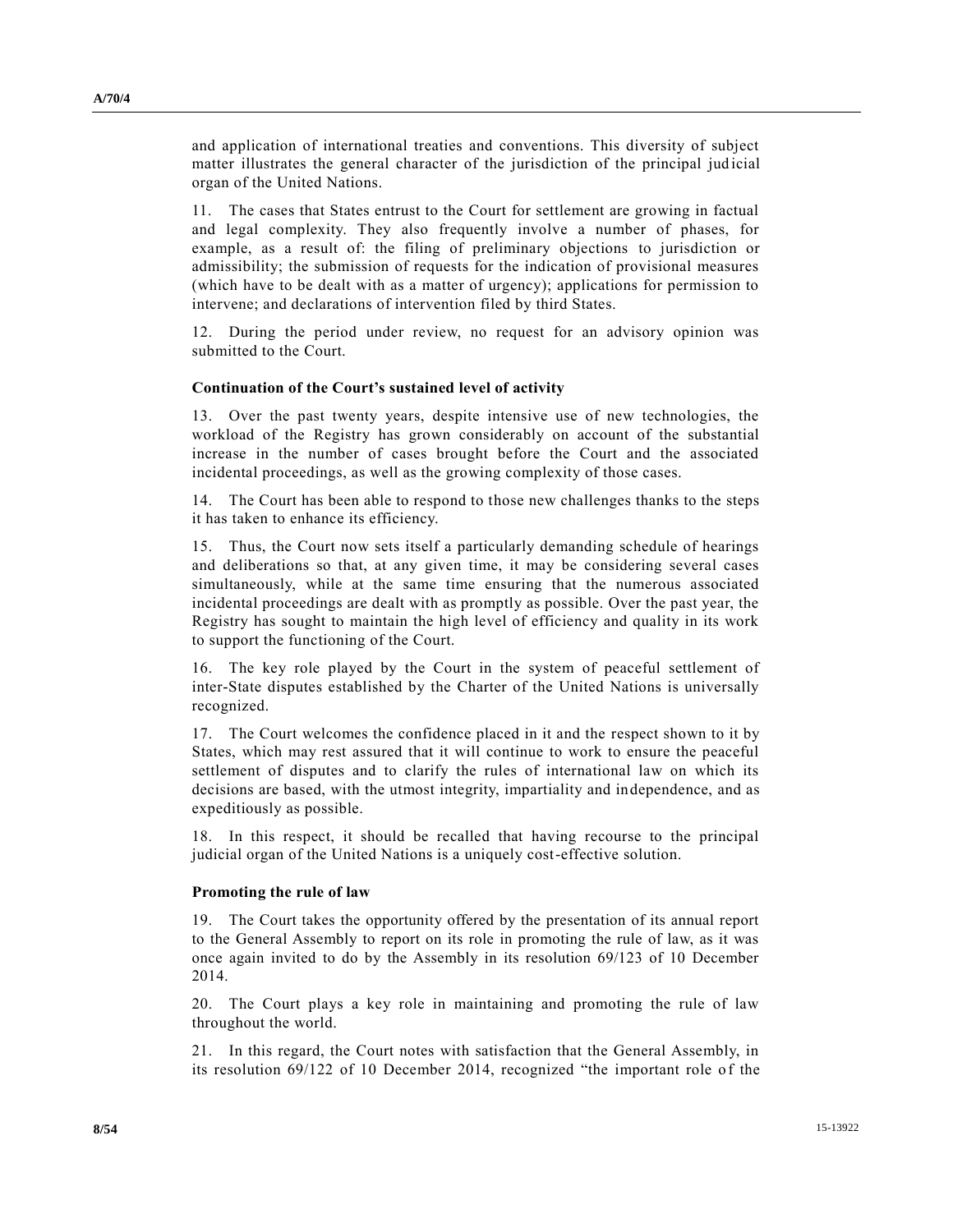and application of international treaties and conventions. This diversity of subject matter illustrates the general character of the jurisdiction of the principal judicial organ of the United Nations.

11. The cases that States entrust to the Court for settlement are growing in factual and legal complexity. They also frequently involve a number of phases, for example, as a result of: the filing of preliminary objections to jurisdiction or admissibility; the submission of requests for the indication of provisional measures (which have to be dealt with as a matter of urgency); applications for permission to intervene; and declarations of intervention filed by third States.

12. During the period under review, no request for an advisory opinion was submitted to the Court.

### Continuation of the Court's sustained level of activity

13. Over the past twenty years, despite intensive use of new technologies, the workload of the Registry has grown considerably on account of the substantial increase in the number of cases brought before the Court and the associated incidental proceedings, as well as the growing complexity of those cases.

14. The Court has been able to respond to those new challenges thanks to the steps it has taken to enhance its efficiency.

15. Thus, the Court now sets itself a particularly demanding schedule of hearings and deliberations so that, at any given time, it may be considering several cases simultaneously, while at the same time ensuring that the numerous associated incidental proceedings are dealt with as promptly as possible. Over the past year, the Registry has sought to maintain the high level of efficiency and quality in its work to support the functioning of the Court.

16. The key role played by the Court in the system of peaceful settlement of inter-State disputes established by the Charter of the United Nations is universally recognized.

17. The Court welcomes the confidence placed in it and the respect shown to it by States, which may rest assured that it will continue to work to ensure the peaceful settlement of disputes and to clarify the rules of international law on which its decisions are based, with the utmost integrity, impartiality and independence, and as expeditiously as possible.

18. In this respect, it should be recalled that having recourse to the principal judicial organ of the United Nations is a uniquely cost-effective solution.

### Promoting the rule of law

19. The Court takes the opportunity offered by the presentation of its annual report to the General Assembly to report on its role in promoting the rule of law, as it was once again invited to do by the Assembly in its resolution 69/123 of 10 December 2014.

20. The Court plays a key role in maintaining and promoting the rule of law throughout the world.

21. In this regard, the Court notes with satisfaction that the General Assembly, in its resolution 69/122 of 10 December 2014, recognized "the important role of the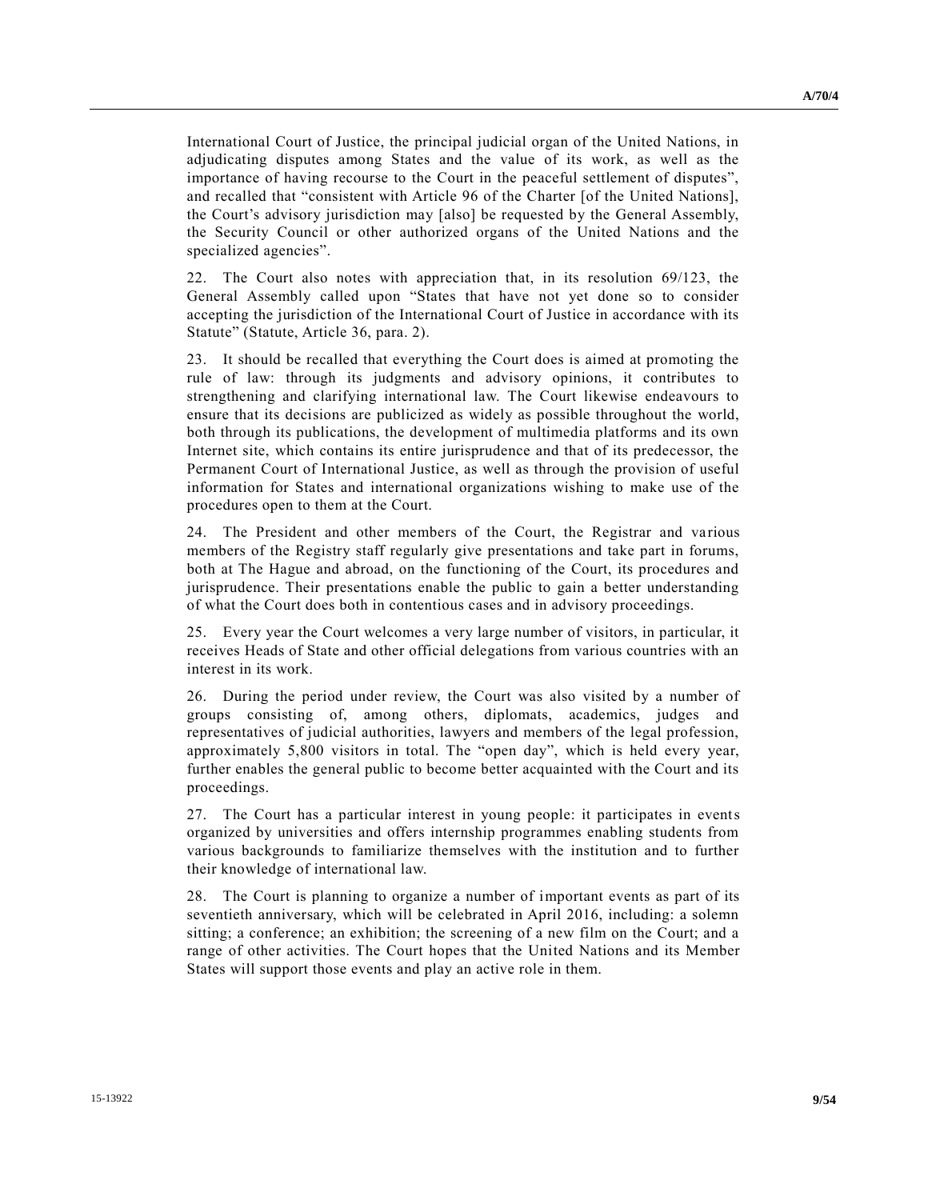International Court of Justice, the principal judicial organ of the United Nations, in adjudicating disputes among States and the value of its work, as well as the importance of having recourse to the Court in the peaceful settlement of disputes", and recalled that "consistent with Article 96 of the Charter [of the United Nations], the Court's advisory jurisdiction may [also] be requested by the General Assembly, the Security Council or other authorized organs of the United Nations and the specialized agencies".

22. The Court also notes with appreciation that, in its resolution 69/123, the General Assembly called upon "States that have not yet done so to consider accepting the jurisdiction of the International Court of Justice in accordance with its Statute" (Statute, Article 36, para. 2).

23. It should be recalled that everything the Court does is aimed at promoting the rule of law: through its judgments and advisory opinions, it contributes to strengthening and clarifying international law. The Court likewise endeavours to ensure that its decisions are publicized as widely as possible throughout the world, both through its publications, the development of multimedia platforms and its own Internet site, which contains its entire jurisprudence and that of its predecessor, the Permanent Court of International Justice, as well as through the provision of useful information for States and international organizations wishing to make use of the procedures open to them at the Court.

24. The President and other members of the Court, the Registrar and various members of the Registry staff regularly give presentations and take part in forums, both at The Hague and abroad, on the functioning of the Court, its procedures and jurisprudence. Their presentations enable the public to gain a better understanding of what the Court does both in contentious cases and in advisory proceedings.

25. Every year the Court welcomes a very large number of visitors, in particular, it receives Heads of State and other official delegations from various countries with an interest in its work.

26. During the period under review, the Court was also visited by a number of groups consisting of, among others, diplomats, academics, judges and representatives of judicial authorities, lawyers and members of the legal profession, approximately 5,800 visitors in total. The "open day", which is held every year, further enables the general public to become better acquainted with the Court and its proceedings.

27. The Court has a particular interest in young people: it participates in events organized by universities and offers internship programmes enabling students from various backgrounds to familiarize themselves with the institution and to further their knowledge of international law.

28. The Court is planning to organize a number of important events as part of its seventieth anniversary, which will be celebrated in April 2016, including: a solemn sitting; a conference; an exhibition; the screening of a new film on the Court; and a range of other activities. The Court hopes that the United Nations and its Member States will support those events and play an active role in them.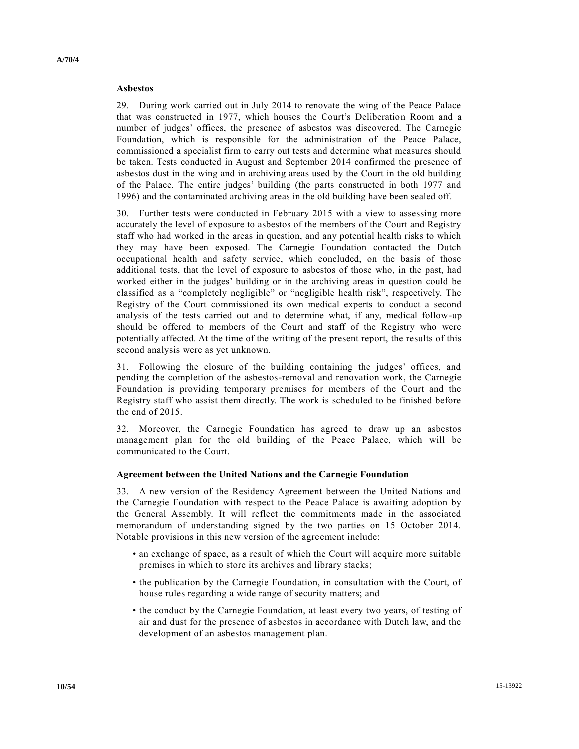### Asbestos

29. During work carried out in July 2014 to renovate the wing of the Peace Palace that was constructed in 1977, which houses the Court's Deliberation Room and a number of judges' offices, the presence of asbestos was discovered. The Carnegie Foundation, which is responsible for the administration of the Peace Palace, commissioned a specialist firm to carry out tests and determine what measures should be taken. Tests conducted in August and September 2014 confirmed the presence of asbestos dust in the wing and in archiving areas used by the Court in the old building of the Palace. The entire judges' building (the parts constructed in both 1977 and 1996) and the contaminated archiving areas in the old building have been sealed off.

30. Further tests were conducted in February 2015 with a view to assessing more accurately the level of exposure to asbestos of the members of the Court and Registry staff who had worked in the areas in question, and any potential health risks to which they may have been exposed. The Carnegie Foundation contacted the Dutch occupational health and safety service, which concluded, on the basis of those additional tests, that the level of exposure to asbestos of those who, in the past, had worked either in the judges' building or in the archiving areas in question could be classified as a "completely negligible" or "negligible health risk", respectively. The Registry of the Court commissioned its own medical experts to conduct a second analysis of the tests carried out and to determine what, if any, medical follow-up should be offered to members of the Court and staff of the Registry who were potentially affected. At the time of the writing of the present report, the results of this second analysis were as yet unknown.

31. Following the closure of the building containing the judges' offices, and pending the completion of the asbestos-removal and renovation work, the Carnegie Foundation is providing temporary premises for members of the Court and the Registry staff who assist them directly. The work is scheduled to be finished before the end of 2015.

32. Moreover, the Carnegie Foundation has agreed to draw up an asbestos management plan for the old building of the Peace Palace, which will be communicated to the Court.

### Agreement between the United Nations and the Carnegie Foundation

33. A new version of the Residency Agreement between the United Nations and the Carnegie Foundation with respect to the Peace Palace is awaiting adoption by the General Assembly. It will reflect the commitments made in the associated memorandum of understanding signed by the two parties on 15 October 2014. Notable provisions in this new version of the agreement include:

- an exchange of space, as a result of which the Court will acquire more suitable premises in which to store its archives and library stacks;
- the publication by the Carnegie Foundation, in consultation with the Court, of house rules regarding a wide range of security matters; and
- the conduct by the Carnegie Foundation, at least every two years, of testing of air and dust for the presence of asbestos in accordance with Dutch law, and the development of an asbestos management plan.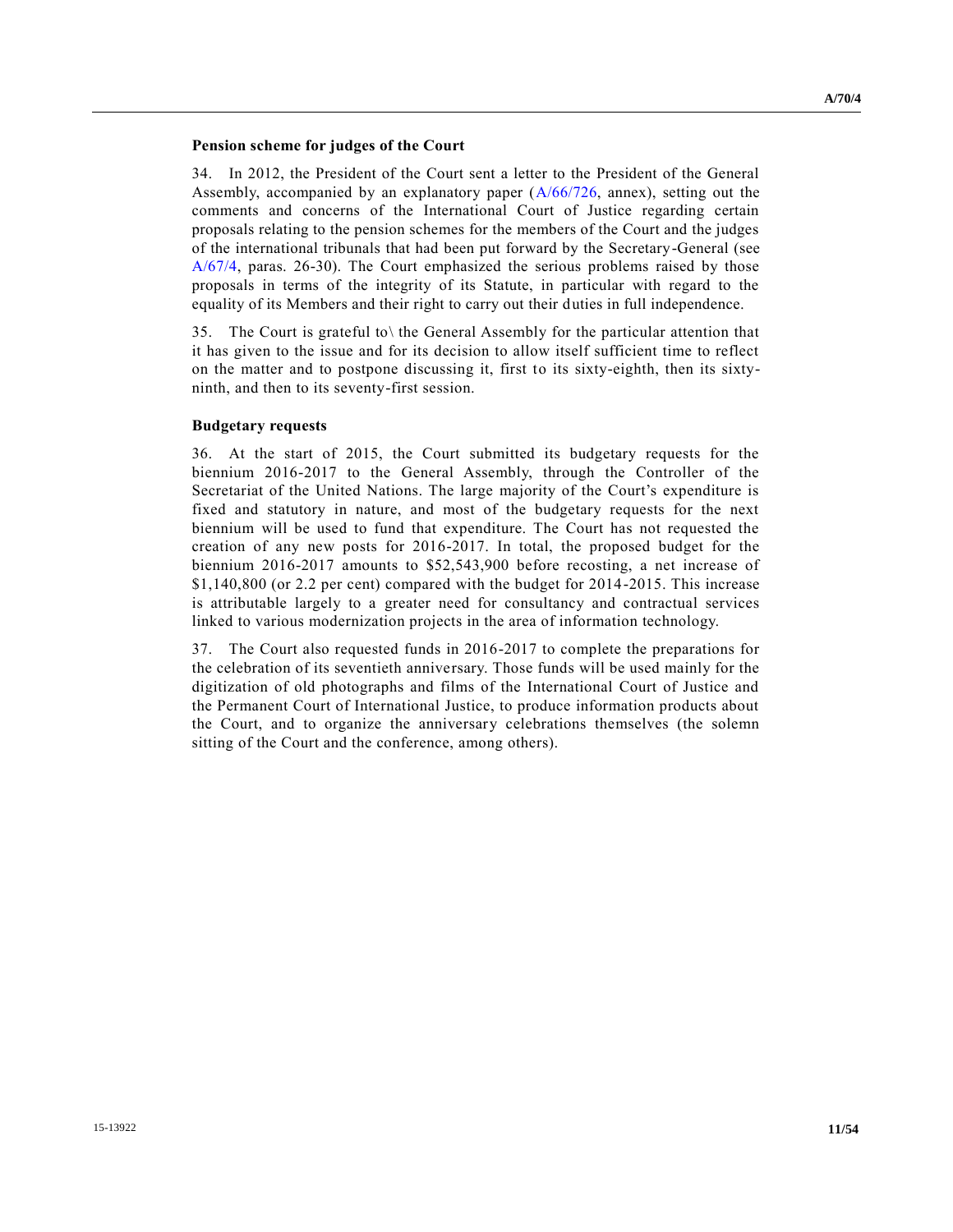**Pension scheme for judges of the Court**

34. In 2012, the President of the Court sent a letter to the President of the General Assembly, accompanied by an explanatory paper (A/66/726, annex), setting out the comments and concerns of the International Court of Justice regarding certain proposals relating to the pension schemes for the members of the Court and the judges of the international tribunals that had been put forward by the Secretary-General (see A/67/4, paras. 26-30). The Court emphasized the serious problems raised by those proposals in terms of the integrity of its Statute, in particular with regard to the equality of its Members and their right to carry out their duties in full independence.

35. The Court is grateful to\ the General Assembly for the particular attention that it has given to the issue and for its decision to allow itself sufficient time to reflect on the matter and to postpone discussing it, first to its sixty-eighth, then its sixty-ninth, and then to its seventy-first session.

**Budgetary requests**

36. At the start of 2015, the Court submitted its budgetary requests for the biennium 2016-2017 to the General Assembly, through the Controller of the Secretariat of the United Nations. The large majority of the Court's expenditure is fixed and statutory in nature, and most of the budgetary requests for the next biennium will be used to fund that expenditure. The Court has not requested the creation of any new posts for 2016-2017. In total, the proposed budget for the biennium 2016-2017 amounts to $52,543,900 before recosting, a net increase of $1,140,800 (or 2.2 per cent) compared with the budget for 2014-2015. This increase is attributable largely to a greater need for consultancy and contractual services linked to various modernization projects in the area of information technology.

37. The Court also requested funds in 2016-2017 to complete the preparations for the celebration of its seventieth anniversary. Those funds will be used mainly for the digitization of old photographs and films of the International Court of Justice and the Permanent Court of International Justice, to produce information products about the Court, and to organize the anniversary celebrations themselves (the solemn sitting of the Court and the conference, among others).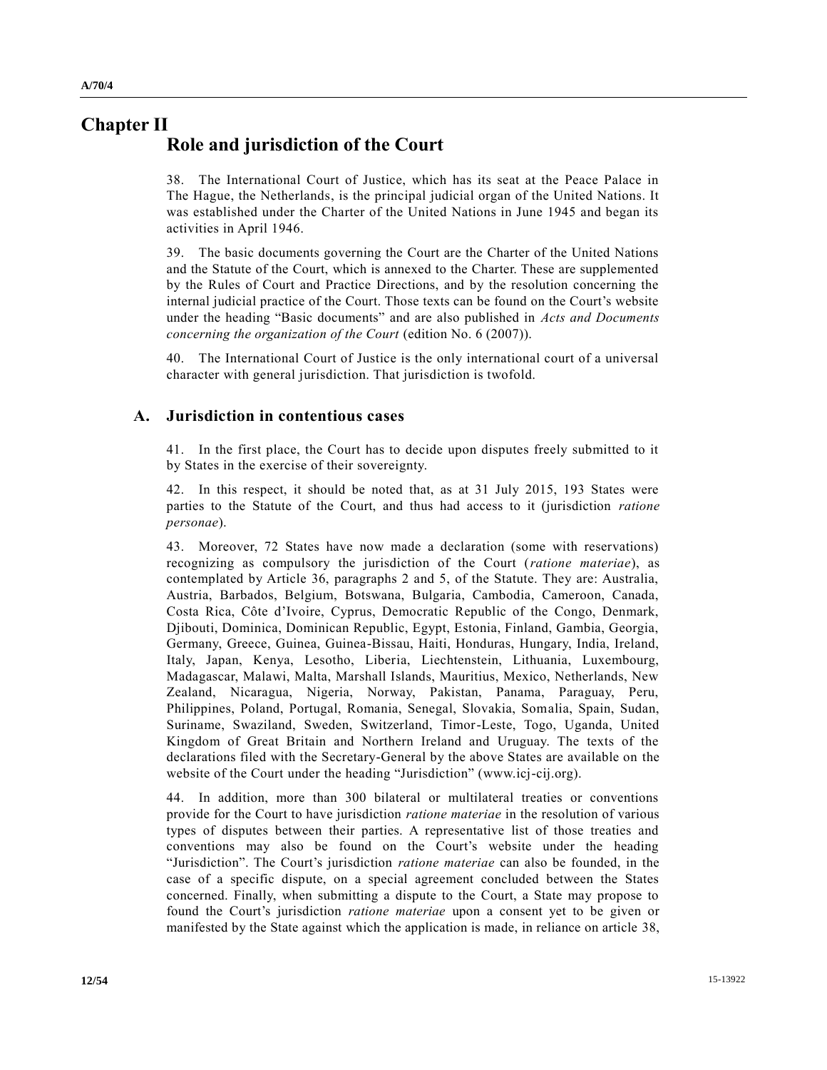# Chapter II

## Role and jurisdiction of the Court

38. The International Court of Justice, which has its seat at the Peace Palace in The Hague, the Netherlands, is the principal judicial organ of the United Nations. It was established under the Charter of the United Nations in June 1945 and began its activities in April 1946.

39. The basic documents governing the Court are the Charter of the United Nations and the Statute of the Court, which is annexed to the Charter. These are supplemented by the Rules of Court and Practice Directions, and by the resolution concerning the internal judicial practice of the Court. Those texts can be found on the Court's website under the heading "Basic documents" and are also published in *Acts and Documents concerning the organization of the Court* (edition No. 6 (2007)).

40. The International Court of Justice is the only international court of a universal character with general jurisdiction. That jurisdiction is twofold.

### A. Jurisdiction in contentious cases

41. In the first place, the Court has to decide upon disputes freely submitted to it by States in the exercise of their sovereignty.

42. In this respect, it should be noted that, as at 31 July 2015, 193 States were parties to the Statute of the Court, and thus had access to it (jurisdiction *ratione personae*).

43. Moreover, 72 States have now made a declaration (some with reservations) recognizing as compulsory the jurisdiction of the Court (*ratione materiae*), as contemplated by Article 36, paragraphs 2 and 5, of the Statute. They are: Australia, Austria, Barbados, Belgium, Botswana, Bulgaria, Cambodia, Cameroon, Canada, Costa Rica, Côte d'Ivoire, Cyprus, Democratic Republic of the Congo, Denmark, Djibouti, Dominica, Dominican Republic, Egypt, Estonia, Finland, Gambia, Georgia, Germany, Greece, Guinea, Guinea-Bissau, Haiti, Honduras, Hungary, India, Ireland, Italy, Japan, Kenya, Lesotho, Liberia, Liechtenstein, Lithuania, Luxembourg, Madagascar, Malawi, Malta, Marshall Islands, Mauritius, Mexico, Netherlands, New Zealand, Nicaragua, Nigeria, Norway, Pakistan, Panama, Paraguay, Peru, Philippines, Poland, Portugal, Romania, Senegal, Slovakia, Somalia, Spain, Sudan, Suriname, Swaziland, Sweden, Switzerland, Timor-Leste, Togo, Uganda, United Kingdom of Great Britain and Northern Ireland and Uruguay. The texts of the declarations filed with the Secretary-General by the above States are available on the website of the Court under the heading "Jurisdiction" (www.icj-cij.org).

44. In addition, more than 300 bilateral or multilateral treaties or conventions provide for the Court to have jurisdiction *ratione materiae* in the resolution of various types of disputes between their parties. A representative list of those treaties and conventions may also be found on the Court's website under the heading "Jurisdiction". The Court's jurisdiction *ratione materiae* can also be founded, in the case of a specific dispute, on a special agreement concluded between the States concerned. Finally, when submitting a dispute to the Court, a State may propose to found the Court's jurisdiction *ratione materiae* upon a consent yet to be given or manifested by the State against which the application is made, in reliance on article 38,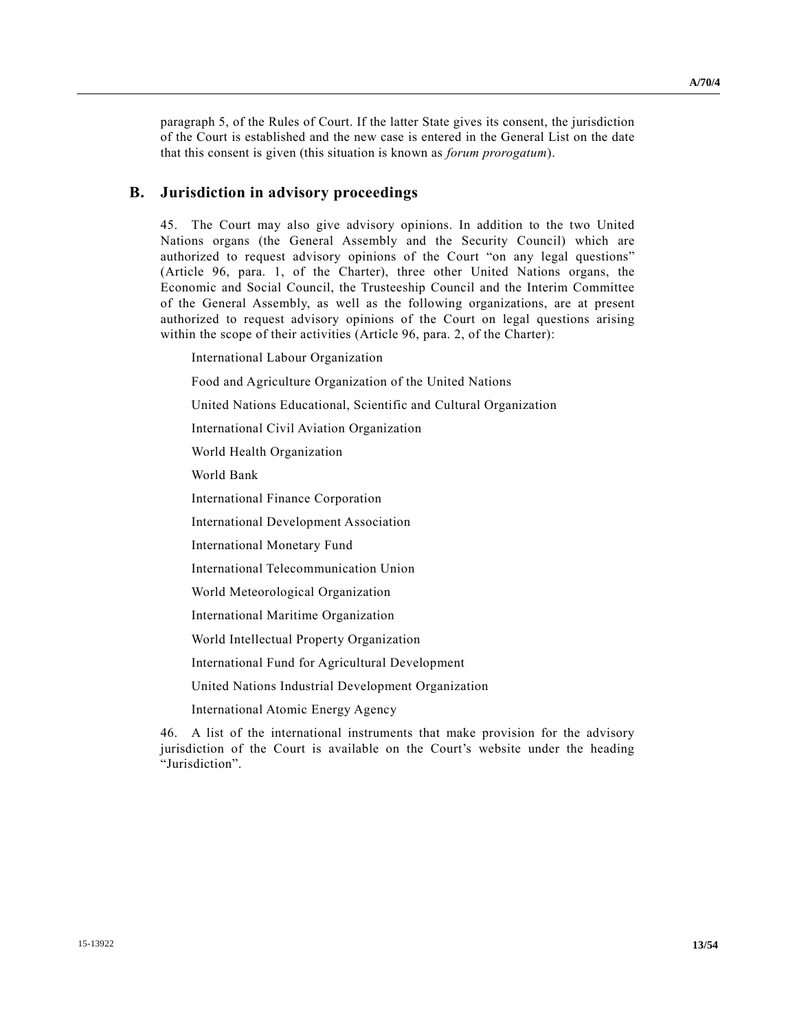paragraph 5, of the Rules of Court. If the latter State gives its consent, the jurisdiction of the Court is established and the new case is entered in the General List on the date that this consent is given (this situation is known as *forum prorogatum*).

## B. Jurisdiction in advisory proceedings

45. The Court may also give advisory opinions. In addition to the two United Nations organs (the General Assembly and the Security Council) which are authorized to request advisory opinions of the Court "on any legal questions" (Article 96, para. 1, of the Charter), three other United Nations organs, the Economic and Social Council, the Trusteeship Council and the Interim Committee of the General Assembly, as well as the following organizations, are at present authorized to request advisory opinions of the Court on legal questions arising within the scope of their activities (Article 96, para. 2, of the Charter):

International Labour Organization

Food and Agriculture Organization of the United Nations

United Nations Educational, Scientific and Cultural Organization

International Civil Aviation Organization

World Health Organization

World Bank

International Finance Corporation

International Development Association

International Monetary Fund

International Telecommunication Union

World Meteorological Organization

International Maritime Organization

World Intellectual Property Organization

International Fund for Agricultural Development

United Nations Industrial Development Organization

International Atomic Energy Agency

46. A list of the international instruments that make provision for the advisory jurisdiction of the Court is available on the Court's website under the heading "Jurisdiction".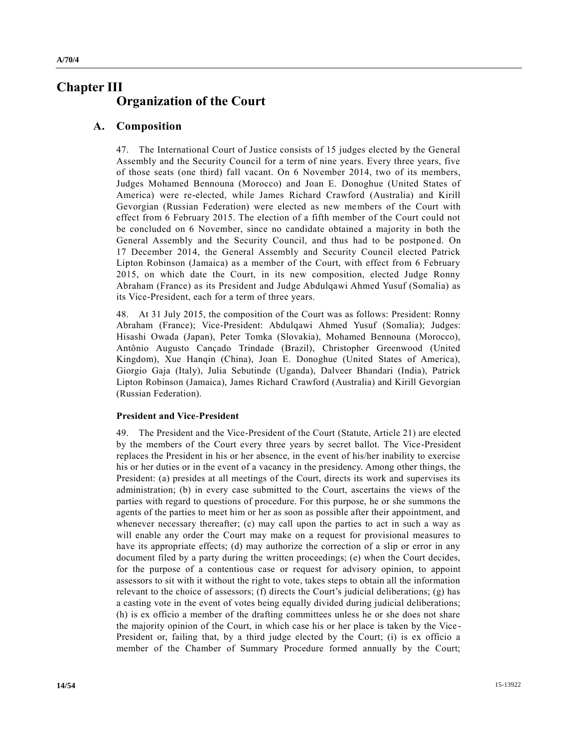# Chapter III
# Organization of the Court

## A. Composition

47. The International Court of Justice consists of 15 judges elected by the General Assembly and the Security Council for a term of nine years. Every three years, five of those seats (one third) fall vacant. On 6 November 2014, two of its members, Judges Mohamed Bennouna (Morocco) and Joan E. Donoghue (United States of America) were re-elected, while James Richard Crawford (Australia) and Kirill Gevorgian (Russian Federation) were elected as new members of the Court with effect from 6 February 2015. The election of a fifth member of the Court could not be concluded on 6 November, since no candidate obtained a majority in both the General Assembly and the Security Council, and thus had to be postponed. On 17 December 2014, the General Assembly and Security Council elected Patrick Lipton Robinson (Jamaica) as a member of the Court, with effect from 6 February 2015, on which date the Court, in its new composition, elected Judge Ronny Abraham (France) as its President and Judge Abdulqawi Ahmed Yusuf (Somalia) as its Vice-President, each for a term of three years.

48. At 31 July 2015, the composition of the Court was as follows: President: Ronny Abraham (France); Vice-President: Abdulqawi Ahmed Yusuf (Somalia); Judges: Hisashi Owada (Japan), Peter Tomka (Slovakia), Mohamed Bennouna (Morocco), Antônio Augusto Cançado Trindade (Brazil), Christopher Greenwood (United Kingdom), Xue Hanqin (China), Joan E. Donoghue (United States of America), Giorgio Gaja (Italy), Julia Sebutinde (Uganda), Dalveer Bhandari (India), Patrick Lipton Robinson (Jamaica), James Richard Crawford (Australia) and Kirill Gevorgian (Russian Federation).

### President and Vice-President

49. The President and the Vice-President of the Court (Statute, Article 21) are elected by the members of the Court every three years by secret ballot. The Vice-President replaces the President in his or her absence, in the event of his/her inability to exercise his or her duties or in the event of a vacancy in the presidency. Among other things, the President: (a) presides at all meetings of the Court, directs its work and supervises its administration; (b) in every case submitted to the Court, ascertains the views of the parties with regard to questions of procedure. For this purpose, he or she summons the agents of the parties to meet him or her as soon as possible after their appointment, and whenever necessary thereafter; (c) may call upon the parties to act in such a way as will enable any order the Court may make on a request for provisional measures to have its appropriate effects; (d) may authorize the correction of a slip or error in any document filed by a party during the written proceedings; (e) when the Court decides, for the purpose of a contentious case or request for advisory opinion, to appoint assessors to sit with it without the right to vote, takes steps to obtain all the information relevant to the choice of assessors; (f) directs the Court's judicial deliberations; (g) has a casting vote in the event of votes being equally divided during judicial deliberations; (h) is ex officio a member of the drafting committees unless he or she does not share the majority opinion of the Court, in which case his or her place is taken by the Vice-President or, failing that, by a third judge elected by the Court; (i) is ex officio a member of the Chamber of Summary Procedure formed annually by the Court;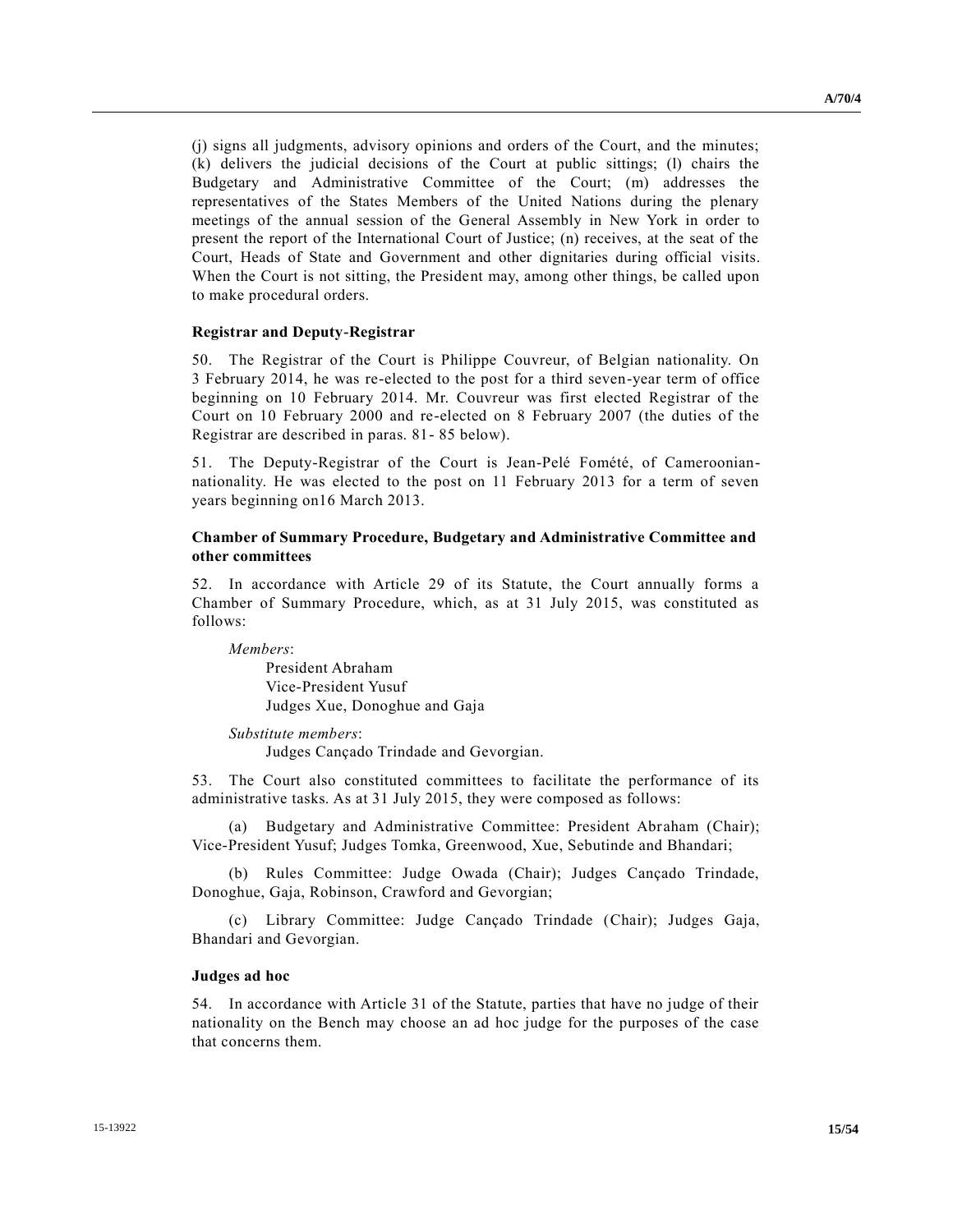(j) signs all judgments, advisory opinions and orders of the Court, and the minutes; (k) delivers the judicial decisions of the Court at public sittings; (l) chairs the Budgetary and Administrative Committee of the Court; (m) addresses the representatives of the States Members of the United Nations during the plenary meetings of the annual session of the General Assembly in New York in order to present the report of the International Court of Justice; (n) receives, at the seat of the Court, Heads of State and Government and other dignitaries during official visits. When the Court is not sitting, the President may, among other things, be called upon to make procedural orders.

### Registrar and Deputy-Registrar

50. The Registrar of the Court is Philippe Couvreur, of Belgian nationality. On 3 February 2014, he was re-elected to the post for a third seven-year term of office beginning on 10 February 2014. Mr. Couvreur was first elected Registrar of the Court on 10 February 2000 and re-elected on 8 February 2007 (the duties of the Registrar are described in paras. 81- 85 below).

51. The Deputy-Registrar of the Court is Jean-Pelé Fomété, of Cameroonian-nationality. He was elected to the post on 11 February 2013 for a term of seven years beginning on16 March 2013.

### Chamber of Summary Procedure, Budgetary and Administrative Committee and other committees

52. In accordance with Article 29 of its Statute, the Court annually forms a Chamber of Summary Procedure, which, as at 31 July 2015, was constituted as follows:

*Members*:
President Abraham
Vice-President Yusuf
Judges Xue, Donoghue and Gaja

*Substitute members*:
Judges Cançado Trindade and Gevorgian.

53. The Court also constituted committees to facilitate the performance of its administrative tasks. As at 31 July 2015, they were composed as follows:

(a) Budgetary and Administrative Committee: President Abraham (Chair); Vice-President Yusuf; Judges Tomka, Greenwood, Xue, Sebutinde and Bhandari;

(b) Rules Committee: Judge Owada (Chair); Judges Cançado Trindade, Donoghue, Gaja, Robinson, Crawford and Gevorgian;

(c) Library Committee: Judge Cançado Trindade (Chair); Judges Gaja, Bhandari and Gevorgian.

### Judges ad hoc

54. In accordance with Article 31 of the Statute, parties that have no judge of their nationality on the Bench may choose an ad hoc judge for the purposes of the case that concerns them.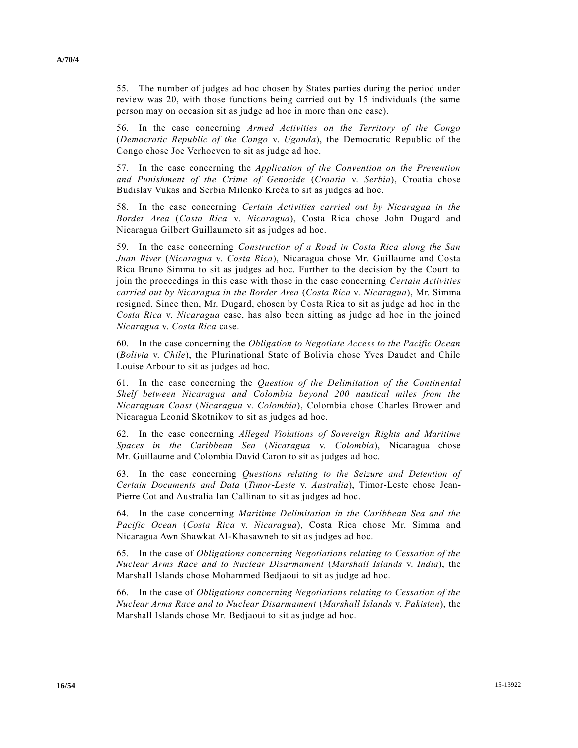55. The number of judges ad hoc chosen by States parties during the period under review was 20, with those functions being carried out by 15 individuals (the same person may on occasion sit as judge ad hoc in more than one case).

56. In the case concerning *Armed Activities on the Territory of the Congo* (*Democratic Republic of the Congo* v. *Uganda*), the Democratic Republic of the Congo chose Joe Verhoeven to sit as judge ad hoc.

57. In the case concerning the *Application of the Convention on the Prevention and Punishment of the Crime of Genocide* (*Croatia* v. *Serbia*), Croatia chose Budislav Vukas and Serbia Milenko Kreća to sit as judges ad hoc.

58. In the case concerning *Certain Activities carried out by Nicaragua in the Border Area* (*Costa Rica* v. *Nicaragua*), Costa Rica chose John Dugard and Nicaragua Gilbert Guillaumeto sit as judges ad hoc.

59. In the case concerning *Construction of a Road in Costa Rica along the San Juan River* (*Nicaragua* v. *Costa Rica*), Nicaragua chose Mr. Guillaume and Costa Rica Bruno Simma to sit as judges ad hoc. Further to the decision by the Court to join the proceedings in this case with those in the case concerning *Certain Activities carried out by Nicaragua in the Border Area* (*Costa Rica* v. *Nicaragua*), Mr. Simma resigned. Since then, Mr. Dugard, chosen by Costa Rica to sit as judge ad hoc in the *Costa Rica* v. *Nicaragua* case, has also been sitting as judge ad hoc in the joined *Nicaragua* v. *Costa Rica* case.

60. In the case concerning the *Obligation to Negotiate Access to the Pacific Ocean* (*Bolivia* v. *Chile*), the Plurinational State of Bolivia chose Yves Daudet and Chile Louise Arbour to sit as judges ad hoc.

61. In the case concerning the *Question of the Delimitation of the Continental Shelf between Nicaragua and Colombia beyond 200 nautical miles from the Nicaraguan Coast* (*Nicaragua* v. *Colombia*), Colombia chose Charles Brower and Nicaragua Leonid Skotnikov to sit as judges ad hoc.

62. In the case concerning *Alleged Violations of Sovereign Rights and Maritime Spaces in the Caribbean Sea* (*Nicaragua* v. *Colombia*), Nicaragua chose Mr. Guillaume and Colombia David Caron to sit as judges ad hoc.

63. In the case concerning *Questions relating to the Seizure and Detention of Certain Documents and Data* (*Timor-Leste* v. *Australia*), Timor-Leste chose Jean-Pierre Cot and Australia Ian Callinan to sit as judges ad hoc.

64. In the case concerning *Maritime Delimitation in the Caribbean Sea and the Pacific Ocean* (*Costa Rica* v. *Nicaragua*), Costa Rica chose Mr. Simma and Nicaragua Awn Shawkat Al-Khasawneh to sit as judges ad hoc.

65. In the case of *Obligations concerning Negotiations relating to Cessation of the Nuclear Arms Race and to Nuclear Disarmament* (*Marshall Islands* v. *India*), the Marshall Islands chose Mohammed Bedjaoui to sit as judge ad hoc.

66. In the case of *Obligations concerning Negotiations relating to Cessation of the Nuclear Arms Race and to Nuclear Disarmament* (*Marshall Islands* v. *Pakistan*), the Marshall Islands chose Mr. Bedjaoui to sit as judge ad hoc.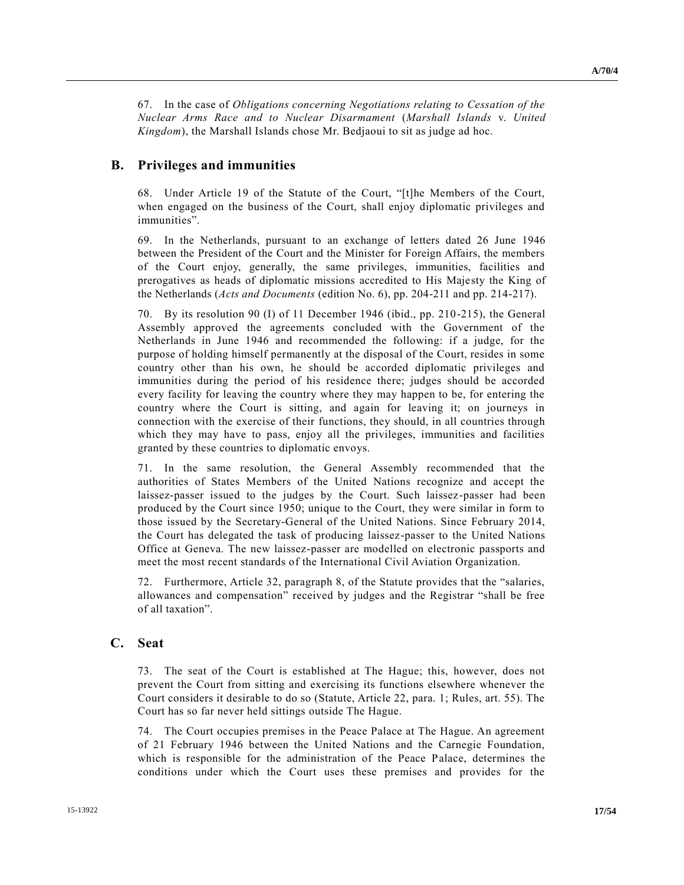67. In the case of *Obligations concerning Negotiations relating to Cessation of the Nuclear Arms Race and to Nuclear Disarmament* (*Marshall Islands* v. *United Kingdom*), the Marshall Islands chose Mr. Bedjaoui to sit as judge ad hoc.

## B. Privileges and immunities

68. Under Article 19 of the Statute of the Court, "[t]he Members of the Court, when engaged on the business of the Court, shall enjoy diplomatic privileges and immunities".

69. In the Netherlands, pursuant to an exchange of letters dated 26 June 1946 between the President of the Court and the Minister for Foreign Affairs, the members of the Court enjoy, generally, the same privileges, immunities, facilities and prerogatives as heads of diplomatic missions accredited to His Majesty the King of the Netherlands (*Acts and Documents* (edition No. 6), pp. 204-211 and pp. 214-217).

70. By its resolution 90 (I) of 11 December 1946 (ibid., pp. 210-215), the General Assembly approved the agreements concluded with the Government of the Netherlands in June 1946 and recommended the following: if a judge, for the purpose of holding himself permanently at the disposal of the Court, resides in some country other than his own, he should be accorded diplomatic privileges and immunities during the period of his residence there; judges should be accorded every facility for leaving the country where they may happen to be, for entering the country where the Court is sitting, and again for leaving it; on journeys in connection with the exercise of their functions, they should, in all countries through which they may have to pass, enjoy all the privileges, immunities and facilities granted by these countries to diplomatic envoys.

71. In the same resolution, the General Assembly recommended that the authorities of States Members of the United Nations recognize and accept the laissez-passer issued to the judges by the Court. Such laissez-passer had been produced by the Court since 1950; unique to the Court, they were similar in form to those issued by the Secretary-General of the United Nations. Since February 2014, the Court has delegated the task of producing laissez-passer to the United Nations Office at Geneva. The new laissez-passer are modelled on electronic passports and meet the most recent standards of the International Civil Aviation Organization.

72. Furthermore, Article 32, paragraph 8, of the Statute provides that the "salaries, allowances and compensation" received by judges and the Registrar "shall be free of all taxation".

## C. Seat

73. The seat of the Court is established at The Hague; this, however, does not prevent the Court from sitting and exercising its functions elsewhere whenever the Court considers it desirable to do so (Statute, Article 22, para. 1; Rules, art. 55). The Court has so far never held sittings outside The Hague.

74. The Court occupies premises in the Peace Palace at The Hague. An agreement of 21 February 1946 between the United Nations and the Carnegie Foundation, which is responsible for the administration of the Peace Palace, determines the conditions under which the Court uses these premises and provides for the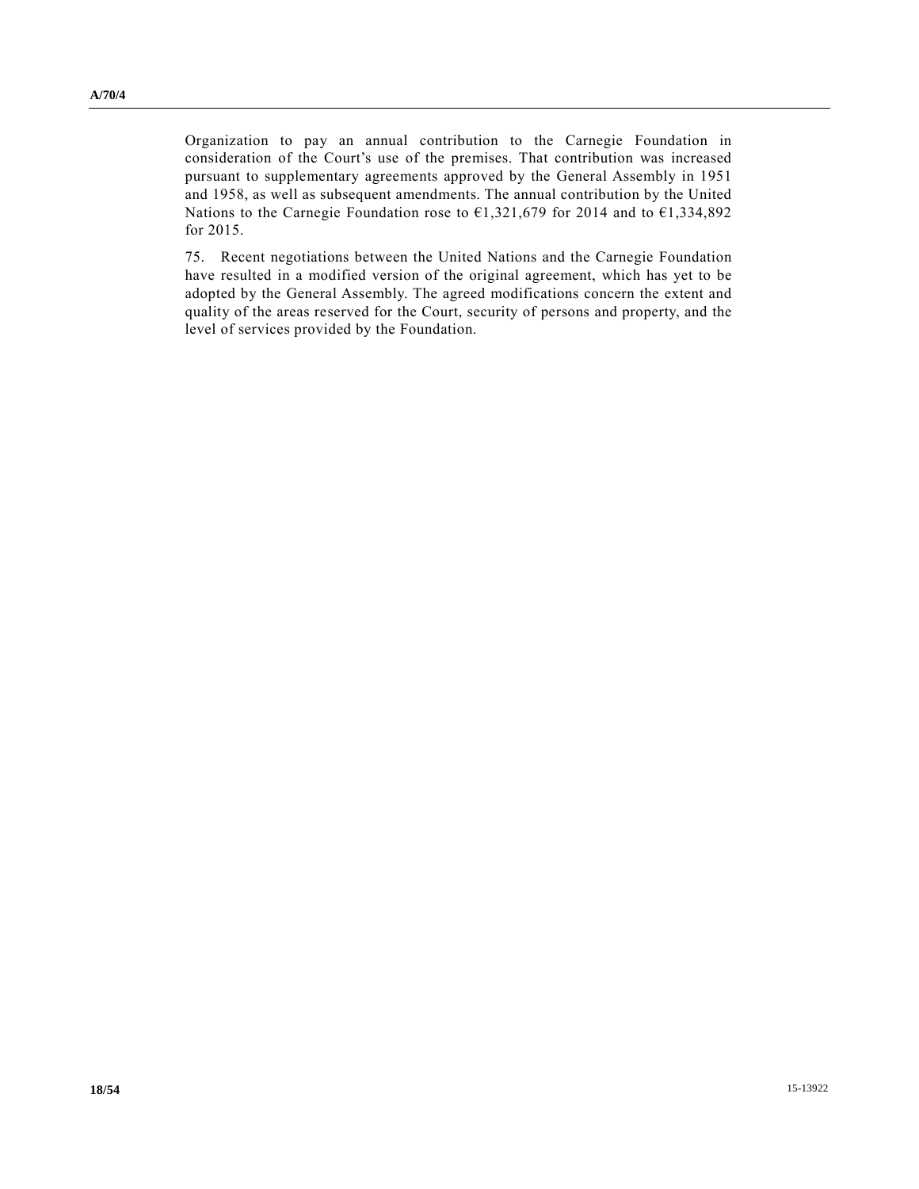Organization to pay an annual contribution to the Carnegie Foundation in consideration of the Court's use of the premises. That contribution was increased pursuant to supplementary agreements approved by the General Assembly in 1951 and 1958, as well as subsequent amendments. The annual contribution by the United Nations to the Carnegie Foundation rose to €1,321,679 for 2014 and to €1,334,892 for 2015.

75. Recent negotiations between the United Nations and the Carnegie Foundation have resulted in a modified version of the original agreement, which has yet to be adopted by the General Assembly. The agreed modifications concern the extent and quality of the areas reserved for the Court, security of persons and property, and the level of services provided by the Foundation.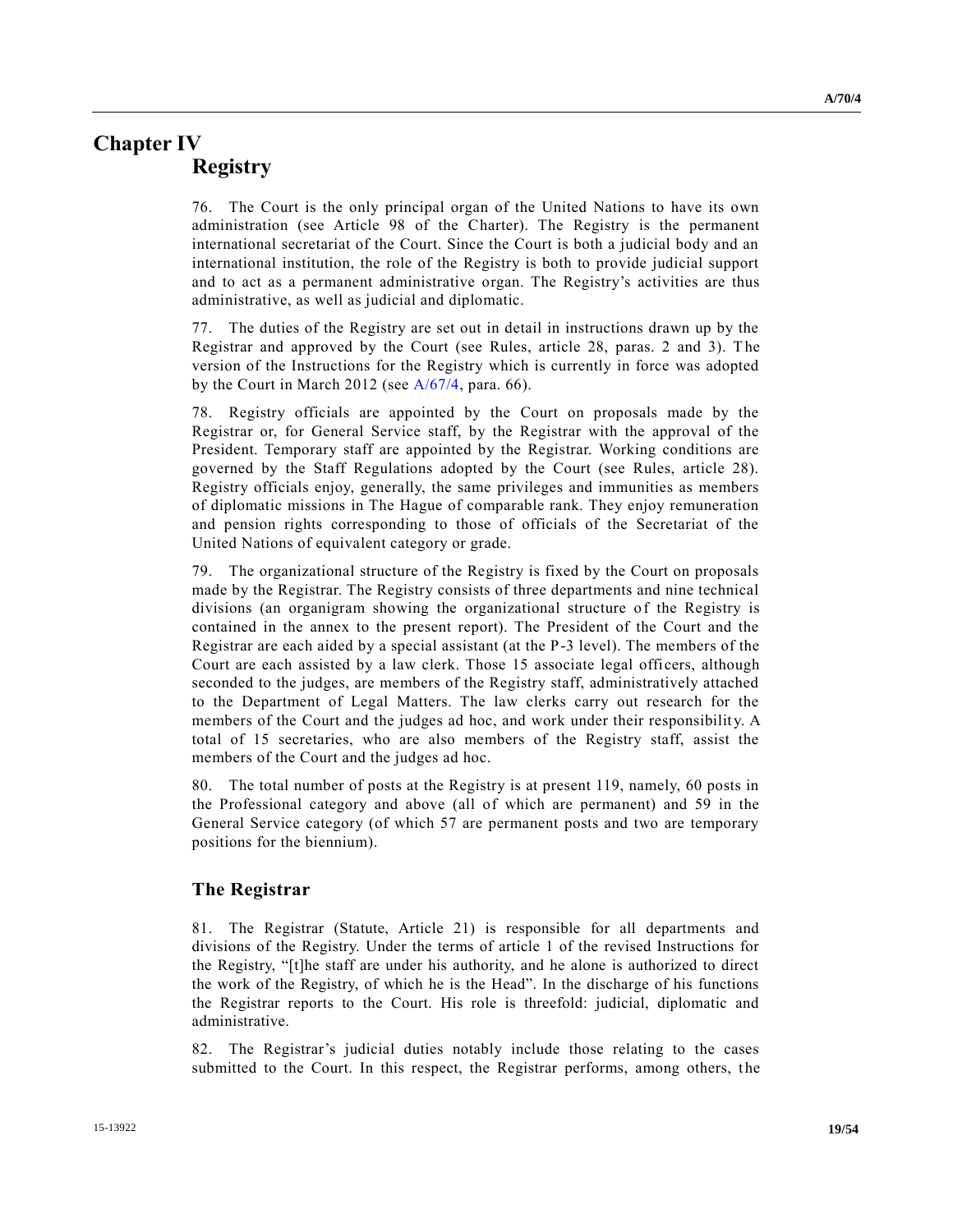# Chapter IV
## Registry

76. The Court is the only principal organ of the United Nations to have its own administration (see Article 98 of the Charter). The Registry is the permanent international secretariat of the Court. Since the Court is both a judicial body and an international institution, the role of the Registry is both to provide judicial support and to act as a permanent administrative organ. The Registry's activities are thus administrative, as well as judicial and diplomatic.

77. The duties of the Registry are set out in detail in instructions drawn up by the Registrar and approved by the Court (see Rules, article 28, paras. 2 and 3). The version of the Instructions for the Registry which is currently in force was adopted by the Court in March 2012 (see A/67/4, para. 66).

78. Registry officials are appointed by the Court on proposals made by the Registrar or, for General Service staff, by the Registrar with the approval of the President. Temporary staff are appointed by the Registrar. Working conditions are governed by the Staff Regulations adopted by the Court (see Rules, article 28). Registry officials enjoy, generally, the same privileges and immunities as members of diplomatic missions in The Hague of comparable rank. They enjoy remuneration and pension rights corresponding to those of officials of the Secretariat of the United Nations of equivalent category or grade.

79. The organizational structure of the Registry is fixed by the Court on proposals made by the Registrar. The Registry consists of three departments and nine technical divisions (an organigram showing the organizational structure of the Registry is contained in the annex to the present report). The President of the Court and the Registrar are each aided by a special assistant (at the P-3 level). The members of the Court are each assisted by a law clerk. Those 15 associate legal officers, although seconded to the judges, are members of the Registry staff, administratively attached to the Department of Legal Matters. The law clerks carry out research for the members of the Court and the judges ad hoc, and work under their responsibility. A total of 15 secretaries, who are also members of the Registry staff, assist the members of the Court and the judges ad hoc.

80. The total number of posts at the Registry is at present 119, namely, 60 posts in the Professional category and above (all of which are permanent) and 59 in the General Service category (of which 57 are permanent posts and two are temporary positions for the biennium).

## The Registrar

81. The Registrar (Statute, Article 21) is responsible for all departments and divisions of the Registry. Under the terms of article 1 of the revised Instructions for the Registry, "[t]he staff are under his authority, and he alone is authorized to direct the work of the Registry, of which he is the Head". In the discharge of his functions the Registrar reports to the Court. His role is threefold: judicial, diplomatic and administrative.

82. The Registrar's judicial duties notably include those relating to the cases submitted to the Court. In this respect, the Registrar performs, among others, the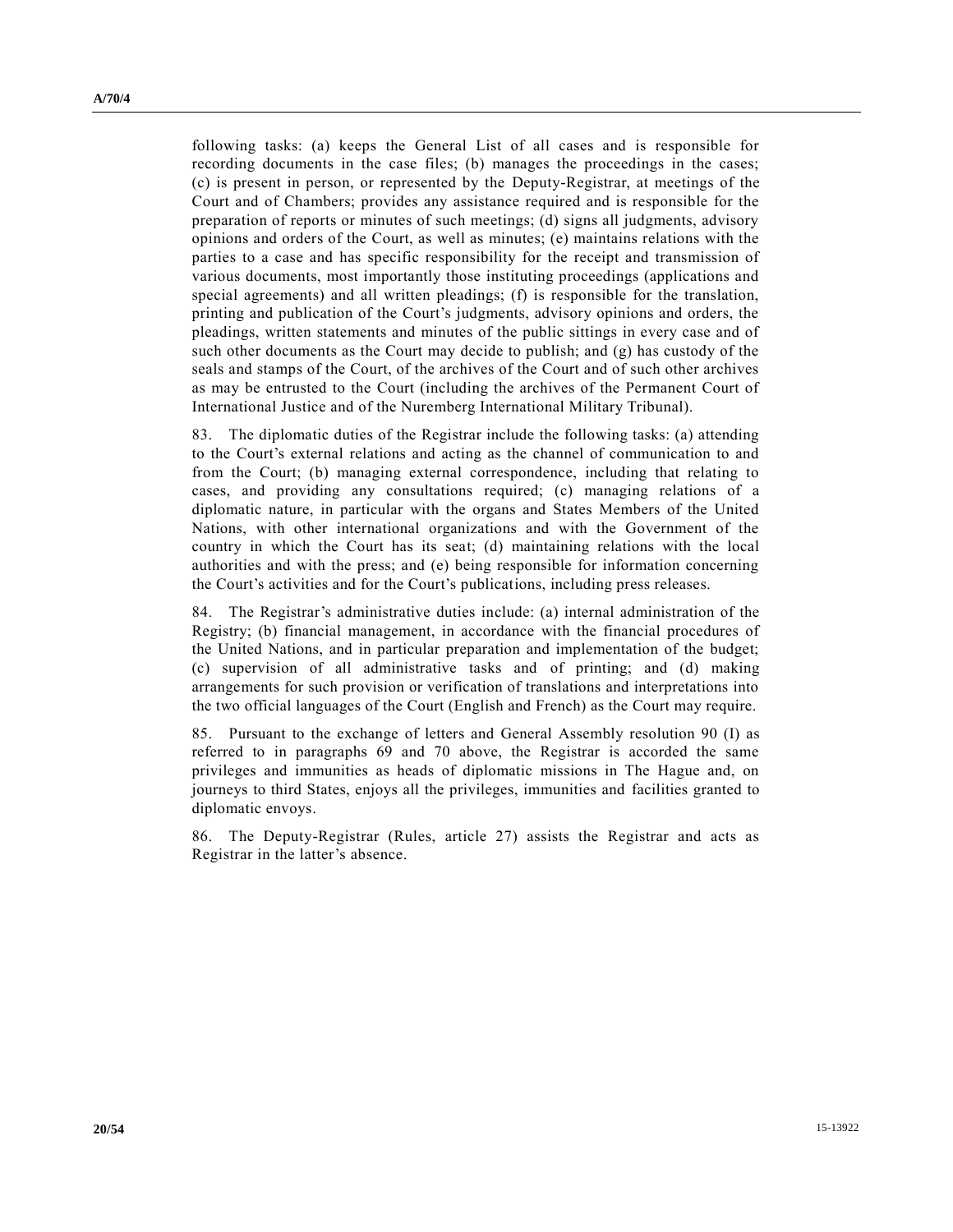following tasks: (a) keeps the General List of all cases and is responsible for recording documents in the case files; (b) manages the proceedings in the cases; (c) is present in person, or represented by the Deputy-Registrar, at meetings of the Court and of Chambers; provides any assistance required and is responsible for the preparation of reports or minutes of such meetings; (d) signs all judgments, advisory opinions and orders of the Court, as well as minutes; (e) maintains relations with the parties to a case and has specific responsibility for the receipt and transmission of various documents, most importantly those instituting proceedings (applications and special agreements) and all written pleadings; (f) is responsible for the translation, printing and publication of the Court's judgments, advisory opinions and orders, the pleadings, written statements and minutes of the public sittings in every case and of such other documents as the Court may decide to publish; and (g) has custody of the seals and stamps of the Court, of the archives of the Court and of such other archives as may be entrusted to the Court (including the archives of the Permanent Court of International Justice and of the Nuremberg International Military Tribunal).

83. The diplomatic duties of the Registrar include the following tasks: (a) attending to the Court's external relations and acting as the channel of communication to and from the Court; (b) managing external correspondence, including that relating to cases, and providing any consultations required; (c) managing relations of a diplomatic nature, in particular with the organs and States Members of the United Nations, with other international organizations and with the Government of the country in which the Court has its seat; (d) maintaining relations with the local authorities and with the press; and (e) being responsible for information concerning the Court's activities and for the Court's publications, including press releases.

84. The Registrar's administrative duties include: (a) internal administration of the Registry; (b) financial management, in accordance with the financial procedures of the United Nations, and in particular preparation and implementation of the budget; (c) supervision of all administrative tasks and of printing; and (d) making arrangements for such provision or verification of translations and interpretations into the two official languages of the Court (English and French) as the Court may require.

85. Pursuant to the exchange of letters and General Assembly resolution 90 (I) as referred to in paragraphs 69 and 70 above, the Registrar is accorded the same privileges and immunities as heads of diplomatic missions in The Hague and, on journeys to third States, enjoys all the privileges, immunities and facilities granted to diplomatic envoys.

86. The Deputy-Registrar (Rules, article 27) assists the Registrar and acts as Registrar in the latter's absence.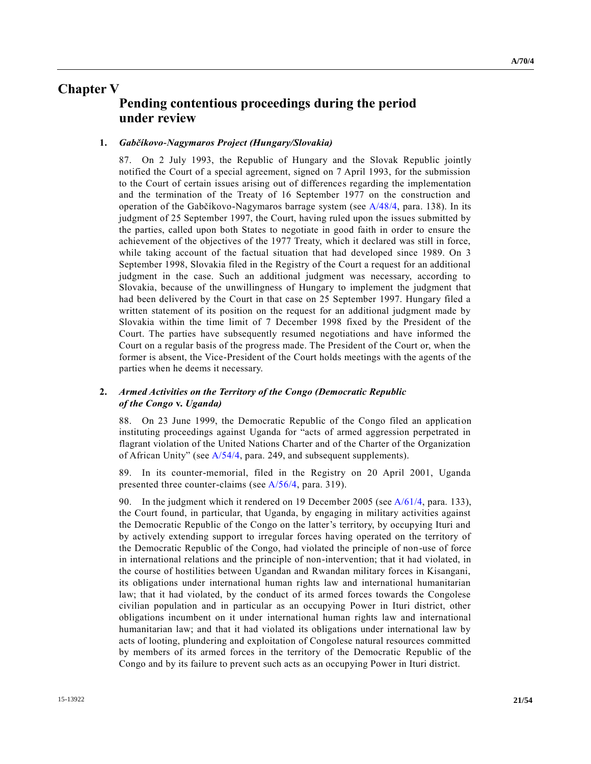# Chapter V

## Pending contentious proceedings during the period under review

### 1. *Gabčíkovo-Nagymaros Project (Hungary/Slovakia)*

87. On 2 July 1993, the Republic of Hungary and the Slovak Republic jointly notified the Court of a special agreement, signed on 7 April 1993, for the submission to the Court of certain issues arising out of differences regarding the implementation and the termination of the Treaty of 16 September 1977 on the construction and operation of the Gabčíkovo-Nagymaros barrage system (see A/48/4, para. 138). In its judgment of 25 September 1997, the Court, having ruled upon the issues submitted by the parties, called upon both States to negotiate in good faith in order to ensure the achievement of the objectives of the 1977 Treaty, which it declared was still in force, while taking account of the factual situation that had developed since 1989. On 3 September 1998, Slovakia filed in the Registry of the Court a request for an additional judgment in the case. Such an additional judgment was necessary, according to Slovakia, because of the unwillingness of Hungary to implement the judgment that had been delivered by the Court in that case on 25 September 1997. Hungary filed a written statement of its position on the request for an additional judgment made by Slovakia within the time limit of 7 December 1998 fixed by the President of the Court. The parties have subsequently resumed negotiations and have informed the Court on a regular basis of the progress made. The President of the Court or, when the former is absent, the Vice-President of the Court holds meetings with the agents of the parties when he deems it necessary.

### 2. *Armed Activities on the Territory of the Congo (Democratic Republic of the Congo* v. *Uganda)*

88. On 23 June 1999, the Democratic Republic of the Congo filed an application instituting proceedings against Uganda for "acts of armed aggression perpetrated in flagrant violation of the United Nations Charter and of the Charter of the Organization of African Unity" (see A/54/4, para. 249, and subsequent supplements).

89. In its counter-memorial, filed in the Registry on 20 April 2001, Uganda presented three counter-claims (see A/56/4, para. 319).

90. In the judgment which it rendered on 19 December 2005 (see A/61/4, para. 133), the Court found, in particular, that Uganda, by engaging in military activities against the Democratic Republic of the Congo on the latter's territory, by occupying Ituri and by actively extending support to irregular forces having operated on the territory of the Democratic Republic of the Congo, had violated the principle of non-use of force in international relations and the principle of non-intervention; that it had violated, in the course of hostilities between Ugandan and Rwandan military forces in Kisangani, its obligations under international human rights law and international humanitarian law; that it had violated, by the conduct of its armed forces towards the Congolese civilian population and in particular as an occupying Power in Ituri district, other obligations incumbent on it under international human rights law and international humanitarian law; and that it had violated its obligations under international law by acts of looting, plundering and exploitation of Congolese natural resources committed by members of its armed forces in the territory of the Democratic Republic of the Congo and by its failure to prevent such acts as an occupying Power in Ituri district.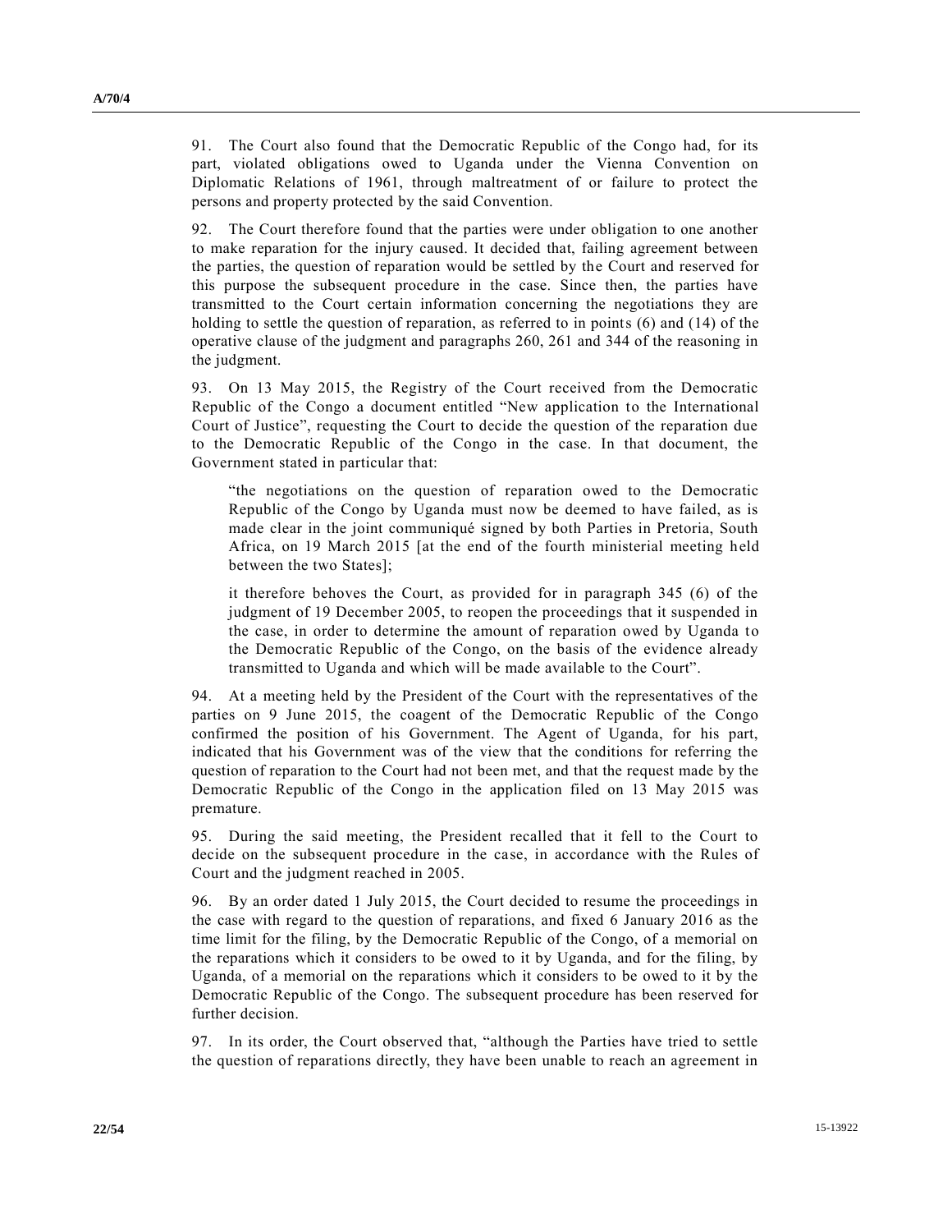91. The Court also found that the Democratic Republic of the Congo had, for its part, violated obligations owed to Uganda under the Vienna Convention on Diplomatic Relations of 1961, through maltreatment of or failure to protect the persons and property protected by the said Convention.

92. The Court therefore found that the parties were under obligation to one another to make reparation for the injury caused. It decided that, failing agreement between the parties, the question of reparation would be settled by the Court and reserved for this purpose the subsequent procedure in the case. Since then, the parties have transmitted to the Court certain information concerning the negotiations they are holding to settle the question of reparation, as referred to in points (6) and (14) of the operative clause of the judgment and paragraphs 260, 261 and 344 of the reasoning in the judgment.

93. On 13 May 2015, the Registry of the Court received from the Democratic Republic of the Congo a document entitled "New application to the International Court of Justice", requesting the Court to decide the question of the reparation due to the Democratic Republic of the Congo in the case. In that document, the Government stated in particular that:

> "the negotiations on the question of reparation owed to the Democratic Republic of the Congo by Uganda must now be deemed to have failed, as is made clear in the joint communiqué signed by both Parties in Pretoria, South Africa, on 19 March 2015 [at the end of the fourth ministerial meeting held between the two States];
>
> it therefore behoves the Court, as provided for in paragraph 345 (6) of the judgment of 19 December 2005, to reopen the proceedings that it suspended in the case, in order to determine the amount of reparation owed by Uganda to the Democratic Republic of the Congo, on the basis of the evidence already transmitted to Uganda and which will be made available to the Court".

94. At a meeting held by the President of the Court with the representatives of the parties on 9 June 2015, the coagent of the Democratic Republic of the Congo confirmed the position of his Government. The Agent of Uganda, for his part, indicated that his Government was of the view that the conditions for referring the question of reparation to the Court had not been met, and that the request made by the Democratic Republic of the Congo in the application filed on 13 May 2015 was premature.

95. During the said meeting, the President recalled that it fell to the Court to decide on the subsequent procedure in the case, in accordance with the Rules of Court and the judgment reached in 2005.

96. By an order dated 1 July 2015, the Court decided to resume the proceedings in the case with regard to the question of reparations, and fixed 6 January 2016 as the time limit for the filing, by the Democratic Republic of the Congo, of a memorial on the reparations which it considers to be owed to it by Uganda, and for the filing, by Uganda, of a memorial on the reparations which it considers to be owed to it by the Democratic Republic of the Congo. The subsequent procedure has been reserved for further decision.

97. In its order, the Court observed that, "although the Parties have tried to settle the question of reparations directly, they have been unable to reach an agreement in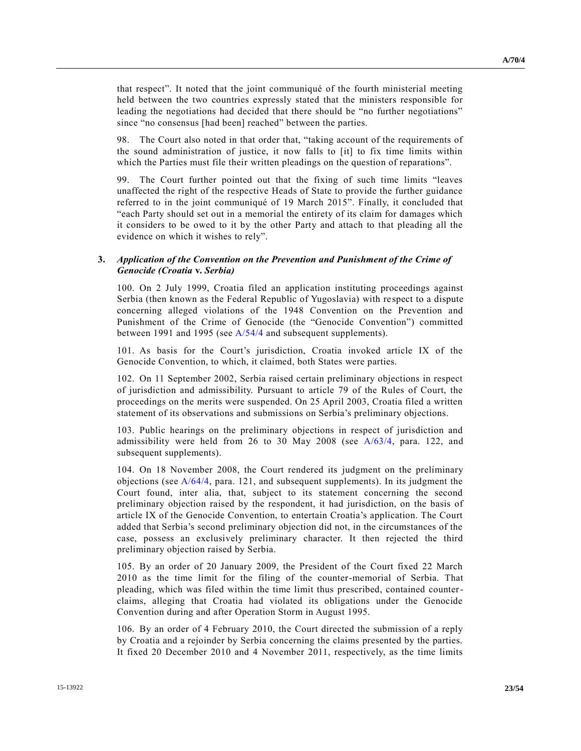that respect". It noted that the joint communiqué of the fourth ministerial meeting held between the two countries expressly stated that the ministers responsible for leading the negotiations had decided that there should be "no further negotiations" since "no consensus [had been] reached" between the parties.

98. The Court also noted in that order that, "taking account of the requirements of the sound administration of justice, it now falls to [it] to fix time limits within which the Parties must file their written pleadings on the question of reparations".

99. The Court further pointed out that the fixing of such time limits "leaves unaffected the right of the respective Heads of State to provide the further guidance referred to in the joint communiqué of 19 March 2015". Finally, it concluded that "each Party should set out in a memorial the entirety of its claim for damages which it considers to be owed to it by the other Party and attach to that pleading all the evidence on which it wishes to rely".

### 3. *Application of the Convention on the Prevention and Punishment of the Crime of Genocide (Croatia* v. *Serbia)*

100. On 2 July 1999, Croatia filed an application instituting proceedings against Serbia (then known as the Federal Republic of Yugoslavia) with respect to a dispute concerning alleged violations of the 1948 Convention on the Prevention and Punishment of the Crime of Genocide (the "Genocide Convention") committed between 1991 and 1995 (see A/54/4 and subsequent supplements).

101. As basis for the Court's jurisdiction, Croatia invoked article IX of the Genocide Convention, to which, it claimed, both States were parties.

102. On 11 September 2002, Serbia raised certain preliminary objections in respect of jurisdiction and admissibility. Pursuant to article 79 of the Rules of Court, the proceedings on the merits were suspended. On 25 April 2003, Croatia filed a written statement of its observations and submissions on Serbia's preliminary objections.

103. Public hearings on the preliminary objections in respect of jurisdiction and admissibility were held from 26 to 30 May 2008 (see A/63/4, para. 122, and subsequent supplements).

104. On 18 November 2008, the Court rendered its judgment on the preliminary objections (see A/64/4, para. 121, and subsequent supplements). In its judgment the Court found, inter alia, that, subject to its statement concerning the second preliminary objection raised by the respondent, it had jurisdiction, on the basis of article IX of the Genocide Convention, to entertain Croatia's application. The Court added that Serbia's second preliminary objection did not, in the circumstances of the case, possess an exclusively preliminary character. It then rejected the third preliminary objection raised by Serbia.

105. By an order of 20 January 2009, the President of the Court fixed 22 March 2010 as the time limit for the filing of the counter-memorial of Serbia. That pleading, which was filed within the time limit thus prescribed, contained counter-claims, alleging that Croatia had violated its obligations under the Genocide Convention during and after Operation Storm in August 1995.

106. By an order of 4 February 2010, the Court directed the submission of a reply by Croatia and a rejoinder by Serbia concerning the claims presented by the parties. It fixed 20 December 2010 and 4 November 2011, respectively, as the time limits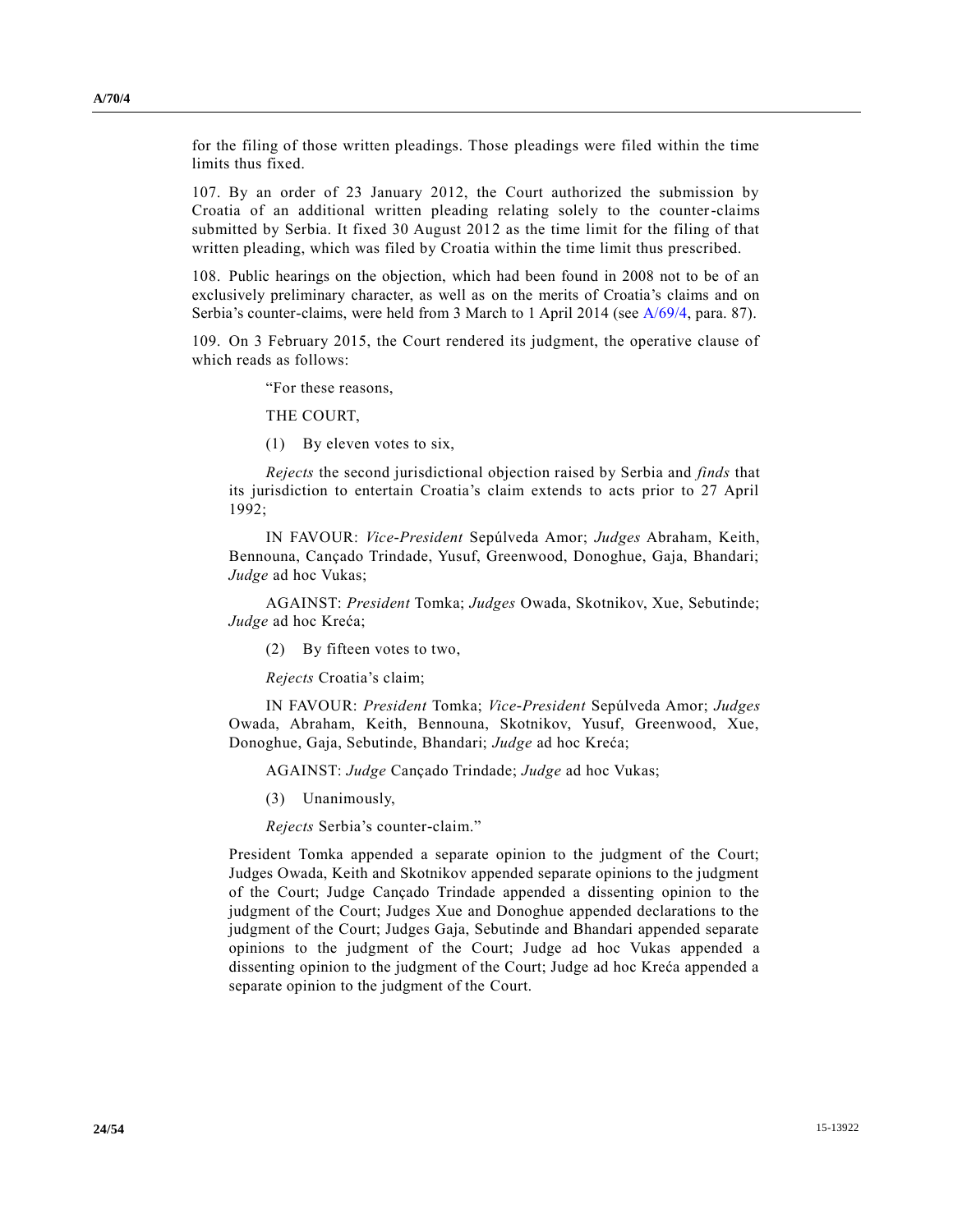for the filing of those written pleadings. Those pleadings were filed within the time limits thus fixed.

107. By an order of 23 January 2012, the Court authorized the submission by Croatia of an additional written pleading relating solely to the counter-claims submitted by Serbia. It fixed 30 August 2012 as the time limit for the filing of that written pleading, which was filed by Croatia within the time limit thus prescribed.

108. Public hearings on the objection, which had been found in 2008 not to be of an exclusively preliminary character, as well as on the merits of Croatia's claims and on Serbia's counter-claims, were held from 3 March to 1 April 2014 (see A/69/4, para. 87).

109. On 3 February 2015, the Court rendered its judgment, the operative clause of which reads as follows:

> "For these reasons,
>
> THE COURT,
>
> (1) By eleven votes to six,
>
> *Rejects* the second jurisdictional objection raised by Serbia and *finds* that its jurisdiction to entertain Croatia's claim extends to acts prior to 27 April 1992;
>
> IN FAVOUR: *Vice-President* Sepúlveda Amor; *Judges* Abraham, Keith, Bennouna, Cançado Trindade, Yusuf, Greenwood, Donoghue, Gaja, Bhandari; *Judge* ad hoc Vukas;
>
> AGAINST: *President* Tomka; *Judges* Owada, Skotnikov, Xue, Sebutinde; *Judge* ad hoc Kreća;
>
> (2) By fifteen votes to two,
>
> *Rejects* Croatia's claim;
>
> IN FAVOUR: *President* Tomka; *Vice-President* Sepúlveda Amor; *Judges* Owada, Abraham, Keith, Bennouna, Skotnikov, Yusuf, Greenwood, Xue, Donoghue, Gaja, Sebutinde, Bhandari; *Judge* ad hoc Kreća;
>
> AGAINST: *Judge* Cançado Trindade; *Judge* ad hoc Vukas;
>
> (3) Unanimously,
>
> *Rejects* Serbia's counter-claim."
>
> President Tomka appended a separate opinion to the judgment of the Court; Judges Owada, Keith and Skotnikov appended separate opinions to the judgment of the Court; Judge Cançado Trindade appended a dissenting opinion to the judgment of the Court; Judges Xue and Donoghue appended declarations to the judgment of the Court; Judges Gaja, Sebutinde and Bhandari appended separate opinions to the judgment of the Court; Judge ad hoc Vukas appended a dissenting opinion to the judgment of the Court; Judge ad hoc Kreća appended a separate opinion to the judgment of the Court.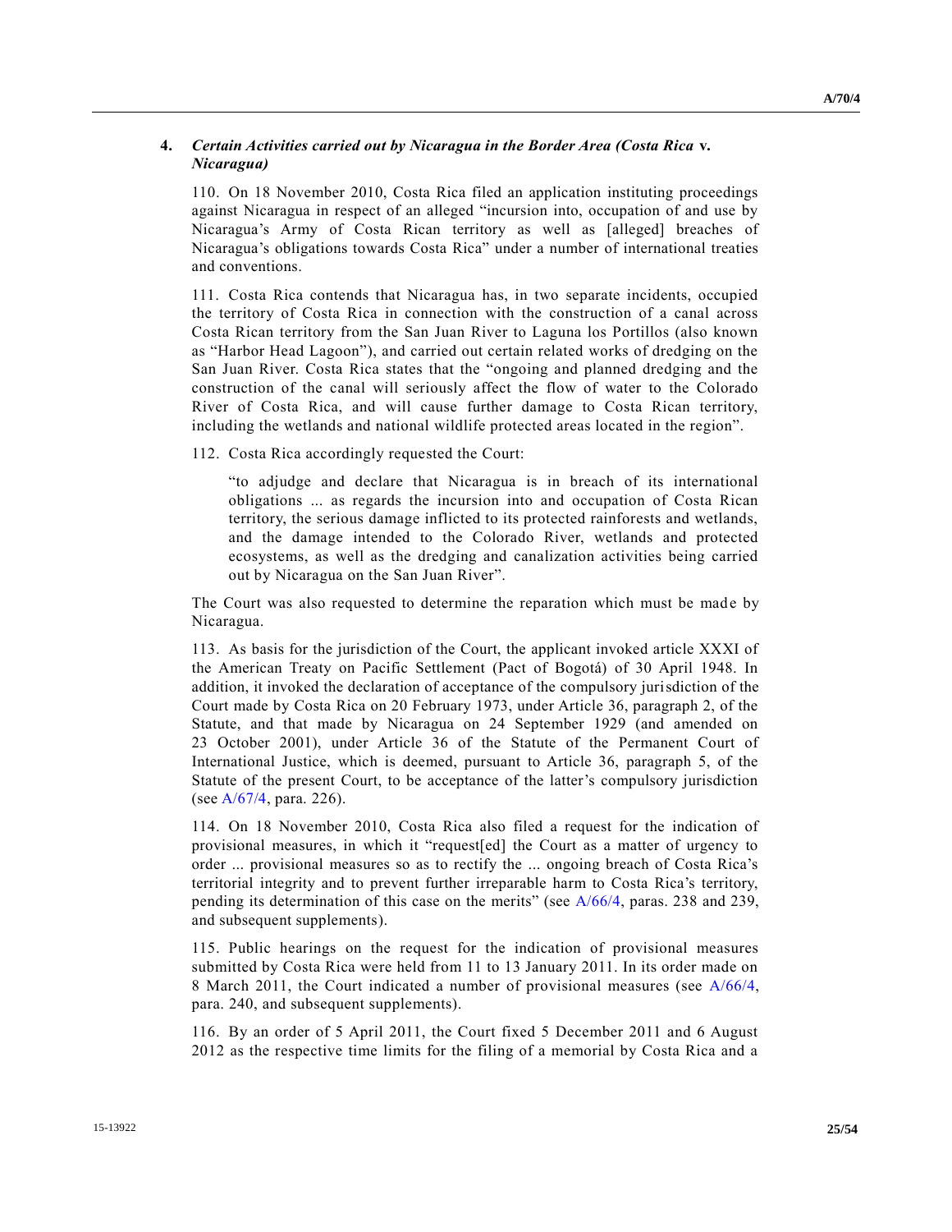### 4. *Certain Activities carried out by Nicaragua in the Border Area (Costa Rica* v. *Nicaragua)*

110. On 18 November 2010, Costa Rica filed an application instituting proceedings against Nicaragua in respect of an alleged "incursion into, occupation of and use by Nicaragua's Army of Costa Rican territory as well as [alleged] breaches of Nicaragua's obligations towards Costa Rica" under a number of international treaties and conventions.

111. Costa Rica contends that Nicaragua has, in two separate incidents, occupied the territory of Costa Rica in connection with the construction of a canal across Costa Rican territory from the San Juan River to Laguna los Portillos (also known as "Harbor Head Lagoon"), and carried out certain related works of dredging on the San Juan River. Costa Rica states that the "ongoing and planned dredging and the construction of the canal will seriously affect the flow of water to the Colorado River of Costa Rica, and will cause further damage to Costa Rican territory, including the wetlands and national wildlife protected areas located in the region".

112. Costa Rica accordingly requested the Court:

> "to adjudge and declare that Nicaragua is in breach of its international obligations ... as regards the incursion into and occupation of Costa Rican territory, the serious damage inflicted to its protected rainforests and wetlands, and the damage intended to the Colorado River, wetlands and protected ecosystems, as well as the dredging and canalization activities being carried out by Nicaragua on the San Juan River".

The Court was also requested to determine the reparation which must be made by Nicaragua.

113. As basis for the jurisdiction of the Court, the applicant invoked article XXXI of the American Treaty on Pacific Settlement (Pact of Bogotá) of 30 April 1948. In addition, it invoked the declaration of acceptance of the compulsory jurisdiction of the Court made by Costa Rica on 20 February 1973, under Article 36, paragraph 2, of the Statute, and that made by Nicaragua on 24 September 1929 (and amended on 23 October 2001), under Article 36 of the Statute of the Permanent Court of International Justice, which is deemed, pursuant to Article 36, paragraph 5, of the Statute of the present Court, to be acceptance of the latter's compulsory jurisdiction (see A/67/4, para. 226).

114. On 18 November 2010, Costa Rica also filed a request for the indication of provisional measures, in which it "request[ed] the Court as a matter of urgency to order ... provisional measures so as to rectify the ... ongoing breach of Costa Rica's territorial integrity and to prevent further irreparable harm to Costa Rica's territory, pending its determination of this case on the merits" (see A/66/4, paras. 238 and 239, and subsequent supplements).

115. Public hearings on the request for the indication of provisional measures submitted by Costa Rica were held from 11 to 13 January 2011. In its order made on 8 March 2011, the Court indicated a number of provisional measures (see A/66/4, para. 240, and subsequent supplements).

116. By an order of 5 April 2011, the Court fixed 5 December 2011 and 6 August 2012 as the respective time limits for the filing of a memorial by Costa Rica and a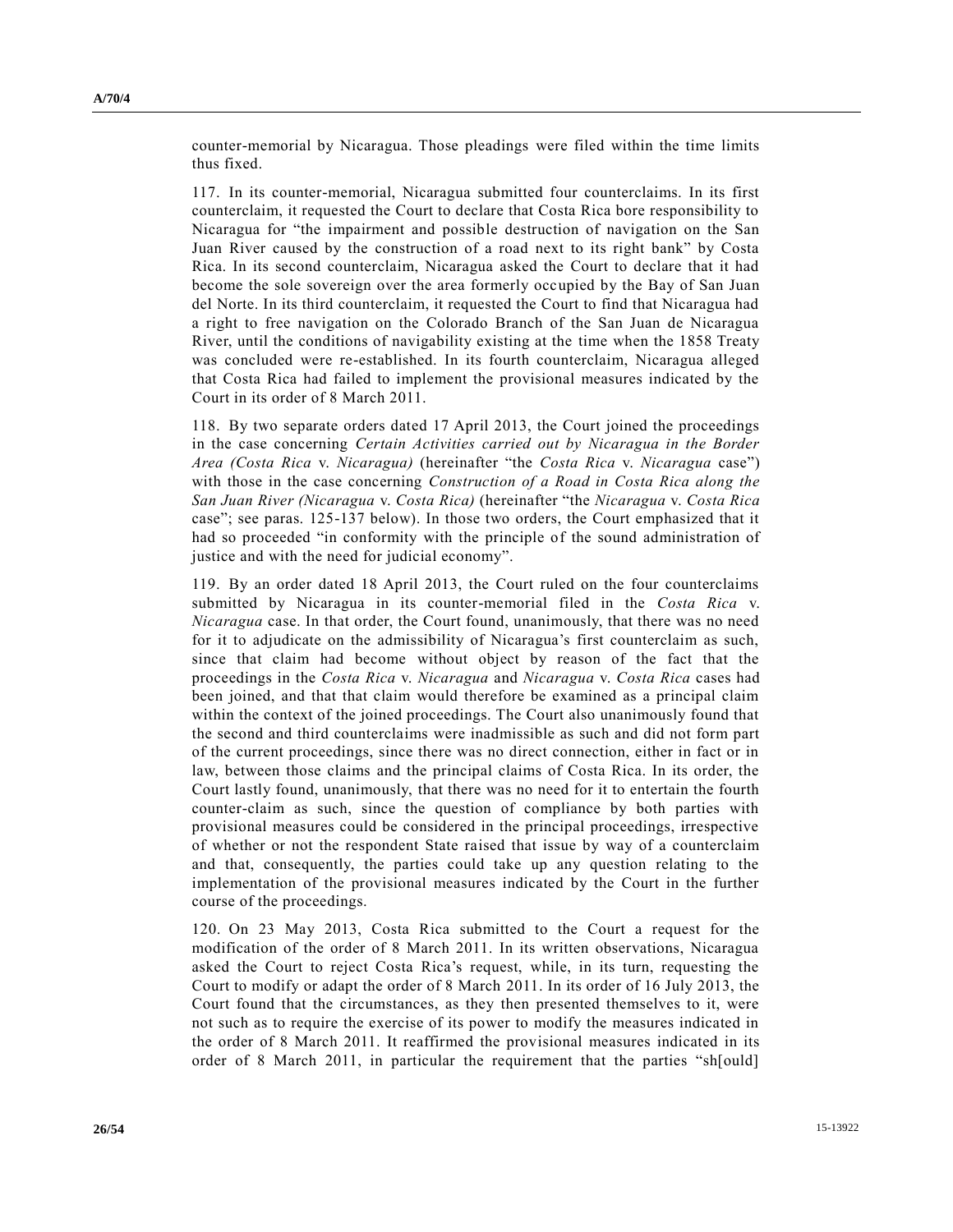counter-memorial by Nicaragua. Those pleadings were filed within the time limits thus fixed.

117. In its counter-memorial, Nicaragua submitted four counterclaims. In its first counterclaim, it requested the Court to declare that Costa Rica bore responsibility to Nicaragua for "the impairment and possible destruction of navigation on the San Juan River caused by the construction of a road next to its right bank" by Costa Rica. In its second counterclaim, Nicaragua asked the Court to declare that it had become the sole sovereign over the area formerly occupied by the Bay of San Juan del Norte. In its third counterclaim, it requested the Court to find that Nicaragua had a right to free navigation on the Colorado Branch of the San Juan de Nicaragua River, until the conditions of navigability existing at the time when the 1858 Treaty was concluded were re-established. In its fourth counterclaim, Nicaragua alleged that Costa Rica had failed to implement the provisional measures indicated by the Court in its order of 8 March 2011.

118. By two separate orders dated 17 April 2013, the Court joined the proceedings in the case concerning *Certain Activities carried out by Nicaragua in the Border Area (Costa Rica* v. *Nicaragua)* (hereinafter "the *Costa Rica* v. *Nicaragua* case") with those in the case concerning *Construction of a Road in Costa Rica along the San Juan River (Nicaragua* v. *Costa Rica)* (hereinafter "the *Nicaragua* v. *Costa Rica* case"; see paras. 125-137 below). In those two orders, the Court emphasized that it had so proceeded "in conformity with the principle of the sound administration of justice and with the need for judicial economy".

119. By an order dated 18 April 2013, the Court ruled on the four counterclaims submitted by Nicaragua in its counter-memorial filed in the *Costa Rica* v. *Nicaragua* case. In that order, the Court found, unanimously, that there was no need for it to adjudicate on the admissibility of Nicaragua's first counterclaim as such, since that claim had become without object by reason of the fact that the proceedings in the *Costa Rica* v. *Nicaragua* and *Nicaragua* v. *Costa Rica* cases had been joined, and that that claim would therefore be examined as a principal claim within the context of the joined proceedings. The Court also unanimously found that the second and third counterclaims were inadmissible as such and did not form part of the current proceedings, since there was no direct connection, either in fact or in law, between those claims and the principal claims of Costa Rica. In its order, the Court lastly found, unanimously, that there was no need for it to entertain the fourth counter-claim as such, since the question of compliance by both parties with provisional measures could be considered in the principal proceedings, irrespective of whether or not the respondent State raised that issue by way of a counterclaim and that, consequently, the parties could take up any question relating to the implementation of the provisional measures indicated by the Court in the further course of the proceedings.

120. On 23 May 2013, Costa Rica submitted to the Court a request for the modification of the order of 8 March 2011. In its written observations, Nicaragua asked the Court to reject Costa Rica's request, while, in its turn, requesting the Court to modify or adapt the order of 8 March 2011. In its order of 16 July 2013, the Court found that the circumstances, as they then presented themselves to it, were not such as to require the exercise of its power to modify the measures indicated in the order of 8 March 2011. It reaffirmed the provisional measures indicated in its order of 8 March 2011, in particular the requirement that the parties "sh[ould]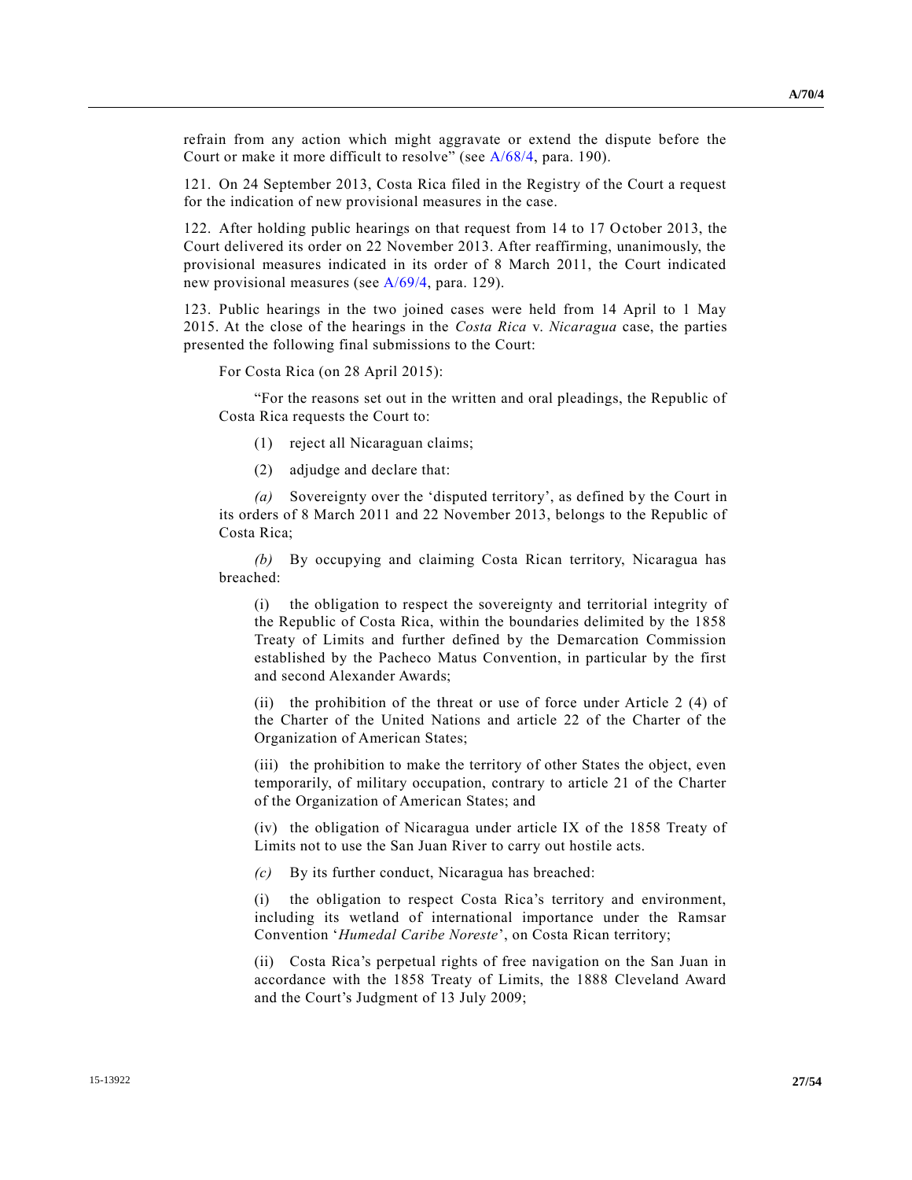refrain from any action which might aggravate or extend the dispute before the Court or make it more difficult to resolve" (see A/68/4, para. 190).

121. On 24 September 2013, Costa Rica filed in the Registry of the Court a request for the indication of new provisional measures in the case.

122. After holding public hearings on that request from 14 to 17 October 2013, the Court delivered its order on 22 November 2013. After reaffirming, unanimously, the provisional measures indicated in its order of 8 March 2011, the Court indicated new provisional measures (see A/69/4, para. 129).

123. Public hearings in the two joined cases were held from 14 April to 1 May 2015. At the close of the hearings in the *Costa Rica* v. *Nicaragua* case, the parties presented the following final submissions to the Court:

For Costa Rica (on 28 April 2015):

"For the reasons set out in the written and oral pleadings, the Republic of Costa Rica requests the Court to:

(1) reject all Nicaraguan claims;

(2) adjudge and declare that:

*(a)* Sovereignty over the 'disputed territory', as defined by the Court in its orders of 8 March 2011 and 22 November 2013, belongs to the Republic of Costa Rica;

*(b)* By occupying and claiming Costa Rican territory, Nicaragua has breached:

(i) the obligation to respect the sovereignty and territorial integrity of the Republic of Costa Rica, within the boundaries delimited by the 1858 Treaty of Limits and further defined by the Demarcation Commission established by the Pacheco Matus Convention, in particular by the first and second Alexander Awards;

(ii) the prohibition of the threat or use of force under Article 2 (4) of the Charter of the United Nations and article 22 of the Charter of the Organization of American States;

(iii) the prohibition to make the territory of other States the object, even temporarily, of military occupation, contrary to article 21 of the Charter of the Organization of American States; and

(iv) the obligation of Nicaragua under article IX of the 1858 Treaty of Limits not to use the San Juan River to carry out hostile acts.

*(c)* By its further conduct, Nicaragua has breached:

(i) the obligation to respect Costa Rica's territory and environment, including its wetland of international importance under the Ramsar Convention '*Humedal Caribe Noreste*', on Costa Rican territory;

(ii) Costa Rica's perpetual rights of free navigation on the San Juan in accordance with the 1858 Treaty of Limits, the 1888 Cleveland Award and the Court's Judgment of 13 July 2009;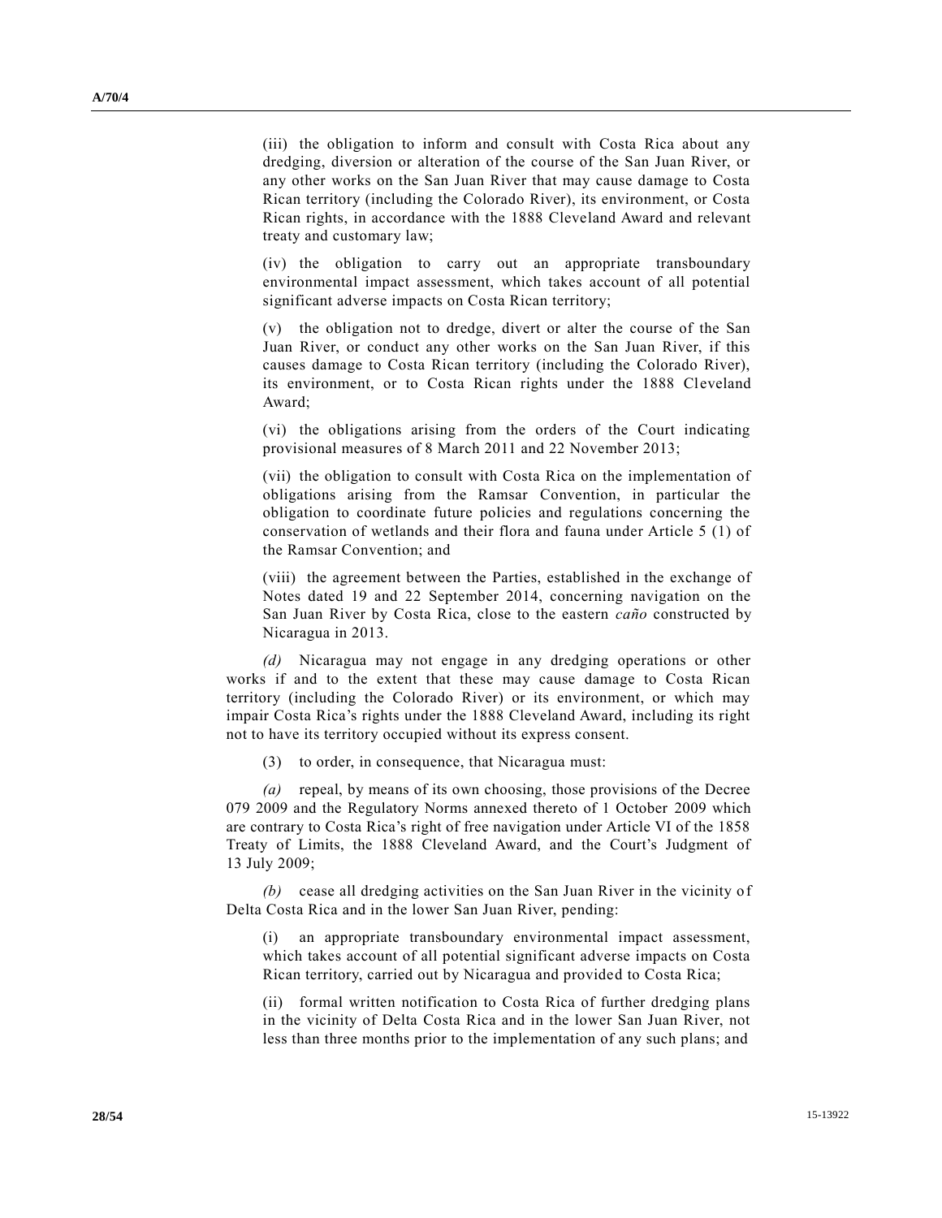(iii) the obligation to inform and consult with Costa Rica about any dredging, diversion or alteration of the course of the San Juan River, or any other works on the San Juan River that may cause damage to Costa Rican territory (including the Colorado River), its environment, or Costa Rican rights, in accordance with the 1888 Cleveland Award and relevant treaty and customary law;

(iv) the obligation to carry out an appropriate transboundary environmental impact assessment, which takes account of all potential significant adverse impacts on Costa Rican territory;

(v) the obligation not to dredge, divert or alter the course of the San Juan River, or conduct any other works on the San Juan River, if this causes damage to Costa Rican territory (including the Colorado River), its environment, or to Costa Rican rights under the 1888 Cleveland Award;

(vi) the obligations arising from the orders of the Court indicating provisional measures of 8 March 2011 and 22 November 2013;

(vii) the obligation to consult with Costa Rica on the implementation of obligations arising from the Ramsar Convention, in particular the obligation to coordinate future policies and regulations concerning the conservation of wetlands and their flora and fauna under Article 5 (1) of the Ramsar Convention; and

(viii) the agreement between the Parties, established in the exchange of Notes dated 19 and 22 September 2014, concerning navigation on the San Juan River by Costa Rica, close to the eastern *caño* constructed by Nicaragua in 2013.

*(d)* Nicaragua may not engage in any dredging operations or other works if and to the extent that these may cause damage to Costa Rican territory (including the Colorado River) or its environment, or which may impair Costa Rica's rights under the 1888 Cleveland Award, including its right not to have its territory occupied without its express consent.

(3) to order, in consequence, that Nicaragua must:

*(a)* repeal, by means of its own choosing, those provisions of the Decree 079 2009 and the Regulatory Norms annexed thereto of 1 October 2009 which are contrary to Costa Rica's right of free navigation under Article VI of the 1858 Treaty of Limits, the 1888 Cleveland Award, and the Court's Judgment of 13 July 2009;

*(b)* cease all dredging activities on the San Juan River in the vicinity of Delta Costa Rica and in the lower San Juan River, pending:

(i) an appropriate transboundary environmental impact assessment, which takes account of all potential significant adverse impacts on Costa Rican territory, carried out by Nicaragua and provided to Costa Rica;

(ii) formal written notification to Costa Rica of further dredging plans in the vicinity of Delta Costa Rica and in the lower San Juan River, not less than three months prior to the implementation of any such plans; and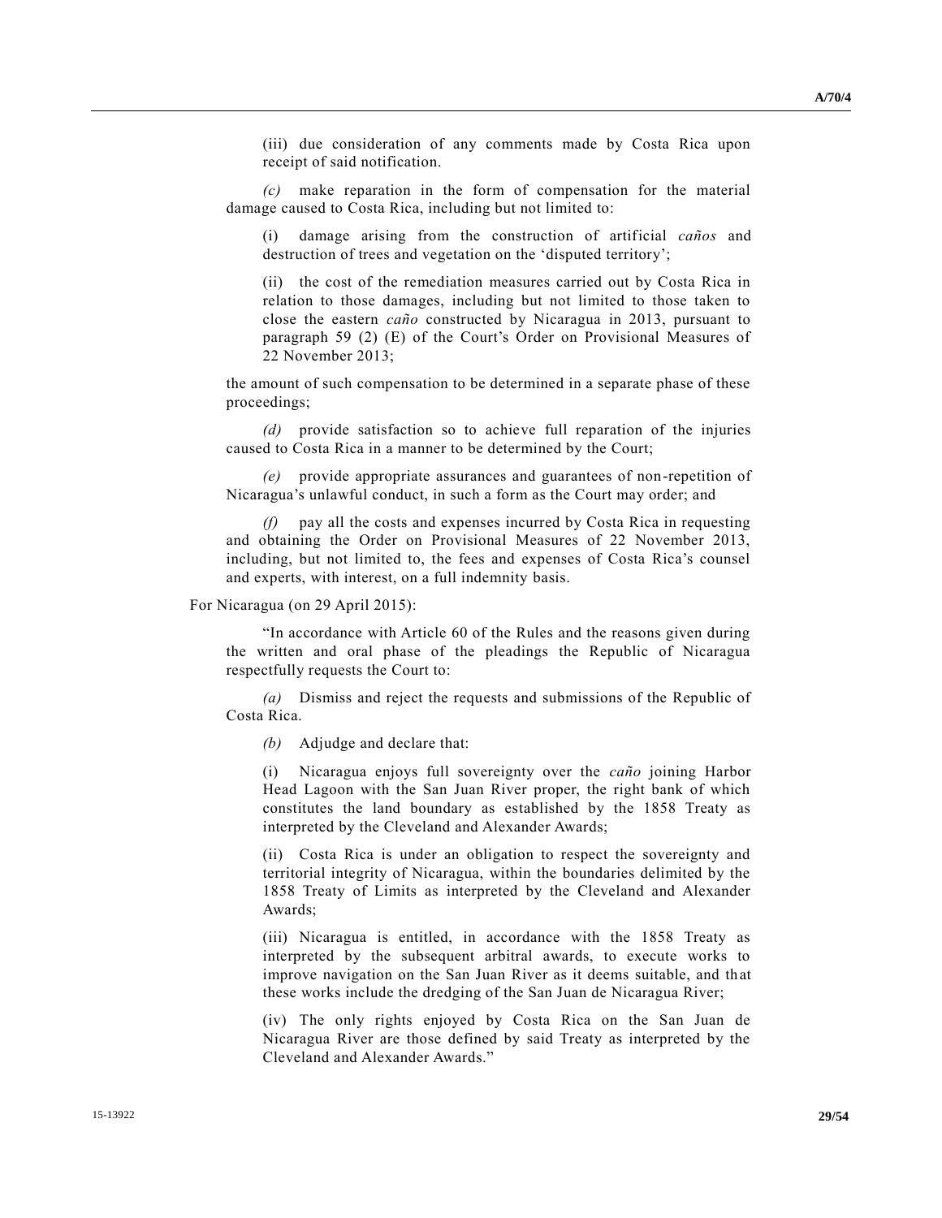(iii) due consideration of any comments made by Costa Rica upon receipt of said notification.

*(c)* make reparation in the form of compensation for the material damage caused to Costa Rica, including but not limited to:

(i) damage arising from the construction of artificial *caños* and destruction of trees and vegetation on the 'disputed territory';

(ii) the cost of the remediation measures carried out by Costa Rica in relation to those damages, including but not limited to those taken to close the eastern *caño* constructed by Nicaragua in 2013, pursuant to paragraph 59 (2) (E) of the Court's Order on Provisional Measures of 22 November 2013;

the amount of such compensation to be determined in a separate phase of these proceedings;

*(d)* provide satisfaction so to achieve full reparation of the injuries caused to Costa Rica in a manner to be determined by the Court;

*(e)* provide appropriate assurances and guarantees of non-repetition of Nicaragua's unlawful conduct, in such a form as the Court may order; and

*(f)* pay all the costs and expenses incurred by Costa Rica in requesting and obtaining the Order on Provisional Measures of 22 November 2013, including, but not limited to, the fees and expenses of Costa Rica's counsel and experts, with interest, on a full indemnity basis.

For Nicaragua (on 29 April 2015):

"In accordance with Article 60 of the Rules and the reasons given during the written and oral phase of the pleadings the Republic of Nicaragua respectfully requests the Court to:

*(a)* Dismiss and reject the requests and submissions of the Republic of Costa Rica.

*(b)* Adjudge and declare that:

(i) Nicaragua enjoys full sovereignty over the *caño* joining Harbor Head Lagoon with the San Juan River proper, the right bank of which constitutes the land boundary as established by the 1858 Treaty as interpreted by the Cleveland and Alexander Awards;

(ii) Costa Rica is under an obligation to respect the sovereignty and territorial integrity of Nicaragua, within the boundaries delimited by the 1858 Treaty of Limits as interpreted by the Cleveland and Alexander Awards;

(iii) Nicaragua is entitled, in accordance with the 1858 Treaty as interpreted by the subsequent arbitral awards, to execute works to improve navigation on the San Juan River as it deems suitable, and that these works include the dredging of the San Juan de Nicaragua River;

(iv) The only rights enjoyed by Costa Rica on the San Juan de Nicaragua River are those defined by said Treaty as interpreted by the Cleveland and Alexander Awards."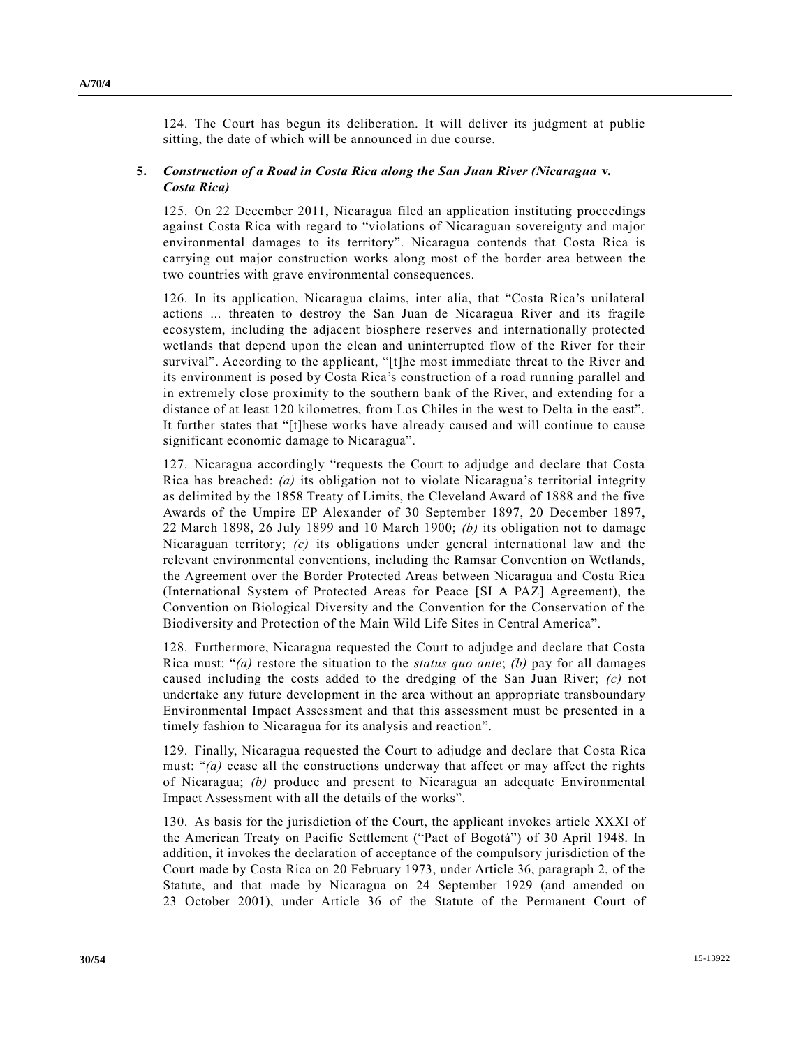124. The Court has begun its deliberation. It will deliver its judgment at public sitting, the date of which will be announced in due course.

### 5. *Construction of a Road in Costa Rica along the San Juan River (Nicaragua* v. *Costa Rica)*

125. On 22 December 2011, Nicaragua filed an application instituting proceedings against Costa Rica with regard to "violations of Nicaraguan sovereignty and major environmental damages to its territory". Nicaragua contends that Costa Rica is carrying out major construction works along most of the border area between the two countries with grave environmental consequences.

126. In its application, Nicaragua claims, inter alia, that "Costa Rica's unilateral actions ... threaten to destroy the San Juan de Nicaragua River and its fragile ecosystem, including the adjacent biosphere reserves and internationally protected wetlands that depend upon the clean and uninterrupted flow of the River for their survival". According to the applicant, "[t]he most immediate threat to the River and its environment is posed by Costa Rica's construction of a road running parallel and in extremely close proximity to the southern bank of the River, and extending for a distance of at least 120 kilometres, from Los Chiles in the west to Delta in the east". It further states that "[t]hese works have already caused and will continue to cause significant economic damage to Nicaragua".

127. Nicaragua accordingly "requests the Court to adjudge and declare that Costa Rica has breached: *(a)* its obligation not to violate Nicaragua's territorial integrity as delimited by the 1858 Treaty of Limits, the Cleveland Award of 1888 and the five Awards of the Umpire EP Alexander of 30 September 1897, 20 December 1897, 22 March 1898, 26 July 1899 and 10 March 1900; *(b)* its obligation not to damage Nicaraguan territory; *(c)* its obligations under general international law and the relevant environmental conventions, including the Ramsar Convention on Wetlands, the Agreement over the Border Protected Areas between Nicaragua and Costa Rica (International System of Protected Areas for Peace [SI A PAZ] Agreement), the Convention on Biological Diversity and the Convention for the Conservation of the Biodiversity and Protection of the Main Wild Life Sites in Central America".

128. Furthermore, Nicaragua requested the Court to adjudge and declare that Costa Rica must: "*(a)* restore the situation to the *status quo ante*; *(b)* pay for all damages caused including the costs added to the dredging of the San Juan River; *(c)* not undertake any future development in the area without an appropriate transboundary Environmental Impact Assessment and that this assessment must be presented in a timely fashion to Nicaragua for its analysis and reaction".

129. Finally, Nicaragua requested the Court to adjudge and declare that Costa Rica must: "*(a)* cease all the constructions underway that affect or may affect the rights of Nicaragua; *(b)* produce and present to Nicaragua an adequate Environmental Impact Assessment with all the details of the works".

130. As basis for the jurisdiction of the Court, the applicant invokes article XXXI of the American Treaty on Pacific Settlement ("Pact of Bogotá") of 30 April 1948. In addition, it invokes the declaration of acceptance of the compulsory jurisdiction of the Court made by Costa Rica on 20 February 1973, under Article 36, paragraph 2, of the Statute, and that made by Nicaragua on 24 September 1929 (and amended on 23 October 2001), under Article 36 of the Statute of the Permanent Court of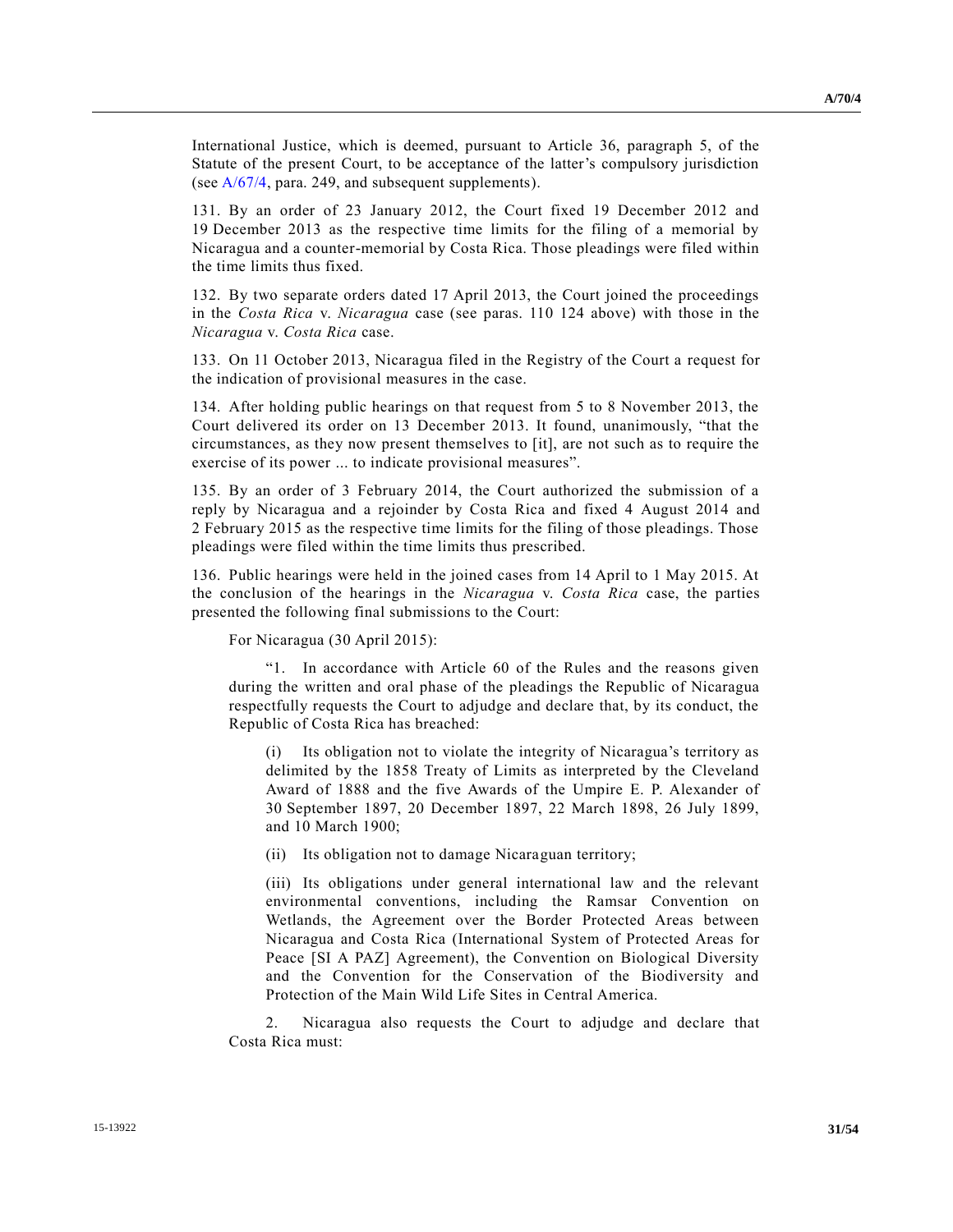International Justice, which is deemed, pursuant to Article 36, paragraph 5, of the Statute of the present Court, to be acceptance of the latter's compulsory jurisdiction (see A/67/4, para. 249, and subsequent supplements).

131. By an order of 23 January 2012, the Court fixed 19 December 2012 and 19 December 2013 as the respective time limits for the filing of a memorial by Nicaragua and a counter-memorial by Costa Rica. Those pleadings were filed within the time limits thus fixed.

132. By two separate orders dated 17 April 2013, the Court joined the proceedings in the *Costa Rica* v. *Nicaragua* case (see paras. 110 124 above) with those in the *Nicaragua* v. *Costa Rica* case.

133. On 11 October 2013, Nicaragua filed in the Registry of the Court a request for the indication of provisional measures in the case.

134. After holding public hearings on that request from 5 to 8 November 2013, the Court delivered its order on 13 December 2013. It found, unanimously, "that the circumstances, as they now present themselves to [it], are not such as to require the exercise of its power ... to indicate provisional measures".

135. By an order of 3 February 2014, the Court authorized the submission of a reply by Nicaragua and a rejoinder by Costa Rica and fixed 4 August 2014 and 2 February 2015 as the respective time limits for the filing of those pleadings. Those pleadings were filed within the time limits thus prescribed.

136. Public hearings were held in the joined cases from 14 April to 1 May 2015. At the conclusion of the hearings in the *Nicaragua* v. *Costa Rica* case, the parties presented the following final submissions to the Court:

For Nicaragua (30 April 2015):

"1. In accordance with Article 60 of the Rules and the reasons given during the written and oral phase of the pleadings the Republic of Nicaragua respectfully requests the Court to adjudge and declare that, by its conduct, the Republic of Costa Rica has breached:

(i) Its obligation not to violate the integrity of Nicaragua's territory as delimited by the 1858 Treaty of Limits as interpreted by the Cleveland Award of 1888 and the five Awards of the Umpire E. P. Alexander of 30 September 1897, 20 December 1897, 22 March 1898, 26 July 1899, and 10 March 1900;

(ii) Its obligation not to damage Nicaraguan territory;

(iii) Its obligations under general international law and the relevant environmental conventions, including the Ramsar Convention on Wetlands, the Agreement over the Border Protected Areas between Nicaragua and Costa Rica (International System of Protected Areas for Peace [SI A PAZ] Agreement), the Convention on Biological Diversity and the Convention for the Conservation of the Biodiversity and Protection of the Main Wild Life Sites in Central America.

2. Nicaragua also requests the Court to adjudge and declare that Costa Rica must: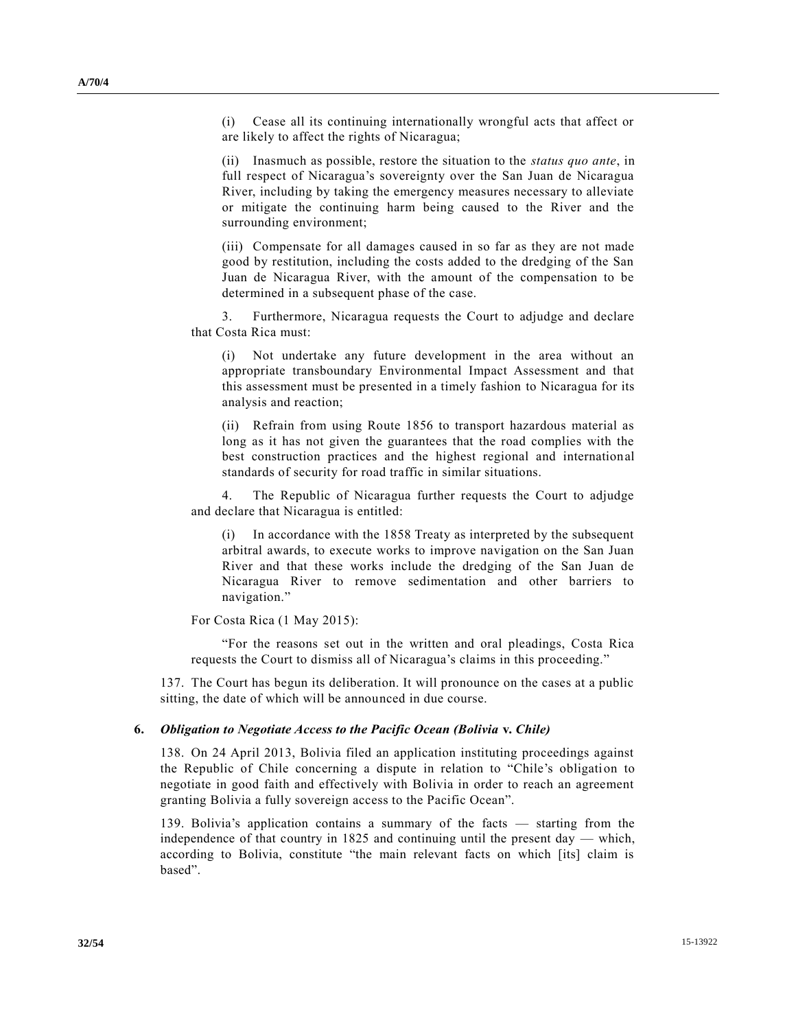(i) Cease all its continuing internationally wrongful acts that affect or are likely to affect the rights of Nicaragua;

(ii) Inasmuch as possible, restore the situation to the *status quo ante*, in full respect of Nicaragua's sovereignty over the San Juan de Nicaragua River, including by taking the emergency measures necessary to alleviate or mitigate the continuing harm being caused to the River and the surrounding environment;

(iii) Compensate for all damages caused in so far as they are not made good by restitution, including the costs added to the dredging of the San Juan de Nicaragua River, with the amount of the compensation to be determined in a subsequent phase of the case.

3. Furthermore, Nicaragua requests the Court to adjudge and declare that Costa Rica must:

(i) Not undertake any future development in the area without an appropriate transboundary Environmental Impact Assessment and that this assessment must be presented in a timely fashion to Nicaragua for its analysis and reaction;

(ii) Refrain from using Route 1856 to transport hazardous material as long as it has not given the guarantees that the road complies with the best construction practices and the highest regional and international standards of security for road traffic in similar situations.

4. The Republic of Nicaragua further requests the Court to adjudge and declare that Nicaragua is entitled:

(i) In accordance with the 1858 Treaty as interpreted by the subsequent arbitral awards, to execute works to improve navigation on the San Juan River and that these works include the dredging of the San Juan de Nicaragua River to remove sedimentation and other barriers to navigation."

For Costa Rica (1 May 2015):

"For the reasons set out in the written and oral pleadings, Costa Rica requests the Court to dismiss all of Nicaragua's claims in this proceeding."

137. The Court has begun its deliberation. It will pronounce on the cases at a public sitting, the date of which will be announced in due course.

### 6. *Obligation to Negotiate Access to the Pacific Ocean (Bolivia* v. *Chile)*

138. On 24 April 2013, Bolivia filed an application instituting proceedings against the Republic of Chile concerning a dispute in relation to "Chile's obligation to negotiate in good faith and effectively with Bolivia in order to reach an agreement granting Bolivia a fully sovereign access to the Pacific Ocean".

139. Bolivia's application contains a summary of the facts — starting from the independence of that country in 1825 and continuing until the present day — which, according to Bolivia, constitute "the main relevant facts on which [its] claim is based".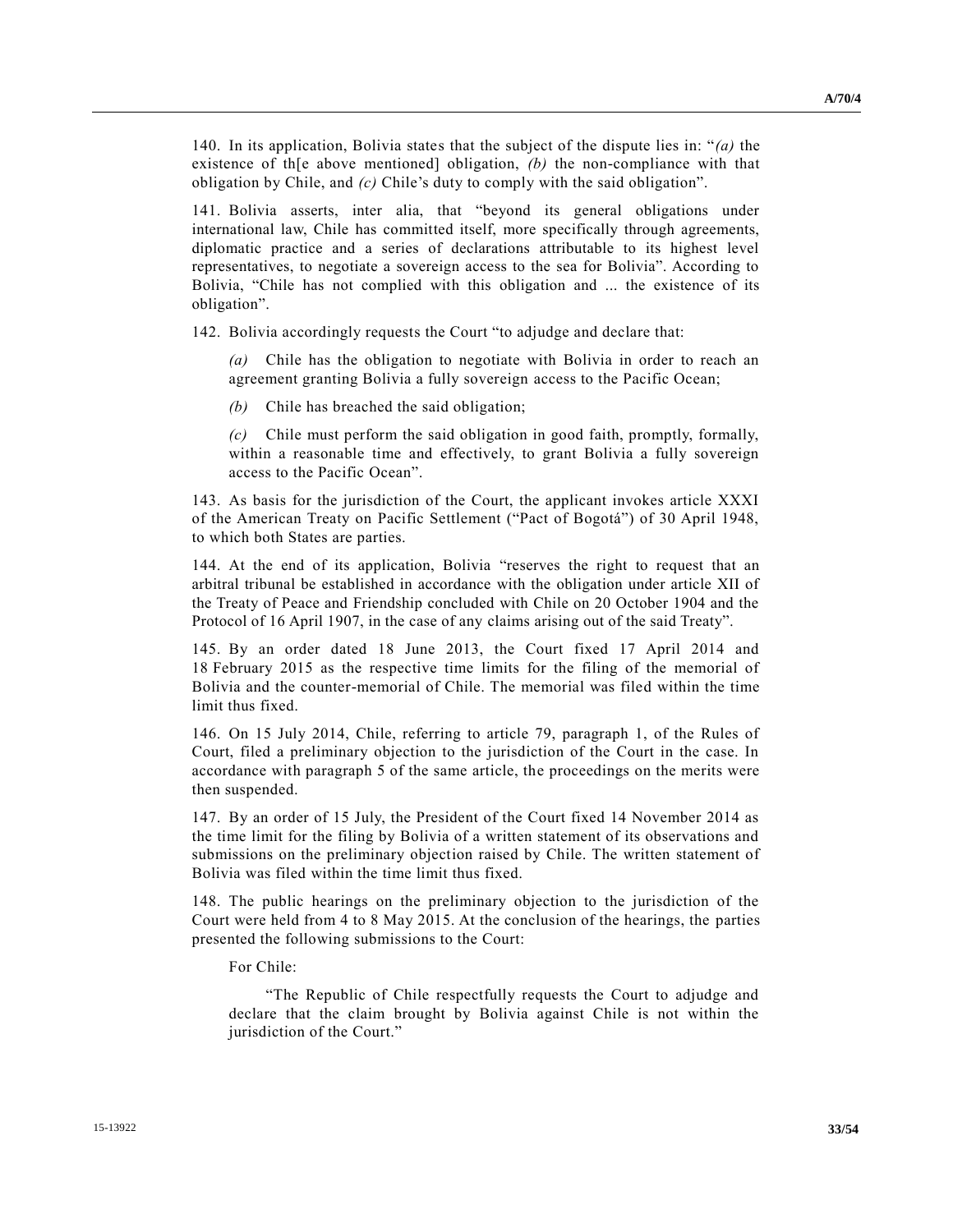140. In its application, Bolivia states that the subject of the dispute lies in: "*(a)* the existence of th[e above mentioned] obligation, *(b)* the non-compliance with that obligation by Chile, and *(c)* Chile's duty to comply with the said obligation".

141. Bolivia asserts, inter alia, that "beyond its general obligations under international law, Chile has committed itself, more specifically through agreements, diplomatic practice and a series of declarations attributable to its highest level representatives, to negotiate a sovereign access to the sea for Bolivia". According to Bolivia, "Chile has not complied with this obligation and ... the existence of its obligation".

142. Bolivia accordingly requests the Court "to adjudge and declare that:

> *(a)* Chile has the obligation to negotiate with Bolivia in order to reach an agreement granting Bolivia a fully sovereign access to the Pacific Ocean;
>
> *(b)* Chile has breached the said obligation;
>
> *(c)* Chile must perform the said obligation in good faith, promptly, formally, within a reasonable time and effectively, to grant Bolivia a fully sovereign access to the Pacific Ocean".

143. As basis for the jurisdiction of the Court, the applicant invokes article XXXI of the American Treaty on Pacific Settlement ("Pact of Bogotá") of 30 April 1948, to which both States are parties.

144. At the end of its application, Bolivia "reserves the right to request that an arbitral tribunal be established in accordance with the obligation under article XII of the Treaty of Peace and Friendship concluded with Chile on 20 October 1904 and the Protocol of 16 April 1907, in the case of any claims arising out of the said Treaty".

145. By an order dated 18 June 2013, the Court fixed 17 April 2014 and 18 February 2015 as the respective time limits for the filing of the memorial of Bolivia and the counter-memorial of Chile. The memorial was filed within the time limit thus fixed.

146. On 15 July 2014, Chile, referring to article 79, paragraph 1, of the Rules of Court, filed a preliminary objection to the jurisdiction of the Court in the case. In accordance with paragraph 5 of the same article, the proceedings on the merits were then suspended.

147. By an order of 15 July, the President of the Court fixed 14 November 2014 as the time limit for the filing by Bolivia of a written statement of its observations and submissions on the preliminary objection raised by Chile. The written statement of Bolivia was filed within the time limit thus fixed.

148. The public hearings on the preliminary objection to the jurisdiction of the Court were held from 4 to 8 May 2015. At the conclusion of the hearings, the parties presented the following submissions to the Court:

For Chile:

> "The Republic of Chile respectfully requests the Court to adjudge and declare that the claim brought by Bolivia against Chile is not within the jurisdiction of the Court."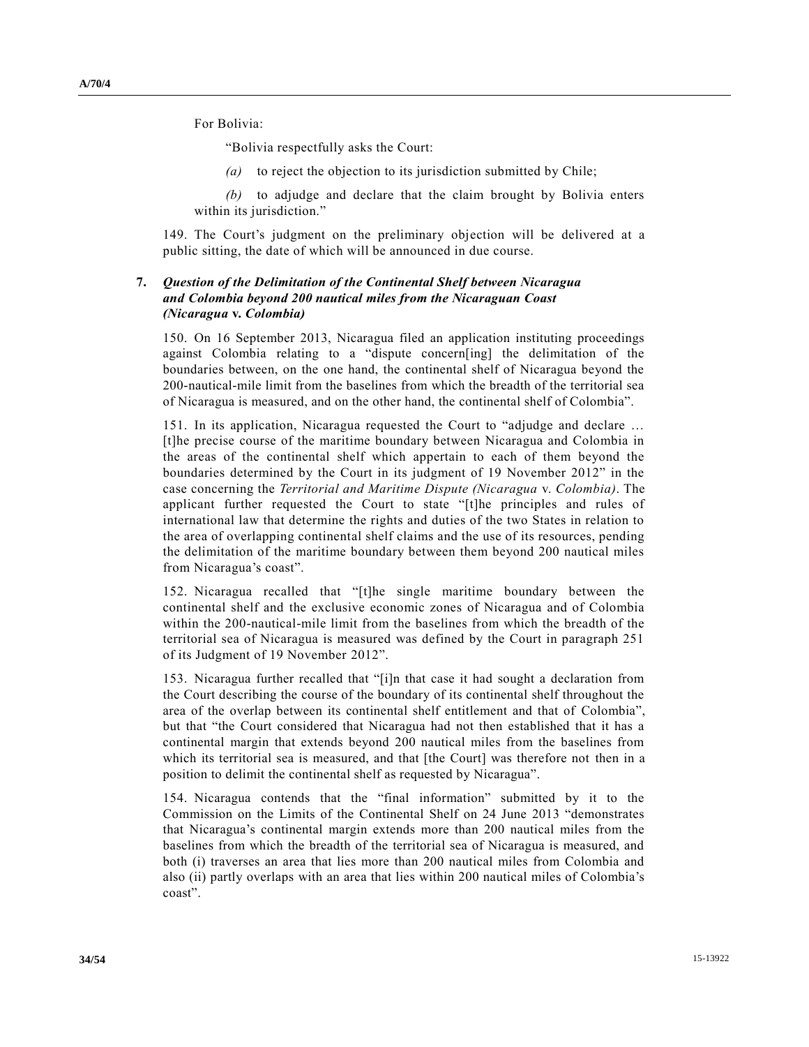For Bolivia:

"Bolivia respectfully asks the Court:

*(a)* to reject the objection to its jurisdiction submitted by Chile;

*(b)* to adjudge and declare that the claim brought by Bolivia enters within its jurisdiction."

149. The Court's judgment on the preliminary objection will be delivered at a public sitting, the date of which will be announced in due course.

### 7. *Question of the Delimitation of the Continental Shelf between Nicaragua and Colombia beyond 200 nautical miles from the Nicaraguan Coast (Nicaragua* v. *Colombia)*

150. On 16 September 2013, Nicaragua filed an application instituting proceedings against Colombia relating to a "dispute concern[ing] the delimitation of the boundaries between, on the one hand, the continental shelf of Nicaragua beyond the 200-nautical-mile limit from the baselines from which the breadth of the territorial sea of Nicaragua is measured, and on the other hand, the continental shelf of Colombia".

151. In its application, Nicaragua requested the Court to "adjudge and declare … [t]he precise course of the maritime boundary between Nicaragua and Colombia in the areas of the continental shelf which appertain to each of them beyond the boundaries determined by the Court in its judgment of 19 November 2012" in the case concerning the *Territorial and Maritime Dispute (Nicaragua* v. *Colombia)*. The applicant further requested the Court to state "[t]he principles and rules of international law that determine the rights and duties of the two States in relation to the area of overlapping continental shelf claims and the use of its resources, pending the delimitation of the maritime boundary between them beyond 200 nautical miles from Nicaragua's coast".

152. Nicaragua recalled that "[t]he single maritime boundary between the continental shelf and the exclusive economic zones of Nicaragua and of Colombia within the 200-nautical-mile limit from the baselines from which the breadth of the territorial sea of Nicaragua is measured was defined by the Court in paragraph 251 of its Judgment of 19 November 2012".

153. Nicaragua further recalled that "[i]n that case it had sought a declaration from the Court describing the course of the boundary of its continental shelf throughout the area of the overlap between its continental shelf entitlement and that of Colombia", but that "the Court considered that Nicaragua had not then established that it has a continental margin that extends beyond 200 nautical miles from the baselines from which its territorial sea is measured, and that [the Court] was therefore not then in a position to delimit the continental shelf as requested by Nicaragua".

154. Nicaragua contends that the "final information" submitted by it to the Commission on the Limits of the Continental Shelf on 24 June 2013 "demonstrates that Nicaragua's continental margin extends more than 200 nautical miles from the baselines from which the breadth of the territorial sea of Nicaragua is measured, and both (i) traverses an area that lies more than 200 nautical miles from Colombia and also (ii) partly overlaps with an area that lies within 200 nautical miles of Colombia's coast".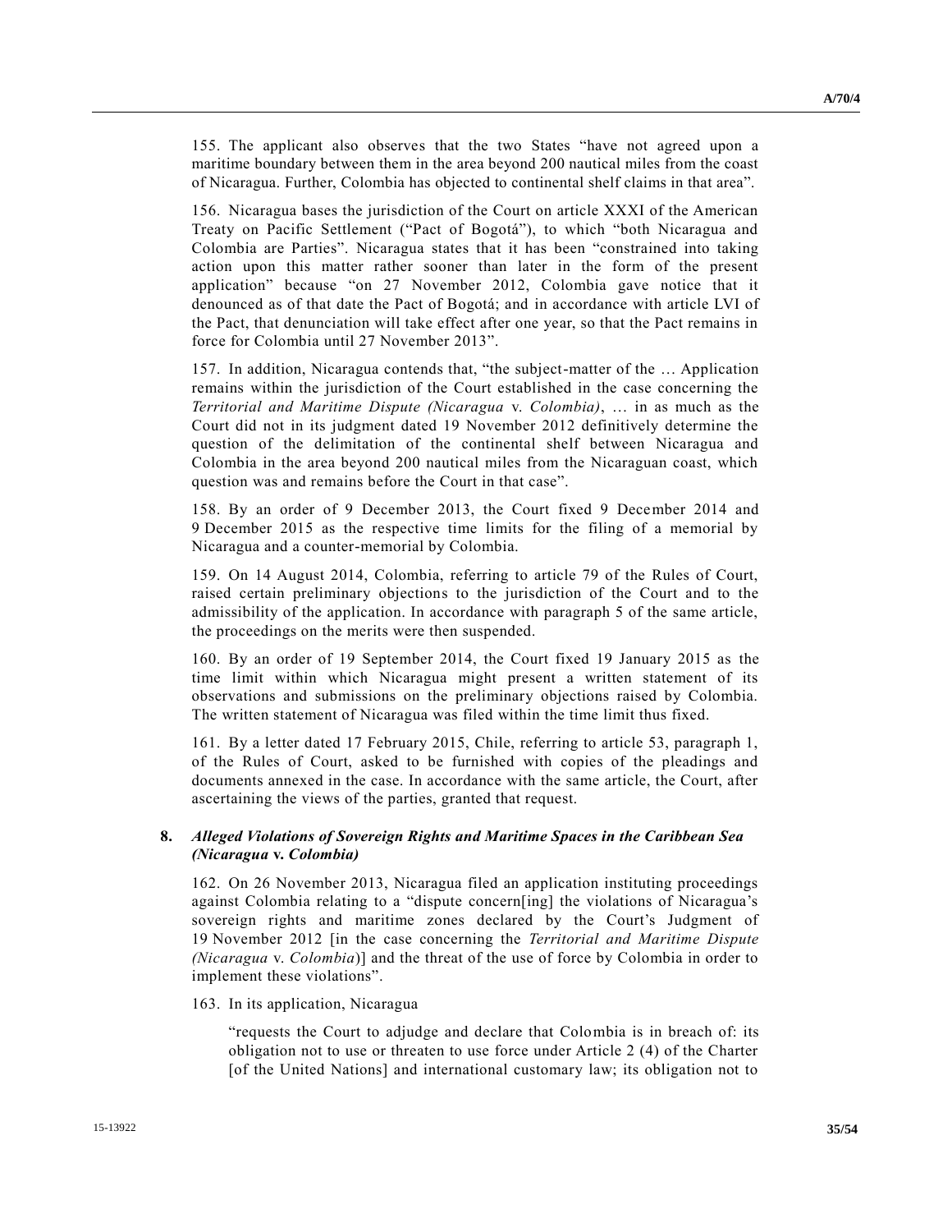155. The applicant also observes that the two States "have not agreed upon a maritime boundary between them in the area beyond 200 nautical miles from the coast of Nicaragua. Further, Colombia has objected to continental shelf claims in that area".

156. Nicaragua bases the jurisdiction of the Court on article XXXI of the American Treaty on Pacific Settlement ("Pact of Bogotá"), to which "both Nicaragua and Colombia are Parties". Nicaragua states that it has been "constrained into taking action upon this matter rather sooner than later in the form of the present application" because "on 27 November 2012, Colombia gave notice that it denounced as of that date the Pact of Bogotá; and in accordance with article LVI of the Pact, that denunciation will take effect after one year, so that the Pact remains in force for Colombia until 27 November 2013".

157. In addition, Nicaragua contends that, "the subject-matter of the … Application remains within the jurisdiction of the Court established in the case concerning the *Territorial and Maritime Dispute (Nicaragua* v. *Colombia)*, … in as much as the Court did not in its judgment dated 19 November 2012 definitively determine the question of the delimitation of the continental shelf between Nicaragua and Colombia in the area beyond 200 nautical miles from the Nicaraguan coast, which question was and remains before the Court in that case".

158. By an order of 9 December 2013, the Court fixed 9 December 2014 and 9 December 2015 as the respective time limits for the filing of a memorial by Nicaragua and a counter-memorial by Colombia.

159. On 14 August 2014, Colombia, referring to article 79 of the Rules of Court, raised certain preliminary objections to the jurisdiction of the Court and to the admissibility of the application. In accordance with paragraph 5 of the same article, the proceedings on the merits were then suspended.

160. By an order of 19 September 2014, the Court fixed 19 January 2015 as the time limit within which Nicaragua might present a written statement of its observations and submissions on the preliminary objections raised by Colombia. The written statement of Nicaragua was filed within the time limit thus fixed.

161. By a letter dated 17 February 2015, Chile, referring to article 53, paragraph 1, of the Rules of Court, asked to be furnished with copies of the pleadings and documents annexed in the case. In accordance with the same article, the Court, after ascertaining the views of the parties, granted that request.

### 8. *Alleged Violations of Sovereign Rights and Maritime Spaces in the Caribbean Sea (Nicaragua* v. *Colombia)*

162. On 26 November 2013, Nicaragua filed an application instituting proceedings against Colombia relating to a "dispute concern[ing] the violations of Nicaragua's sovereign rights and maritime zones declared by the Court's Judgment of 19 November 2012 [in the case concerning the *Territorial and Maritime Dispute (Nicaragua* v. *Colombia*)] and the threat of the use of force by Colombia in order to implement these violations".

163. In its application, Nicaragua

> "requests the Court to adjudge and declare that Colombia is in breach of: its obligation not to use or threaten to use force under Article 2 (4) of the Charter [of the United Nations] and international customary law; its obligation not to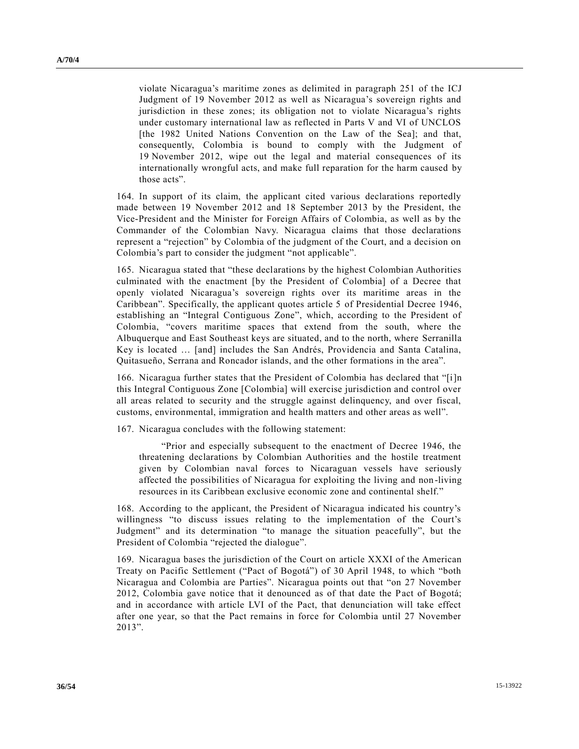violate Nicaragua's maritime zones as delimited in paragraph 251 of the ICJ Judgment of 19 November 2012 as well as Nicaragua's sovereign rights and jurisdiction in these zones; its obligation not to violate Nicaragua's rights under customary international law as reflected in Parts V and VI of UNCLOS [the 1982 United Nations Convention on the Law of the Sea]; and that, consequently, Colombia is bound to comply with the Judgment of 19 November 2012, wipe out the legal and material consequences of its internationally wrongful acts, and make full reparation for the harm caused by those acts".

164. In support of its claim, the applicant cited various declarations reportedly made between 19 November 2012 and 18 September 2013 by the President, the Vice-President and the Minister for Foreign Affairs of Colombia, as well as by the Commander of the Colombian Navy. Nicaragua claims that those declarations represent a "rejection" by Colombia of the judgment of the Court, and a decision on Colombia's part to consider the judgment "not applicable".

165. Nicaragua stated that "these declarations by the highest Colombian Authorities culminated with the enactment [by the President of Colombia] of a Decree that openly violated Nicaragua's sovereign rights over its maritime areas in the Caribbean". Specifically, the applicant quotes article 5 of Presidential Decree 1946, establishing an "Integral Contiguous Zone", which, according to the President of Colombia, "covers maritime spaces that extend from the south, where the Albuquerque and East Southeast keys are situated, and to the north, where Serranilla Key is located … [and] includes the San Andrés, Providencia and Santa Catalina, Quitasueño, Serrana and Roncador islands, and the other formations in the area".

166. Nicaragua further states that the President of Colombia has declared that "[i]n this Integral Contiguous Zone [Colombia] will exercise jurisdiction and control over all areas related to security and the struggle against delinquency, and over fiscal, customs, environmental, immigration and health matters and other areas as well".

167. Nicaragua concludes with the following statement:

> "Prior and especially subsequent to the enactment of Decree 1946, the threatening declarations by Colombian Authorities and the hostile treatment given by Colombian naval forces to Nicaraguan vessels have seriously affected the possibilities of Nicaragua for exploiting the living and non-living resources in its Caribbean exclusive economic zone and continental shelf."

168. According to the applicant, the President of Nicaragua indicated his country's willingness "to discuss issues relating to the implementation of the Court's Judgment" and its determination "to manage the situation peacefully", but the President of Colombia "rejected the dialogue".

169. Nicaragua bases the jurisdiction of the Court on article XXXI of the American Treaty on Pacific Settlement ("Pact of Bogotá") of 30 April 1948, to which "both Nicaragua and Colombia are Parties". Nicaragua points out that "on 27 November 2012, Colombia gave notice that it denounced as of that date the Pact of Bogotá; and in accordance with article LVI of the Pact, that denunciation will take effect after one year, so that the Pact remains in force for Colombia until 27 November 2013".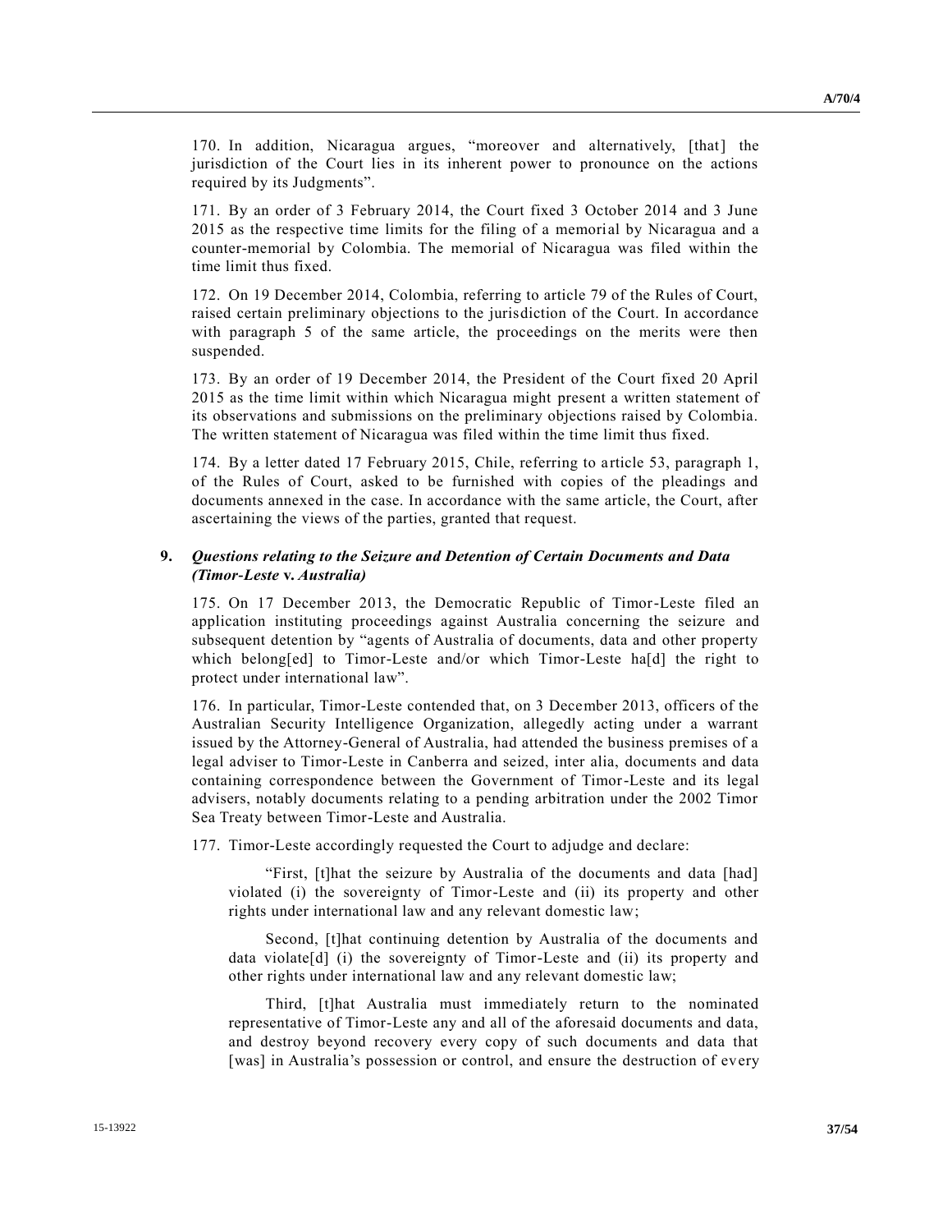170. In addition, Nicaragua argues, "moreover and alternatively, [that] the jurisdiction of the Court lies in its inherent power to pronounce on the actions required by its Judgments".

171. By an order of 3 February 2014, the Court fixed 3 October 2014 and 3 June 2015 as the respective time limits for the filing of a memorial by Nicaragua and a counter-memorial by Colombia. The memorial of Nicaragua was filed within the time limit thus fixed.

172. On 19 December 2014, Colombia, referring to article 79 of the Rules of Court, raised certain preliminary objections to the jurisdiction of the Court. In accordance with paragraph 5 of the same article, the proceedings on the merits were then suspended.

173. By an order of 19 December 2014, the President of the Court fixed 20 April 2015 as the time limit within which Nicaragua might present a written statement of its observations and submissions on the preliminary objections raised by Colombia. The written statement of Nicaragua was filed within the time limit thus fixed.

174. By a letter dated 17 February 2015, Chile, referring to article 53, paragraph 1, of the Rules of Court, asked to be furnished with copies of the pleadings and documents annexed in the case. In accordance with the same article, the Court, after ascertaining the views of the parties, granted that request.

### 9. *Questions relating to the Seizure and Detention of Certain Documents and Data (Timor-Leste* v. *Australia)*

175. On 17 December 2013, the Democratic Republic of Timor-Leste filed an application instituting proceedings against Australia concerning the seizure and subsequent detention by "agents of Australia of documents, data and other property which belong[ed] to Timor-Leste and/or which Timor-Leste ha[d] the right to protect under international law".

176. In particular, Timor-Leste contended that, on 3 December 2013, officers of the Australian Security Intelligence Organization, allegedly acting under a warrant issued by the Attorney-General of Australia, had attended the business premises of a legal adviser to Timor-Leste in Canberra and seized, inter alia, documents and data containing correspondence between the Government of Timor-Leste and its legal advisers, notably documents relating to a pending arbitration under the 2002 Timor Sea Treaty between Timor-Leste and Australia.

177. Timor-Leste accordingly requested the Court to adjudge and declare:

> "First, [t]hat the seizure by Australia of the documents and data [had] violated (i) the sovereignty of Timor-Leste and (ii) its property and other rights under international law and any relevant domestic law;
>
> Second, [t]hat continuing detention by Australia of the documents and data violate[d] (i) the sovereignty of Timor-Leste and (ii) its property and other rights under international law and any relevant domestic law;
>
> Third, [t]hat Australia must immediately return to the nominated representative of Timor-Leste any and all of the aforesaid documents and data, and destroy beyond recovery every copy of such documents and data that [was] in Australia's possession or control, and ensure the destruction of every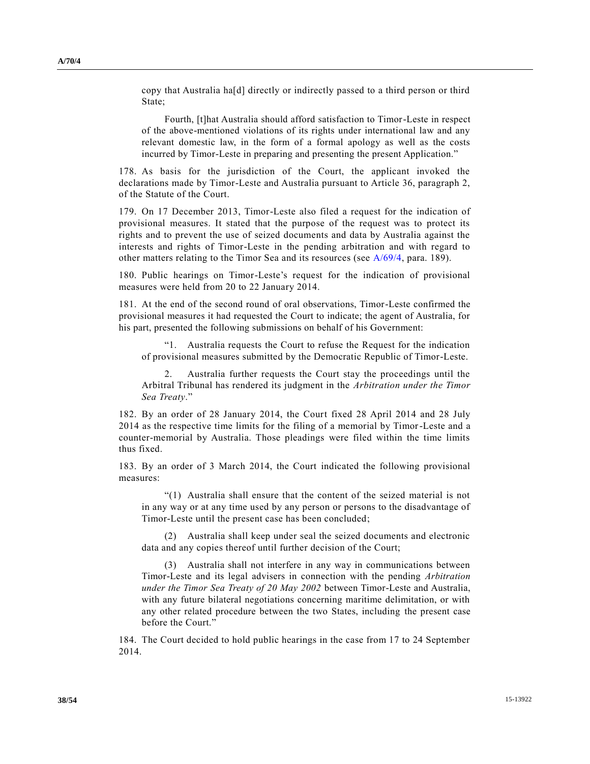copy that Australia ha[d] directly or indirectly passed to a third person or third State;

Fourth, [t]hat Australia should afford satisfaction to Timor-Leste in respect of the above-mentioned violations of its rights under international law and any relevant domestic law, in the form of a formal apology as well as the costs incurred by Timor-Leste in preparing and presenting the present Application."

178. As basis for the jurisdiction of the Court, the applicant invoked the declarations made by Timor-Leste and Australia pursuant to Article 36, paragraph 2, of the Statute of the Court.

179. On 17 December 2013, Timor-Leste also filed a request for the indication of provisional measures. It stated that the purpose of the request was to protect its rights and to prevent the use of seized documents and data by Australia against the interests and rights of Timor-Leste in the pending arbitration and with regard to other matters relating to the Timor Sea and its resources (see A/69/4, para. 189).

180. Public hearings on Timor-Leste's request for the indication of provisional measures were held from 20 to 22 January 2014.

181. At the end of the second round of oral observations, Timor-Leste confirmed the provisional measures it had requested the Court to indicate; the agent of Australia, for his part, presented the following submissions on behalf of his Government:

"1. Australia requests the Court to refuse the Request for the indication of provisional measures submitted by the Democratic Republic of Timor-Leste.

2. Australia further requests the Court stay the proceedings until the Arbitral Tribunal has rendered its judgment in the *Arbitration under the Timor Sea Treaty*."

182. By an order of 28 January 2014, the Court fixed 28 April 2014 and 28 July 2014 as the respective time limits for the filing of a memorial by Timor-Leste and a counter-memorial by Australia. Those pleadings were filed within the time limits thus fixed.

183. By an order of 3 March 2014, the Court indicated the following provisional measures:

"(1) Australia shall ensure that the content of the seized material is not in any way or at any time used by any person or persons to the disadvantage of Timor-Leste until the present case has been concluded;

(2) Australia shall keep under seal the seized documents and electronic data and any copies thereof until further decision of the Court;

(3) Australia shall not interfere in any way in communications between Timor-Leste and its legal advisers in connection with the pending *Arbitration under the Timor Sea Treaty of 20 May 2002* between Timor-Leste and Australia, with any future bilateral negotiations concerning maritime delimitation, or with any other related procedure between the two States, including the present case before the Court."

184. The Court decided to hold public hearings in the case from 17 to 24 September 2014.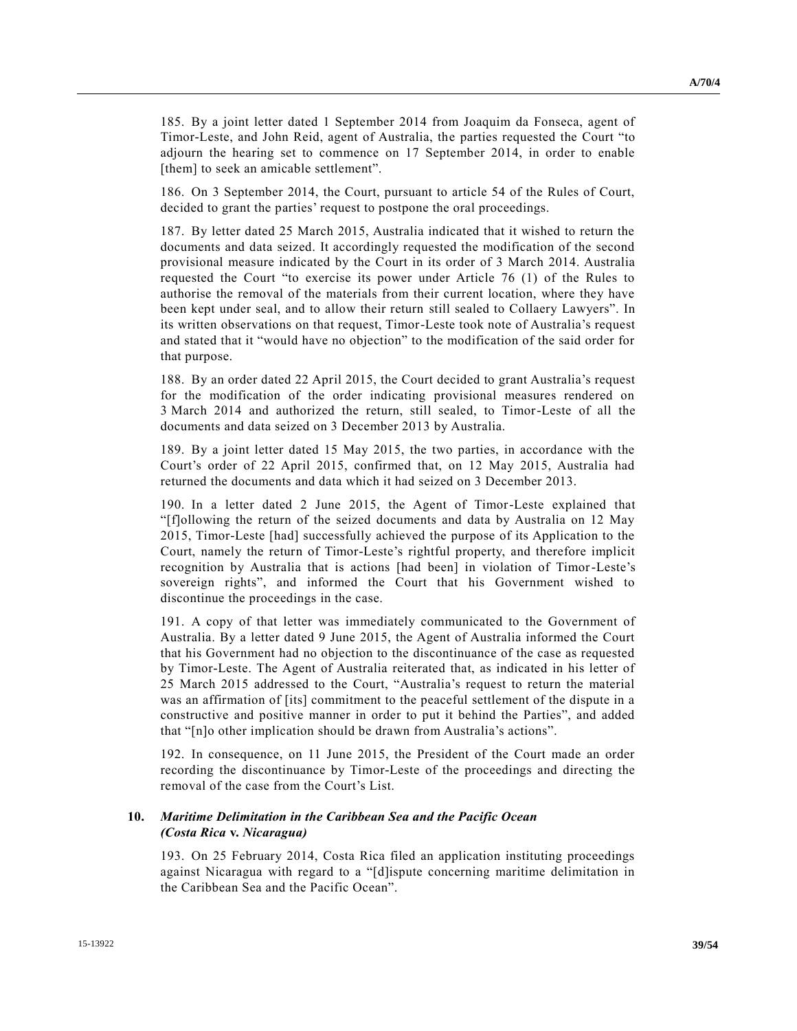185. By a joint letter dated 1 September 2014 from Joaquim da Fonseca, agent of Timor-Leste, and John Reid, agent of Australia, the parties requested the Court "to adjourn the hearing set to commence on 17 September 2014, in order to enable [them] to seek an amicable settlement".

186. On 3 September 2014, the Court, pursuant to article 54 of the Rules of Court, decided to grant the parties' request to postpone the oral proceedings.

187. By letter dated 25 March 2015, Australia indicated that it wished to return the documents and data seized. It accordingly requested the modification of the second provisional measure indicated by the Court in its order of 3 March 2014. Australia requested the Court "to exercise its power under Article 76 (1) of the Rules to authorise the removal of the materials from their current location, where they have been kept under seal, and to allow their return still sealed to Collaery Lawyers". In its written observations on that request, Timor-Leste took note of Australia's request and stated that it "would have no objection" to the modification of the said order for that purpose.

188. By an order dated 22 April 2015, the Court decided to grant Australia's request for the modification of the order indicating provisional measures rendered on 3 March 2014 and authorized the return, still sealed, to Timor-Leste of all the documents and data seized on 3 December 2013 by Australia.

189. By a joint letter dated 15 May 2015, the two parties, in accordance with the Court's order of 22 April 2015, confirmed that, on 12 May 2015, Australia had returned the documents and data which it had seized on 3 December 2013.

190. In a letter dated 2 June 2015, the Agent of Timor-Leste explained that "[f]ollowing the return of the seized documents and data by Australia on 12 May 2015, Timor-Leste [had] successfully achieved the purpose of its Application to the Court, namely the return of Timor-Leste's rightful property, and therefore implicit recognition by Australia that is actions [had been] in violation of Timor-Leste's sovereign rights", and informed the Court that his Government wished to discontinue the proceedings in the case.

191. A copy of that letter was immediately communicated to the Government of Australia. By a letter dated 9 June 2015, the Agent of Australia informed the Court that his Government had no objection to the discontinuance of the case as requested by Timor-Leste. The Agent of Australia reiterated that, as indicated in his letter of 25 March 2015 addressed to the Court, "Australia's request to return the material was an affirmation of [its] commitment to the peaceful settlement of the dispute in a constructive and positive manner in order to put it behind the Parties", and added that "[n]o other implication should be drawn from Australia's actions".

192. In consequence, on 11 June 2015, the President of the Court made an order recording the discontinuance by Timor-Leste of the proceedings and directing the removal of the case from the Court's List.

### 10. *Maritime Delimitation in the Caribbean Sea and the Pacific Ocean (Costa Rica* v. *Nicaragua)*

193. On 25 February 2014, Costa Rica filed an application instituting proceedings against Nicaragua with regard to a "[d]ispute concerning maritime delimitation in the Caribbean Sea and the Pacific Ocean".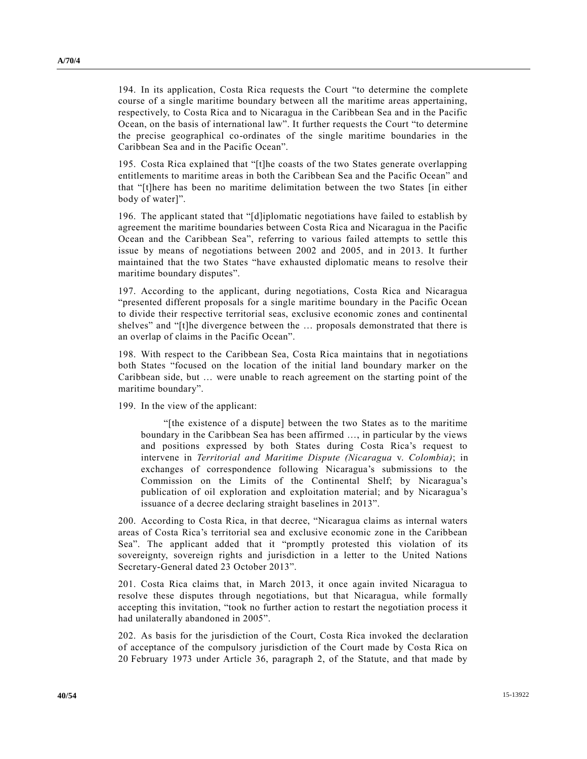194. In its application, Costa Rica requests the Court "to determine the complete course of a single maritime boundary between all the maritime areas appertaining, respectively, to Costa Rica and to Nicaragua in the Caribbean Sea and in the Pacific Ocean, on the basis of international law". It further requests the Court "to determine the precise geographical co-ordinates of the single maritime boundaries in the Caribbean Sea and in the Pacific Ocean".

195. Costa Rica explained that "[t]he coasts of the two States generate overlapping entitlements to maritime areas in both the Caribbean Sea and the Pacific Ocean" and that "[t]here has been no maritime delimitation between the two States [in either body of water]".

196. The applicant stated that "[d]iplomatic negotiations have failed to establish by agreement the maritime boundaries between Costa Rica and Nicaragua in the Pacific Ocean and the Caribbean Sea", referring to various failed attempts to settle this issue by means of negotiations between 2002 and 2005, and in 2013. It further maintained that the two States "have exhausted diplomatic means to resolve their maritime boundary disputes".

197. According to the applicant, during negotiations, Costa Rica and Nicaragua "presented different proposals for a single maritime boundary in the Pacific Ocean to divide their respective territorial seas, exclusive economic zones and continental shelves" and "[t]he divergence between the … proposals demonstrated that there is an overlap of claims in the Pacific Ocean".

198. With respect to the Caribbean Sea, Costa Rica maintains that in negotiations both States "focused on the location of the initial land boundary marker on the Caribbean side, but … were unable to reach agreement on the starting point of the maritime boundary".

199. In the view of the applicant:

> "[the existence of a dispute] between the two States as to the maritime boundary in the Caribbean Sea has been affirmed …, in particular by the views and positions expressed by both States during Costa Rica's request to intervene in *Territorial and Maritime Dispute (Nicaragua* v. *Colombia)*; in exchanges of correspondence following Nicaragua's submissions to the Commission on the Limits of the Continental Shelf; by Nicaragua's publication of oil exploration and exploitation material; and by Nicaragua's issuance of a decree declaring straight baselines in 2013".

200. According to Costa Rica, in that decree, "Nicaragua claims as internal waters areas of Costa Rica's territorial sea and exclusive economic zone in the Caribbean Sea". The applicant added that it "promptly protested this violation of its sovereignty, sovereign rights and jurisdiction in a letter to the United Nations Secretary-General dated 23 October 2013".

201. Costa Rica claims that, in March 2013, it once again invited Nicaragua to resolve these disputes through negotiations, but that Nicaragua, while formally accepting this invitation, "took no further action to restart the negotiation process it had unilaterally abandoned in 2005".

202. As basis for the jurisdiction of the Court, Costa Rica invoked the declaration of acceptance of the compulsory jurisdiction of the Court made by Costa Rica on 20 February 1973 under Article 36, paragraph 2, of the Statute, and that made by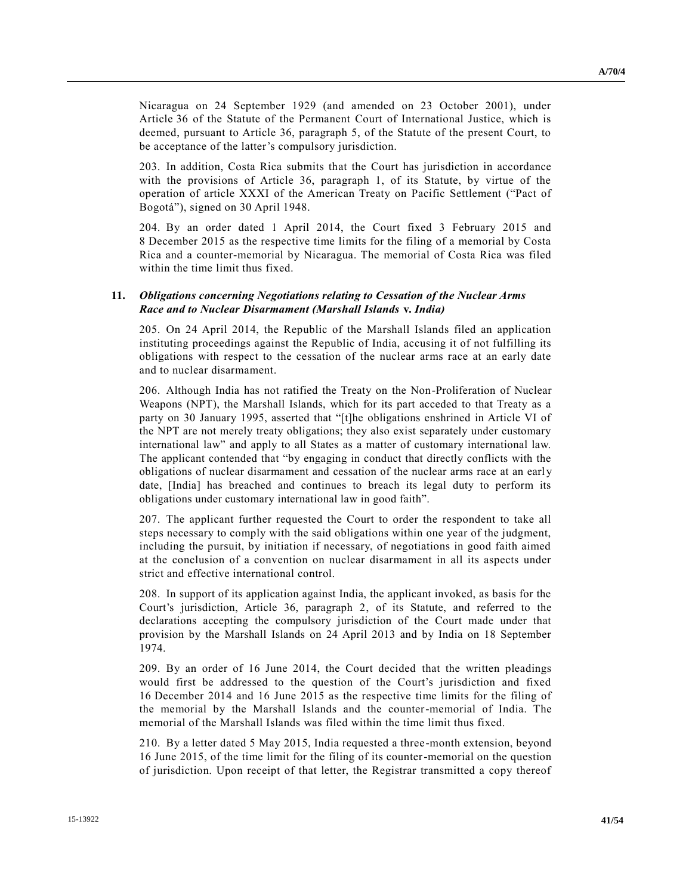Nicaragua on 24 September 1929 (and amended on 23 October 2001), under Article 36 of the Statute of the Permanent Court of International Justice, which is deemed, pursuant to Article 36, paragraph 5, of the Statute of the present Court, to be acceptance of the latter's compulsory jurisdiction.

203. In addition, Costa Rica submits that the Court has jurisdiction in accordance with the provisions of Article 36, paragraph 1, of its Statute, by virtue of the operation of article XXXI of the American Treaty on Pacific Settlement ("Pact of Bogotá"), signed on 30 April 1948.

204. By an order dated 1 April 2014, the Court fixed 3 February 2015 and 8 December 2015 as the respective time limits for the filing of a memorial by Costa Rica and a counter-memorial by Nicaragua. The memorial of Costa Rica was filed within the time limit thus fixed.

### 11. *Obligations concerning Negotiations relating to Cessation of the Nuclear Arms Race and to Nuclear Disarmament (Marshall Islands* v. *India)*

205. On 24 April 2014, the Republic of the Marshall Islands filed an application instituting proceedings against the Republic of India, accusing it of not fulfilling its obligations with respect to the cessation of the nuclear arms race at an early date and to nuclear disarmament.

206. Although India has not ratified the Treaty on the Non-Proliferation of Nuclear Weapons (NPT), the Marshall Islands, which for its part acceded to that Treaty as a party on 30 January 1995, asserted that "[t]he obligations enshrined in Article VI of the NPT are not merely treaty obligations; they also exist separately under customary international law" and apply to all States as a matter of customary international law. The applicant contended that "by engaging in conduct that directly conflicts with the obligations of nuclear disarmament and cessation of the nuclear arms race at an early date, [India] has breached and continues to breach its legal duty to perform its obligations under customary international law in good faith".

207. The applicant further requested the Court to order the respondent to take all steps necessary to comply with the said obligations within one year of the judgment, including the pursuit, by initiation if necessary, of negotiations in good faith aimed at the conclusion of a convention on nuclear disarmament in all its aspects under strict and effective international control.

208. In support of its application against India, the applicant invoked, as basis for the Court's jurisdiction, Article 36, paragraph 2, of its Statute, and referred to the declarations accepting the compulsory jurisdiction of the Court made under that provision by the Marshall Islands on 24 April 2013 and by India on 18 September 1974.

209. By an order of 16 June 2014, the Court decided that the written pleadings would first be addressed to the question of the Court's jurisdiction and fixed 16 December 2014 and 16 June 2015 as the respective time limits for the filing of the memorial by the Marshall Islands and the counter-memorial of India. The memorial of the Marshall Islands was filed within the time limit thus fixed.

210. By a letter dated 5 May 2015, India requested a three-month extension, beyond 16 June 2015, of the time limit for the filing of its counter-memorial on the question of jurisdiction. Upon receipt of that letter, the Registrar transmitted a copy thereof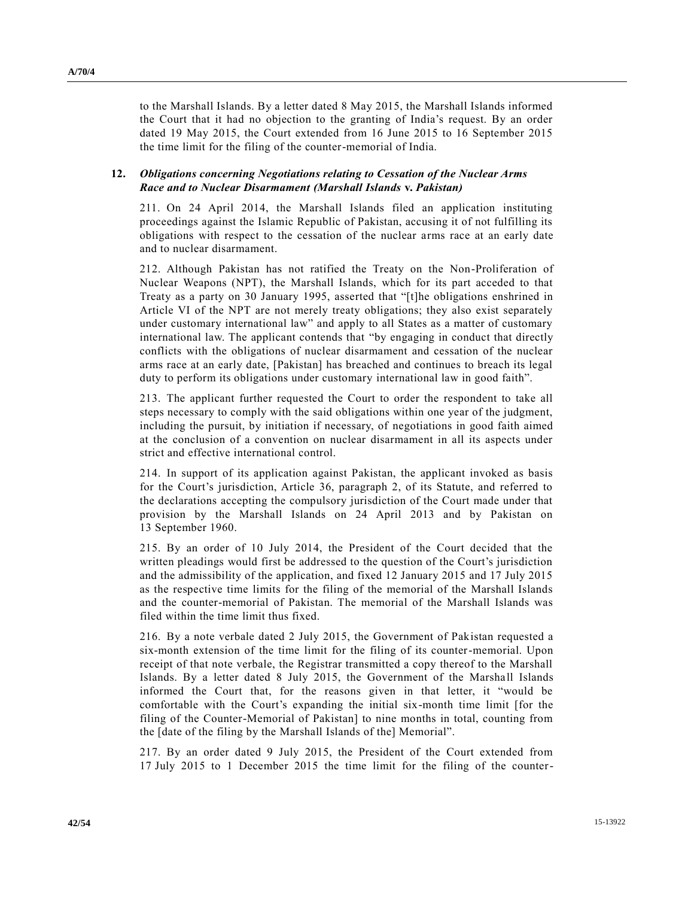to the Marshall Islands. By a letter dated 8 May 2015, the Marshall Islands informed the Court that it had no objection to the granting of India's request. By an order dated 19 May 2015, the Court extended from 16 June 2015 to 16 September 2015 the time limit for the filing of the counter-memorial of India.

### 12. *Obligations concerning Negotiations relating to Cessation of the Nuclear Arms Race and to Nuclear Disarmament (Marshall Islands* v. *Pakistan)*

211. On 24 April 2014, the Marshall Islands filed an application instituting proceedings against the Islamic Republic of Pakistan, accusing it of not fulfilling its obligations with respect to the cessation of the nuclear arms race at an early date and to nuclear disarmament.

212. Although Pakistan has not ratified the Treaty on the Non-Proliferation of Nuclear Weapons (NPT), the Marshall Islands, which for its part acceded to that Treaty as a party on 30 January 1995, asserted that "[t]he obligations enshrined in Article VI of the NPT are not merely treaty obligations; they also exist separately under customary international law" and apply to all States as a matter of customary international law. The applicant contends that "by engaging in conduct that directly conflicts with the obligations of nuclear disarmament and cessation of the nuclear arms race at an early date, [Pakistan] has breached and continues to breach its legal duty to perform its obligations under customary international law in good faith".

213. The applicant further requested the Court to order the respondent to take all steps necessary to comply with the said obligations within one year of the judgment, including the pursuit, by initiation if necessary, of negotiations in good faith aimed at the conclusion of a convention on nuclear disarmament in all its aspects under strict and effective international control.

214. In support of its application against Pakistan, the applicant invoked as basis for the Court's jurisdiction, Article 36, paragraph 2, of its Statute, and referred to the declarations accepting the compulsory jurisdiction of the Court made under that provision by the Marshall Islands on 24 April 2013 and by Pakistan on 13 September 1960.

215. By an order of 10 July 2014, the President of the Court decided that the written pleadings would first be addressed to the question of the Court's jurisdiction and the admissibility of the application, and fixed 12 January 2015 and 17 July 2015 as the respective time limits for the filing of the memorial of the Marshall Islands and the counter-memorial of Pakistan. The memorial of the Marshall Islands was filed within the time limit thus fixed.

216. By a note verbale dated 2 July 2015, the Government of Pakistan requested a six-month extension of the time limit for the filing of its counter-memorial. Upon receipt of that note verbale, the Registrar transmitted a copy thereof to the Marshall Islands. By a letter dated 8 July 2015, the Government of the Marshall Islands informed the Court that, for the reasons given in that letter, it "would be comfortable with the Court's expanding the initial six-month time limit [for the filing of the Counter-Memorial of Pakistan] to nine months in total, counting from the [date of the filing by the Marshall Islands of the] Memorial".

217. By an order dated 9 July 2015, the President of the Court extended from 17 July 2015 to 1 December 2015 the time limit for the filing of the counter-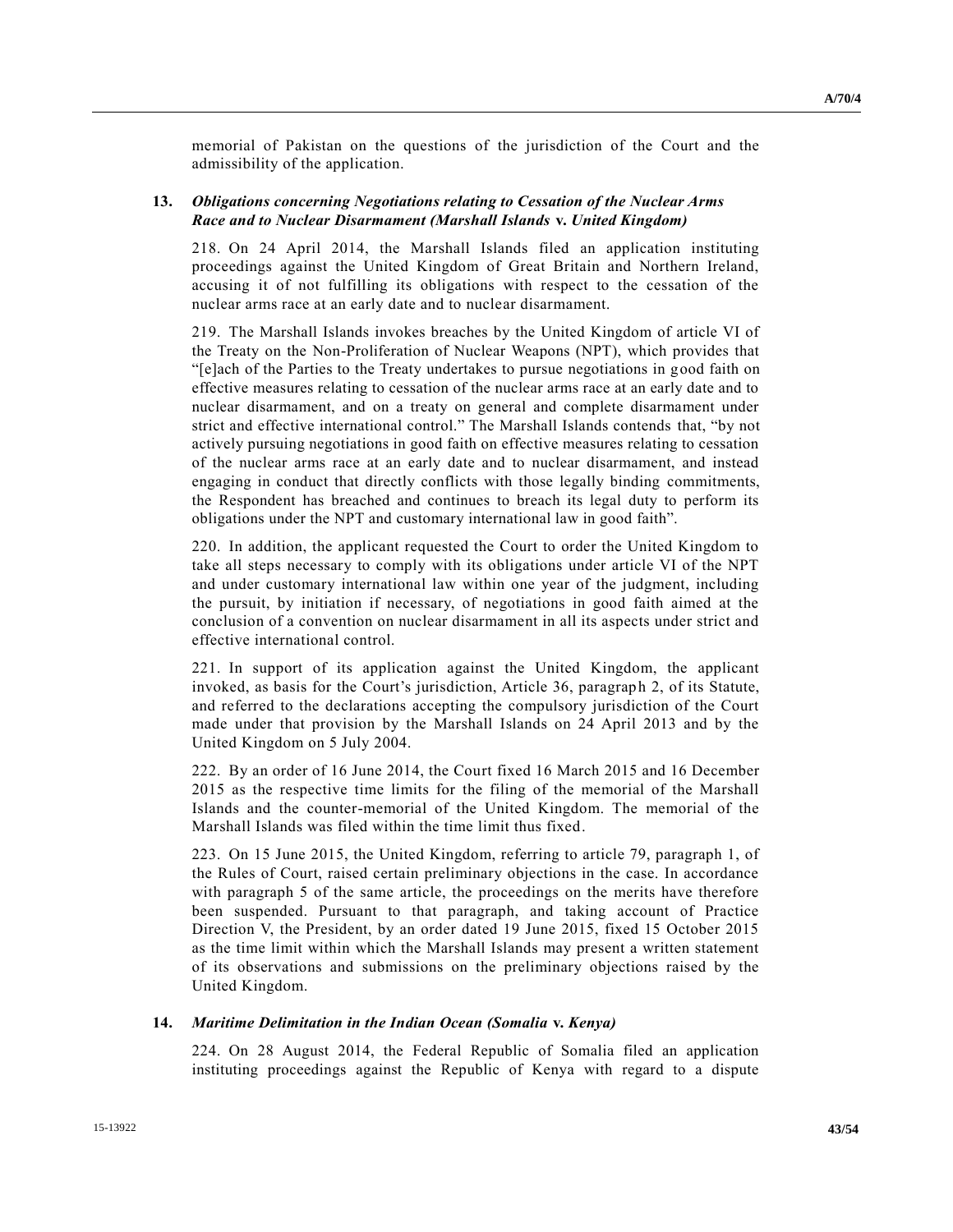memorial of Pakistan on the questions of the jurisdiction of the Court and the admissibility of the application.

### 13. *Obligations concerning Negotiations relating to Cessation of the Nuclear Arms Race and to Nuclear Disarmament (Marshall Islands* v. *United Kingdom)*

218. On 24 April 2014, the Marshall Islands filed an application instituting proceedings against the United Kingdom of Great Britain and Northern Ireland, accusing it of not fulfilling its obligations with respect to the cessation of the nuclear arms race at an early date and to nuclear disarmament.

219. The Marshall Islands invokes breaches by the United Kingdom of article VI of the Treaty on the Non-Proliferation of Nuclear Weapons (NPT), which provides that "[e]ach of the Parties to the Treaty undertakes to pursue negotiations in good faith on effective measures relating to cessation of the nuclear arms race at an early date and to nuclear disarmament, and on a treaty on general and complete disarmament under strict and effective international control." The Marshall Islands contends that, "by not actively pursuing negotiations in good faith on effective measures relating to cessation of the nuclear arms race at an early date and to nuclear disarmament, and instead engaging in conduct that directly conflicts with those legally binding commitments, the Respondent has breached and continues to breach its legal duty to perform its obligations under the NPT and customary international law in good faith".

220. In addition, the applicant requested the Court to order the United Kingdom to take all steps necessary to comply with its obligations under article VI of the NPT and under customary international law within one year of the judgment, including the pursuit, by initiation if necessary, of negotiations in good faith aimed at the conclusion of a convention on nuclear disarmament in all its aspects under strict and effective international control.

221. In support of its application against the United Kingdom, the applicant invoked, as basis for the Court's jurisdiction, Article 36, paragraph 2, of its Statute, and referred to the declarations accepting the compulsory jurisdiction of the Court made under that provision by the Marshall Islands on 24 April 2013 and by the United Kingdom on 5 July 2004.

222. By an order of 16 June 2014, the Court fixed 16 March 2015 and 16 December 2015 as the respective time limits for the filing of the memorial of the Marshall Islands and the counter-memorial of the United Kingdom. The memorial of the Marshall Islands was filed within the time limit thus fixed.

223. On 15 June 2015, the United Kingdom, referring to article 79, paragraph 1, of the Rules of Court, raised certain preliminary objections in the case. In accordance with paragraph 5 of the same article, the proceedings on the merits have therefore been suspended. Pursuant to that paragraph, and taking account of Practice Direction V, the President, by an order dated 19 June 2015, fixed 15 October 2015 as the time limit within which the Marshall Islands may present a written statement of its observations and submissions on the preliminary objections raised by the United Kingdom.

### 14. *Maritime Delimitation in the Indian Ocean (Somalia* v. *Kenya)*

224. On 28 August 2014, the Federal Republic of Somalia filed an application instituting proceedings against the Republic of Kenya with regard to a dispute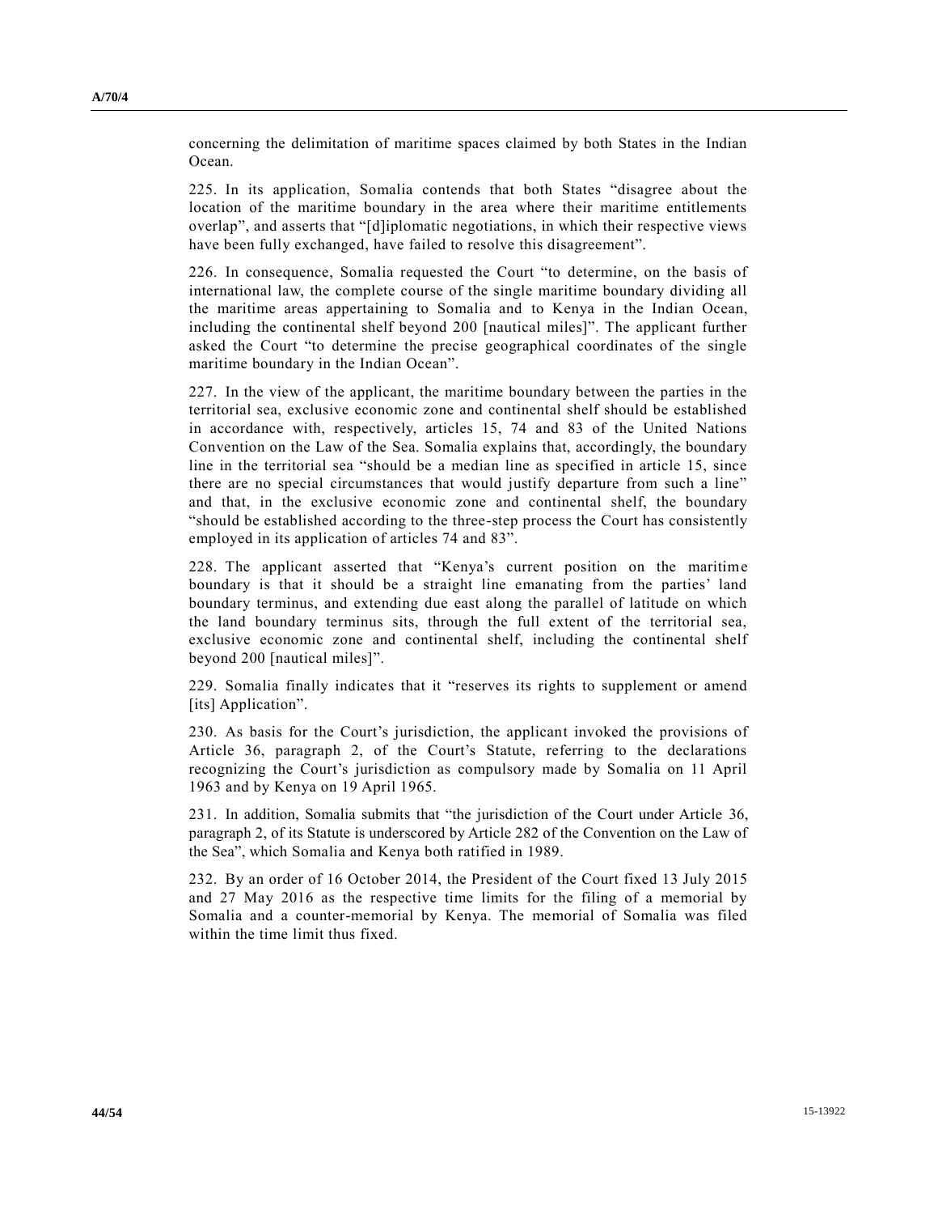concerning the delimitation of maritime spaces claimed by both States in the Indian Ocean.

225. In its application, Somalia contends that both States "disagree about the location of the maritime boundary in the area where their maritime entitlements overlap", and asserts that "[d]iplomatic negotiations, in which their respective views have been fully exchanged, have failed to resolve this disagreement".

226. In consequence, Somalia requested the Court "to determine, on the basis of international law, the complete course of the single maritime boundary dividing all the maritime areas appertaining to Somalia and to Kenya in the Indian Ocean, including the continental shelf beyond 200 [nautical miles]". The applicant further asked the Court "to determine the precise geographical coordinates of the single maritime boundary in the Indian Ocean".

227. In the view of the applicant, the maritime boundary between the parties in the territorial sea, exclusive economic zone and continental shelf should be established in accordance with, respectively, articles 15, 74 and 83 of the United Nations Convention on the Law of the Sea. Somalia explains that, accordingly, the boundary line in the territorial sea "should be a median line as specified in article 15, since there are no special circumstances that would justify departure from such a line" and that, in the exclusive economic zone and continental shelf, the boundary "should be established according to the three-step process the Court has consistently employed in its application of articles 74 and 83".

228. The applicant asserted that "Kenya's current position on the maritime boundary is that it should be a straight line emanating from the parties' land boundary terminus, and extending due east along the parallel of latitude on which the land boundary terminus sits, through the full extent of the territorial sea, exclusive economic zone and continental shelf, including the continental shelf beyond 200 [nautical miles]".

229. Somalia finally indicates that it "reserves its rights to supplement or amend [its] Application".

230. As basis for the Court's jurisdiction, the applicant invoked the provisions of Article 36, paragraph 2, of the Court's Statute, referring to the declarations recognizing the Court's jurisdiction as compulsory made by Somalia on 11 April 1963 and by Kenya on 19 April 1965.

231. In addition, Somalia submits that "the jurisdiction of the Court under Article 36, paragraph 2, of its Statute is underscored by Article 282 of the Convention on the Law of the Sea", which Somalia and Kenya both ratified in 1989.

232. By an order of 16 October 2014, the President of the Court fixed 13 July 2015 and 27 May 2016 as the respective time limits for the filing of a memorial by Somalia and a counter-memorial by Kenya. The memorial of Somalia was filed within the time limit thus fixed.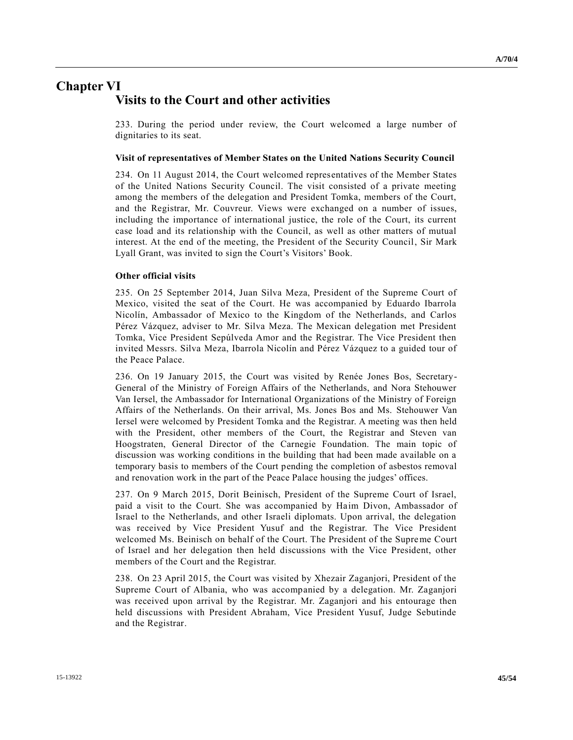# Chapter VI

## Visits to the Court and other activities

233. During the period under review, the Court welcomed a large number of dignitaries to its seat.

### Visit of representatives of Member States on the United Nations Security Council

234. On 11 August 2014, the Court welcomed representatives of the Member States of the United Nations Security Council. The visit consisted of a private meeting among the members of the delegation and President Tomka, members of the Court, and the Registrar, Mr. Couvreur. Views were exchanged on a number of issues, including the importance of international justice, the role of the Court, its current case load and its relationship with the Council, as well as other matters of mutual interest. At the end of the meeting, the President of the Security Council, Sir Mark Lyall Grant, was invited to sign the Court's Visitors' Book.

### Other official visits

235. On 25 September 2014, Juan Silva Meza, President of the Supreme Court of Mexico, visited the seat of the Court. He was accompanied by Eduardo Ibarrola Nicolín, Ambassador of Mexico to the Kingdom of the Netherlands, and Carlos Pérez Vázquez, adviser to Mr. Silva Meza. The Mexican delegation met President Tomka, Vice President Sepúlveda Amor and the Registrar. The Vice President then invited Messrs. Silva Meza, Ibarrola Nicolín and Pérez Vázquez to a guided tour of the Peace Palace.

236. On 19 January 2015, the Court was visited by Renée Jones Bos, Secretary-General of the Ministry of Foreign Affairs of the Netherlands, and Nora Stehouwer Van Iersel, the Ambassador for International Organizations of the Ministry of Foreign Affairs of the Netherlands. On their arrival, Ms. Jones Bos and Ms. Stehouwer Van Iersel were welcomed by President Tomka and the Registrar. A meeting was then held with the President, other members of the Court, the Registrar and Steven van Hoogstraten, General Director of the Carnegie Foundation. The main topic of discussion was working conditions in the building that had been made available on a temporary basis to members of the Court pending the completion of asbestos removal and renovation work in the part of the Peace Palace housing the judges' offices.

237. On 9 March 2015, Dorit Beinisch, President of the Supreme Court of Israel, paid a visit to the Court. She was accompanied by Haim Divon, Ambassador of Israel to the Netherlands, and other Israeli diplomats. Upon arrival, the delegation was received by Vice President Yusuf and the Registrar. The Vice President welcomed Ms. Beinisch on behalf of the Court. The President of the Supreme Court of Israel and her delegation then held discussions with the Vice President, other members of the Court and the Registrar.

238. On 23 April 2015, the Court was visited by Xhezair Zaganjori, President of the Supreme Court of Albania, who was accompanied by a delegation. Mr. Zaganjori was received upon arrival by the Registrar. Mr. Zaganjori and his entourage then held discussions with President Abraham, Vice President Yusuf, Judge Sebutinde and the Registrar.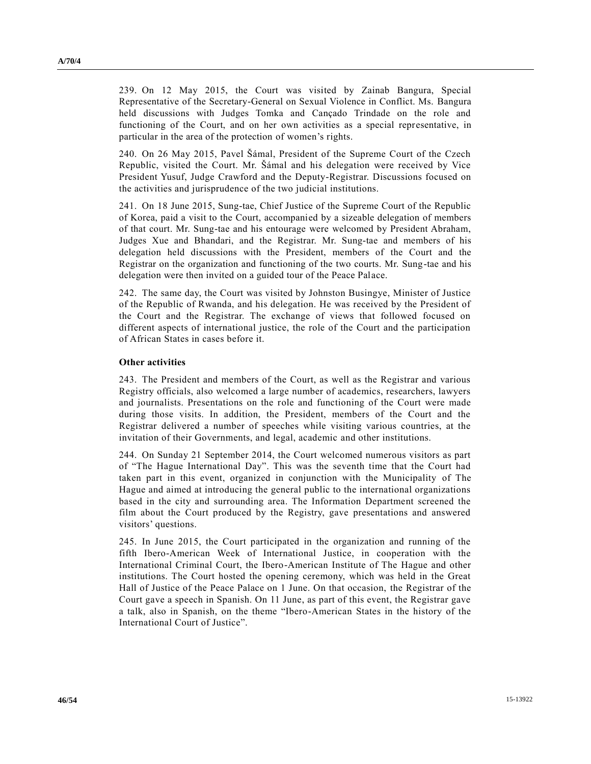239. On 12 May 2015, the Court was visited by Zainab Bangura, Special Representative of the Secretary-General on Sexual Violence in Conflict. Ms. Bangura held discussions with Judges Tomka and Cançado Trindade on the role and functioning of the Court, and on her own activities as a special representative, in particular in the area of the protection of women's rights.

240. On 26 May 2015, Pavel Šámal, President of the Supreme Court of the Czech Republic, visited the Court. Mr. Šámal and his delegation were received by Vice President Yusuf, Judge Crawford and the Deputy-Registrar. Discussions focused on the activities and jurisprudence of the two judicial institutions.

241. On 18 June 2015, Sung-tae, Chief Justice of the Supreme Court of the Republic of Korea, paid a visit to the Court, accompanied by a sizeable delegation of members of that court. Mr. Sung-tae and his entourage were welcomed by President Abraham, Judges Xue and Bhandari, and the Registrar. Mr. Sung-tae and members of his delegation held discussions with the President, members of the Court and the Registrar on the organization and functioning of the two courts. Mr. Sung-tae and his delegation were then invited on a guided tour of the Peace Palace.

242. The same day, the Court was visited by Johnston Busingye, Minister of Justice of the Republic of Rwanda, and his delegation. He was received by the President of the Court and the Registrar. The exchange of views that followed focused on different aspects of international justice, the role of the Court and the participation of African States in cases before it.

**Other activities**

243. The President and members of the Court, as well as the Registrar and various Registry officials, also welcomed a large number of academics, researchers, lawyers and journalists. Presentations on the role and functioning of the Court were made during those visits. In addition, the President, members of the Court and the Registrar delivered a number of speeches while visiting various countries, at the invitation of their Governments, and legal, academic and other institutions.

244. On Sunday 21 September 2014, the Court welcomed numerous visitors as part of "The Hague International Day". This was the seventh time that the Court had taken part in this event, organized in conjunction with the Municipality of The Hague and aimed at introducing the general public to the international organizations based in the city and surrounding area. The Information Department screened the film about the Court produced by the Registry, gave presentations and answered visitors' questions.

245. In June 2015, the Court participated in the organization and running of the fifth Ibero-American Week of International Justice, in cooperation with the International Criminal Court, the Ibero-American Institute of The Hague and other institutions. The Court hosted the opening ceremony, which was held in the Great Hall of Justice of the Peace Palace on 1 June. On that occasion, the Registrar of the Court gave a speech in Spanish. On 11 June, as part of this event, the Registrar gave a talk, also in Spanish, on the theme "Ibero-American States in the history of the International Court of Justice".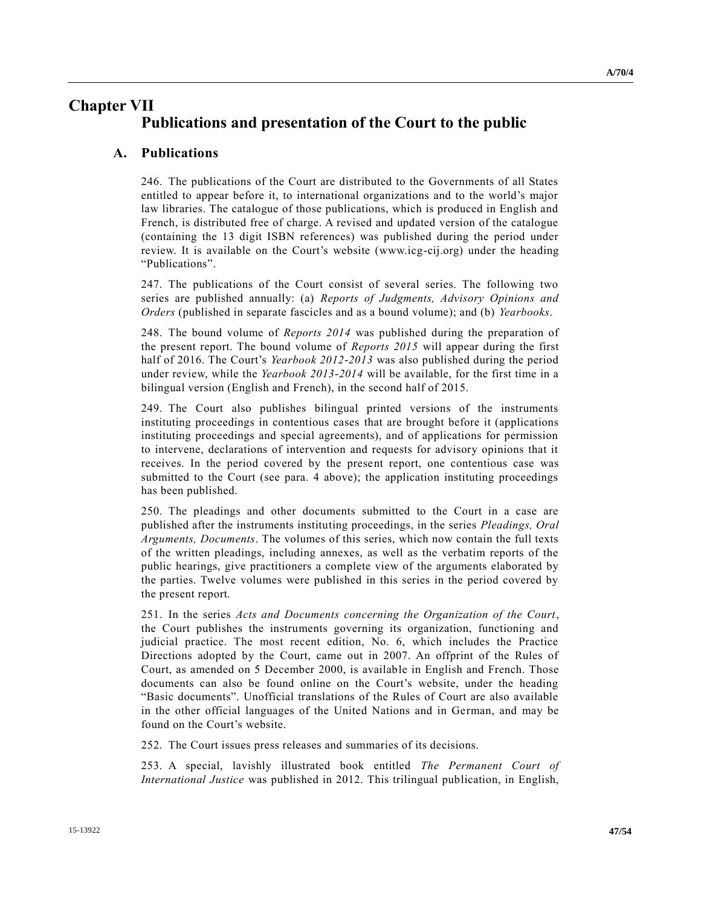# Chapter VII

# Publications and presentation of the Court to the public

## A. Publications

246. The publications of the Court are distributed to the Governments of all States entitled to appear before it, to international organizations and to the world's major law libraries. The catalogue of those publications, which is produced in English and French, is distributed free of charge. A revised and updated version of the catalogue (containing the 13 digit ISBN references) was published during the period under review. It is available on the Court's website (www.icg-cij.org) under the heading "Publications".

247. The publications of the Court consist of several series. The following two series are published annually: (a) *Reports of Judgments, Advisory Opinions and Orders* (published in separate fascicles and as a bound volume); and (b) *Yearbooks*.

248. The bound volume of *Reports 2014* was published during the preparation of the present report. The bound volume of *Reports 2015* will appear during the first half of 2016. The Court's *Yearbook 2012-2013* was also published during the period under review, while the *Yearbook 2013-2014* will be available, for the first time in a bilingual version (English and French), in the second half of 2015.

249. The Court also publishes bilingual printed versions of the instruments instituting proceedings in contentious cases that are brought before it (applications instituting proceedings and special agreements), and of applications for permission to intervene, declarations of intervention and requests for advisory opinions that it receives. In the period covered by the present report, one contentious case was submitted to the Court (see para. 4 above); the application instituting proceedings has been published.

250. The pleadings and other documents submitted to the Court in a case are published after the instruments instituting proceedings, in the series *Pleadings, Oral Arguments, Documents*. The volumes of this series, which now contain the full texts of the written pleadings, including annexes, as well as the verbatim reports of the public hearings, give practitioners a complete view of the arguments elaborated by the parties. Twelve volumes were published in this series in the period covered by the present report.

251. In the series *Acts and Documents concerning the Organization of the Court*, the Court publishes the instruments governing its organization, functioning and judicial practice. The most recent edition, No. 6, which includes the Practice Directions adopted by the Court, came out in 2007. An offprint of the Rules of Court, as amended on 5 December 2000, is available in English and French. Those documents can also be found online on the Court's website, under the heading "Basic documents". Unofficial translations of the Rules of Court are also available in the other official languages of the United Nations and in German, and may be found on the Court's website.

252. The Court issues press releases and summaries of its decisions.

253. A special, lavishly illustrated book entitled *The Permanent Court of International Justice* was published in 2012. This trilingual publication, in English,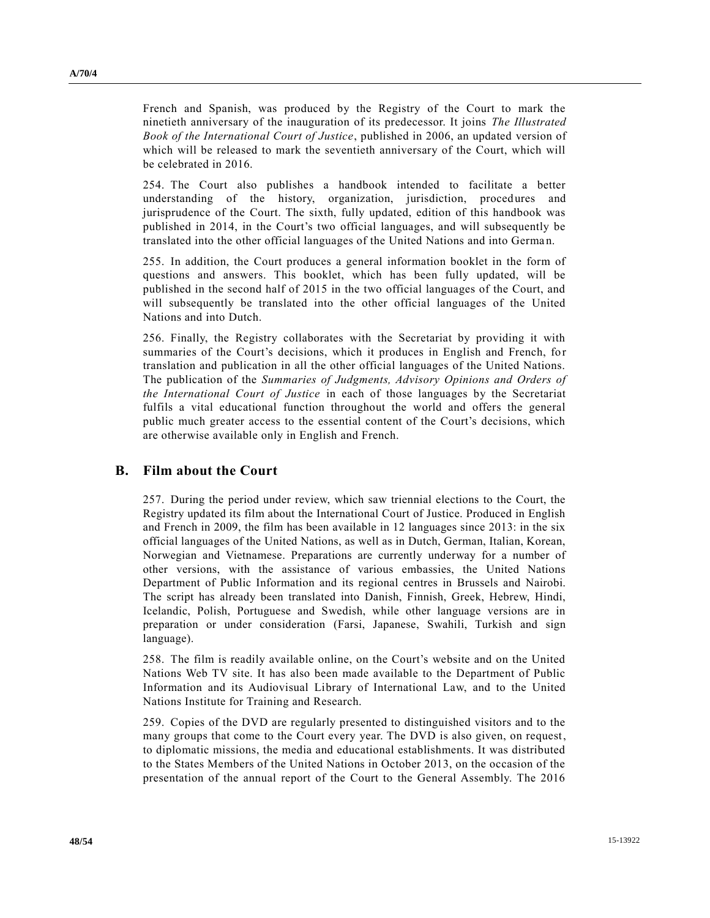French and Spanish, was produced by the Registry of the Court to mark the ninetieth anniversary of the inauguration of its predecessor. It joins *The Illustrated Book of the International Court of Justice*, published in 2006, an updated version of which will be released to mark the seventieth anniversary of the Court, which will be celebrated in 2016.

254. The Court also publishes a handbook intended to facilitate a better understanding of the history, organization, jurisdiction, procedures and jurisprudence of the Court. The sixth, fully updated, edition of this handbook was published in 2014, in the Court's two official languages, and will subsequently be translated into the other official languages of the United Nations and into German.

255. In addition, the Court produces a general information booklet in the form of questions and answers. This booklet, which has been fully updated, will be published in the second half of 2015 in the two official languages of the Court, and will subsequently be translated into the other official languages of the United Nations and into Dutch.

256. Finally, the Registry collaborates with the Secretariat by providing it with summaries of the Court's decisions, which it produces in English and French, for translation and publication in all the other official languages of the United Nations. The publication of the *Summaries of Judgments, Advisory Opinions and Orders of the International Court of Justice* in each of those languages by the Secretariat fulfils a vital educational function throughout the world and offers the general public much greater access to the essential content of the Court's decisions, which are otherwise available only in English and French.

## B. Film about the Court

257. During the period under review, which saw triennial elections to the Court, the Registry updated its film about the International Court of Justice. Produced in English and French in 2009, the film has been available in 12 languages since 2013: in the six official languages of the United Nations, as well as in Dutch, German, Italian, Korean, Norwegian and Vietnamese. Preparations are currently underway for a number of other versions, with the assistance of various embassies, the United Nations Department of Public Information and its regional centres in Brussels and Nairobi. The script has already been translated into Danish, Finnish, Greek, Hebrew, Hindi, Icelandic, Polish, Portuguese and Swedish, while other language versions are in preparation or under consideration (Farsi, Japanese, Swahili, Turkish and sign language).

258. The film is readily available online, on the Court's website and on the United Nations Web TV site. It has also been made available to the Department of Public Information and its Audiovisual Library of International Law, and to the United Nations Institute for Training and Research.

259. Copies of the DVD are regularly presented to distinguished visitors and to the many groups that come to the Court every year. The DVD is also given, on request, to diplomatic missions, the media and educational establishments. It was distributed to the States Members of the United Nations in October 2013, on the occasion of the presentation of the annual report of the Court to the General Assembly. The 2016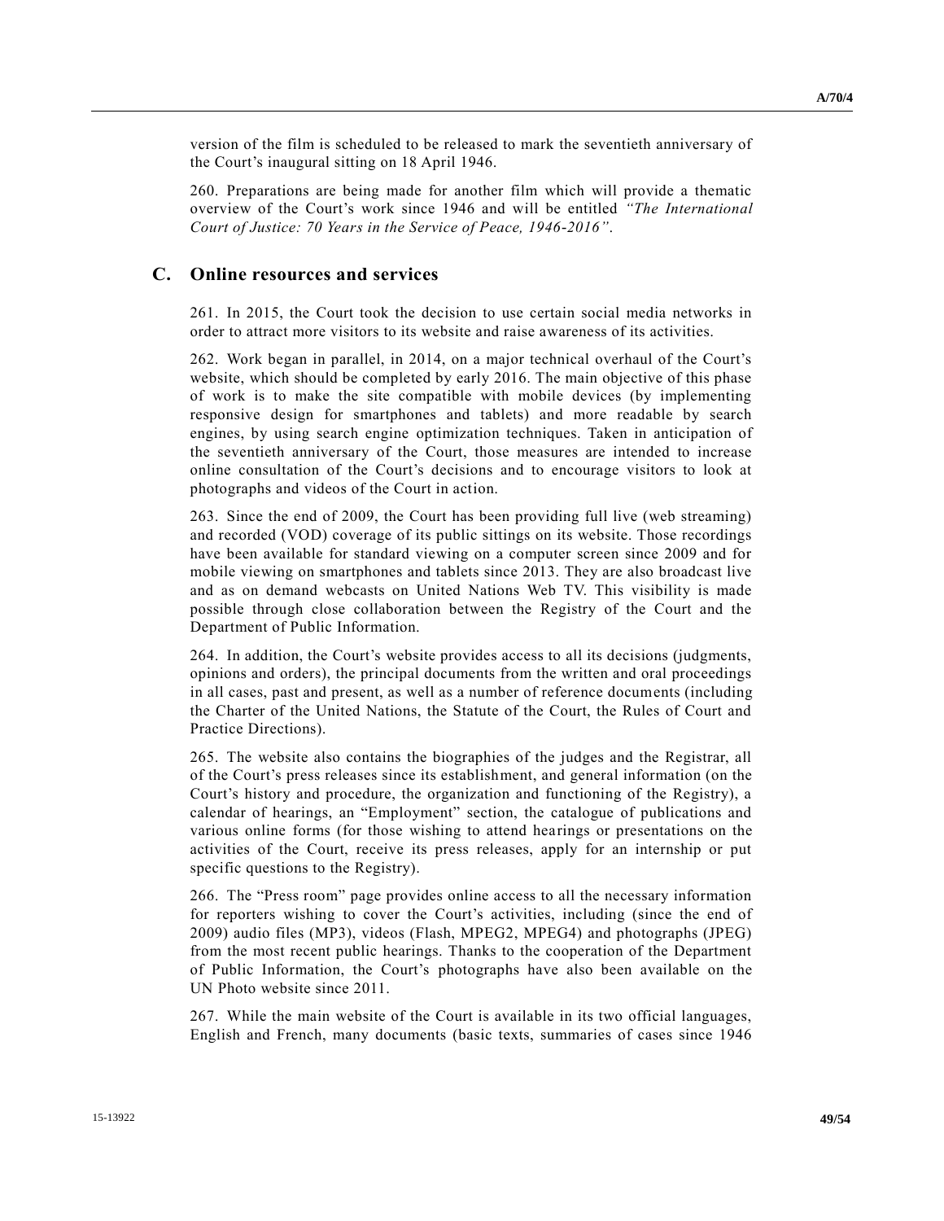version of the film is scheduled to be released to mark the seventieth anniversary of the Court's inaugural sitting on 18 April 1946.

260. Preparations are being made for another film which will provide a thematic overview of the Court's work since 1946 and will be entitled *"The International Court of Justice: 70 Years in the Service of Peace, 1946-2016"*.

## C. Online resources and services

261. In 2015, the Court took the decision to use certain social media networks in order to attract more visitors to its website and raise awareness of its activities.

262. Work began in parallel, in 2014, on a major technical overhaul of the Court's website, which should be completed by early 2016. The main objective of this phase of work is to make the site compatible with mobile devices (by implementing responsive design for smartphones and tablets) and more readable by search engines, by using search engine optimization techniques. Taken in anticipation of the seventieth anniversary of the Court, those measures are intended to increase online consultation of the Court's decisions and to encourage visitors to look at photographs and videos of the Court in action.

263. Since the end of 2009, the Court has been providing full live (web streaming) and recorded (VOD) coverage of its public sittings on its website. Those recordings have been available for standard viewing on a computer screen since 2009 and for mobile viewing on smartphones and tablets since 2013. They are also broadcast live and as on demand webcasts on United Nations Web TV. This visibility is made possible through close collaboration between the Registry of the Court and the Department of Public Information.

264. In addition, the Court's website provides access to all its decisions (judgments, opinions and orders), the principal documents from the written and oral proceedings in all cases, past and present, as well as a number of reference documents (including the Charter of the United Nations, the Statute of the Court, the Rules of Court and Practice Directions).

265. The website also contains the biographies of the judges and the Registrar, all of the Court's press releases since its establishment, and general information (on the Court's history and procedure, the organization and functioning of the Registry), a calendar of hearings, an "Employment" section, the catalogue of publications and various online forms (for those wishing to attend hearings or presentations on the activities of the Court, receive its press releases, apply for an internship or put specific questions to the Registry).

266. The "Press room" page provides online access to all the necessary information for reporters wishing to cover the Court's activities, including (since the end of 2009) audio files (MP3), videos (Flash, MPEG2, MPEG4) and photographs (JPEG) from the most recent public hearings. Thanks to the cooperation of the Department of Public Information, the Court's photographs have also been available on the UN Photo website since 2011.

267. While the main website of the Court is available in its two official languages, English and French, many documents (basic texts, summaries of cases since 1946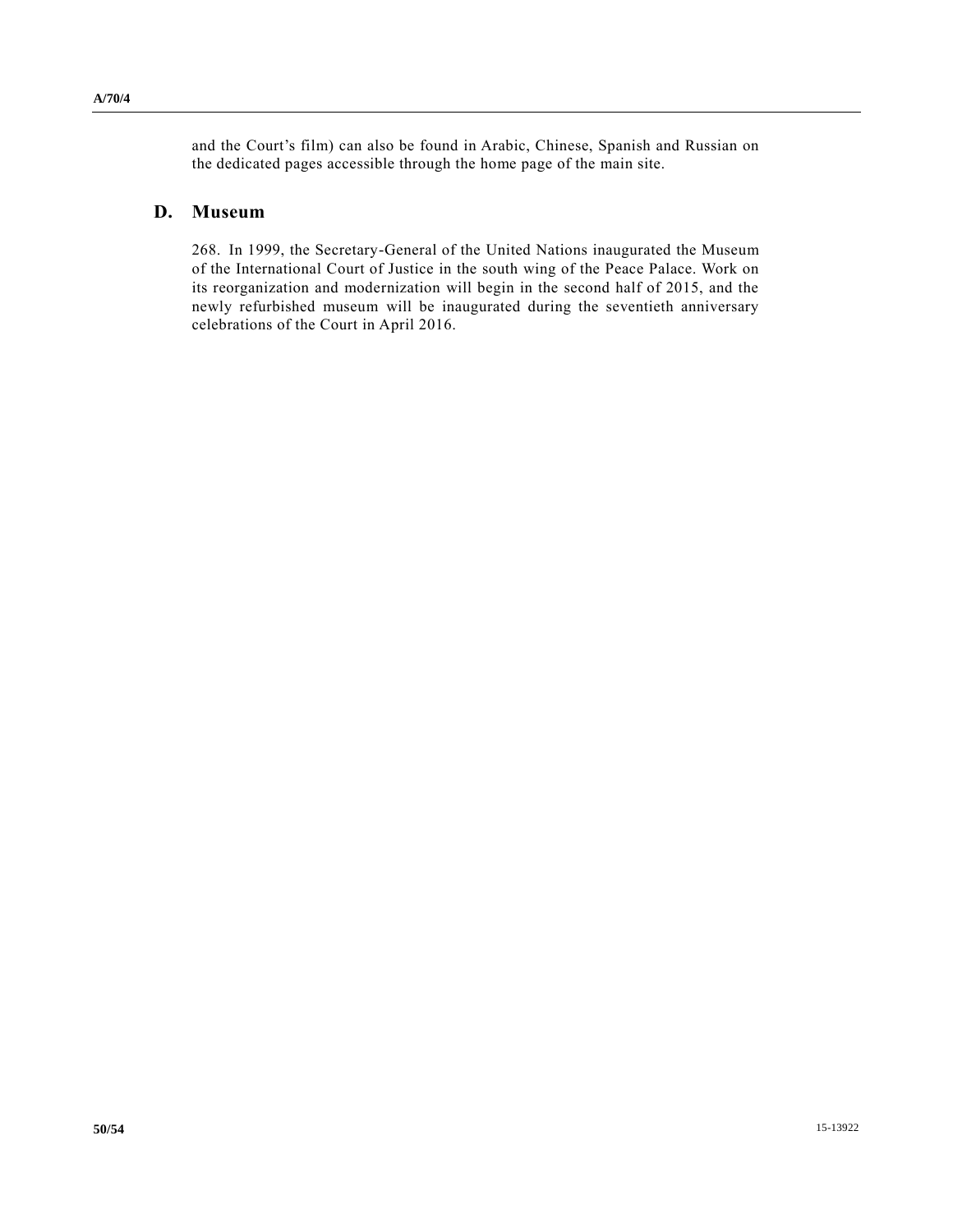and the Court's film) can also be found in Arabic, Chinese, Spanish and Russian on the dedicated pages accessible through the home page of the main site.

## D. Museum

268. In 1999, the Secretary-General of the United Nations inaugurated the Museum of the International Court of Justice in the south wing of the Peace Palace. Work on its reorganization and modernization will begin in the second half of 2015, and the newly refurbished museum will be inaugurated during the seventieth anniversary celebrations of the Court in April 2016.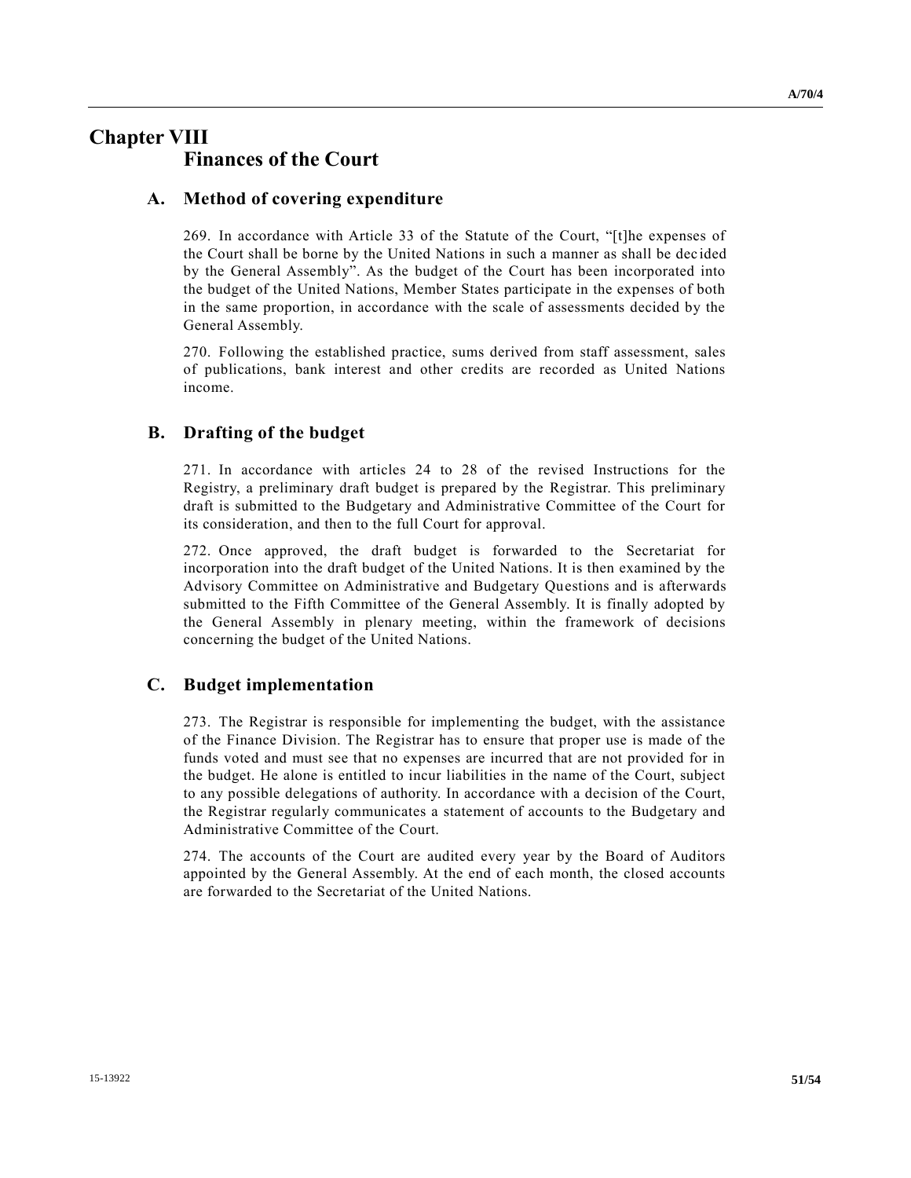# Chapter VIII
# Finances of the Court

## A. Method of covering expenditure

269. In accordance with Article 33 of the Statute of the Court, "[t]he expenses of the Court shall be borne by the United Nations in such a manner as shall be decided by the General Assembly". As the budget of the Court has been incorporated into the budget of the United Nations, Member States participate in the expenses of both in the same proportion, in accordance with the scale of assessments decided by the General Assembly.

270. Following the established practice, sums derived from staff assessment, sales of publications, bank interest and other credits are recorded as United Nations income.

## B. Drafting of the budget

271. In accordance with articles 24 to 28 of the revised Instructions for the Registry, a preliminary draft budget is prepared by the Registrar. This preliminary draft is submitted to the Budgetary and Administrative Committee of the Court for its consideration, and then to the full Court for approval.

272. Once approved, the draft budget is forwarded to the Secretariat for incorporation into the draft budget of the United Nations. It is then examined by the Advisory Committee on Administrative and Budgetary Questions and is afterwards submitted to the Fifth Committee of the General Assembly. It is finally adopted by the General Assembly in plenary meeting, within the framework of decisions concerning the budget of the United Nations.

## C. Budget implementation

273. The Registrar is responsible for implementing the budget, with the assistance of the Finance Division. The Registrar has to ensure that proper use is made of the funds voted and must see that no expenses are incurred that are not provided for in the budget. He alone is entitled to incur liabilities in the name of the Court, subject to any possible delegations of authority. In accordance with a decision of the Court, the Registrar regularly communicates a statement of accounts to the Budgetary and Administrative Committee of the Court.

274. The accounts of the Court are audited every year by the Board of Auditors appointed by the General Assembly. At the end of each month, the closed accounts are forwarded to the Secretariat of the United Nations.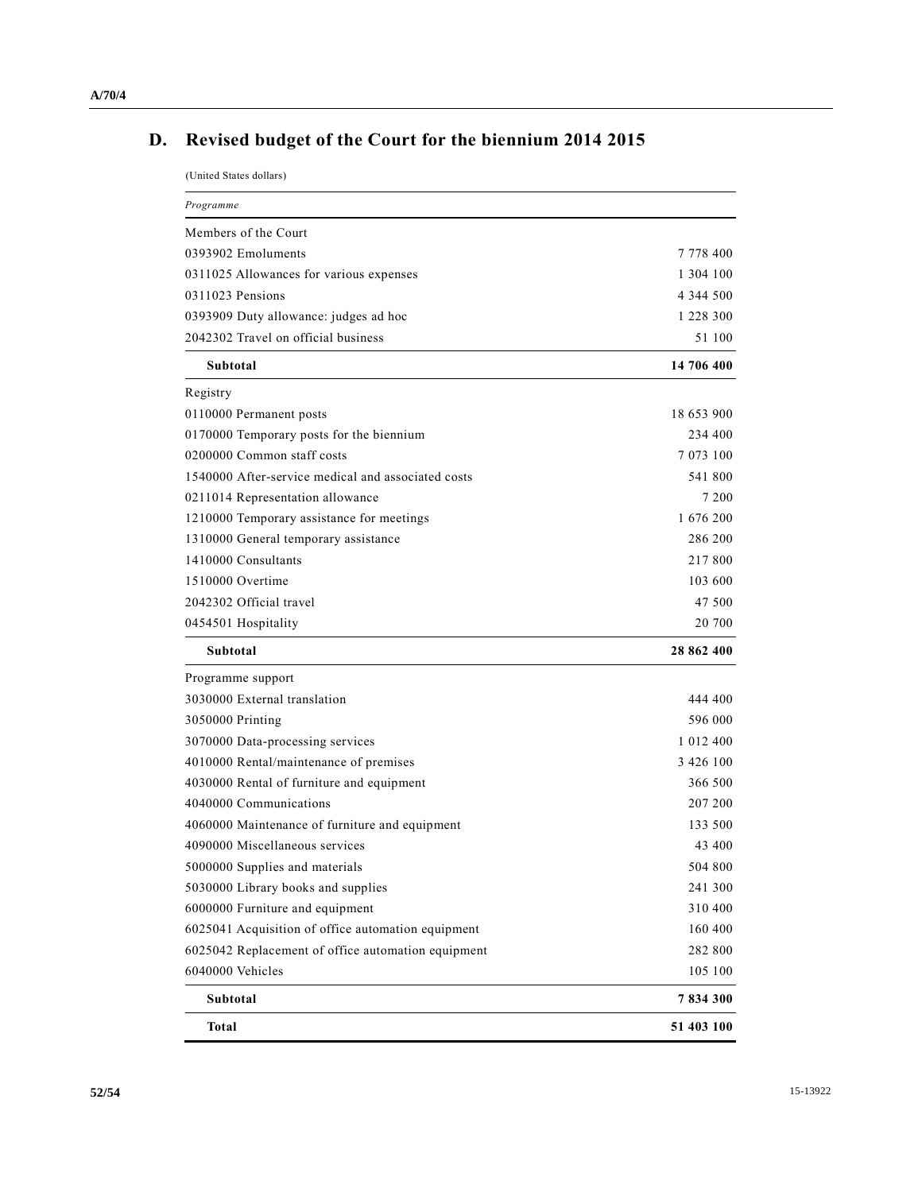## D. Revised budget of the Court for the biennium 2014 2015

(United States dollars)

| *Programme* | |
|---|---|
| Members of the Court | |
| 0393902 Emoluments | 7 778 400 |
| 0311025 Allowances for various expenses | 1 304 100 |
| 0311023 Pensions | 4 344 500 |
| 0393909 Duty allowance: judges ad hoc | 1 228 300 |
| 2042302 Travel on official business | 51 100 |
| **Subtotal** | **14 706 400** |
| Registry | |
| 0110000 Permanent posts | 18 653 900 |
| 0170000 Temporary posts for the biennium | 234 400 |
| 0200000 Common staff costs | 7 073 100 |
| 1540000 After-service medical and associated costs | 541 800 |
| 0211014 Representation allowance | 7 200 |
| 1210000 Temporary assistance for meetings | 1 676 200 |
| 1310000 General temporary assistance | 286 200 |
| 1410000 Consultants | 217 800 |
| 1510000 Overtime | 103 600 |
| 2042302 Official travel | 47 500 |
| 0454501 Hospitality | 20 700 |
| **Subtotal** | **28 862 400** |
| Programme support | |
| 3030000 External translation | 444 400 |
| 3050000 Printing | 596 000 |
| 3070000 Data-processing services | 1 012 400 |
| 4010000 Rental/maintenance of premises | 3 426 100 |
| 4030000 Rental of furniture and equipment | 366 500 |
| 4040000 Communications | 207 200 |
| 4060000 Maintenance of furniture and equipment | 133 500 |
| 4090000 Miscellaneous services | 43 400 |
| 5000000 Supplies and materials | 504 800 |
| 5030000 Library books and supplies | 241 300 |
| 6000000 Furniture and equipment | 310 400 |
| 6025041 Acquisition of office automation equipment | 160 400 |
| 6025042 Replacement of office automation equipment | 282 800 |
| 6040000 Vehicles | 105 100 |
| **Subtotal** | **7 834 300** |
| **Total** | **51 403 100** |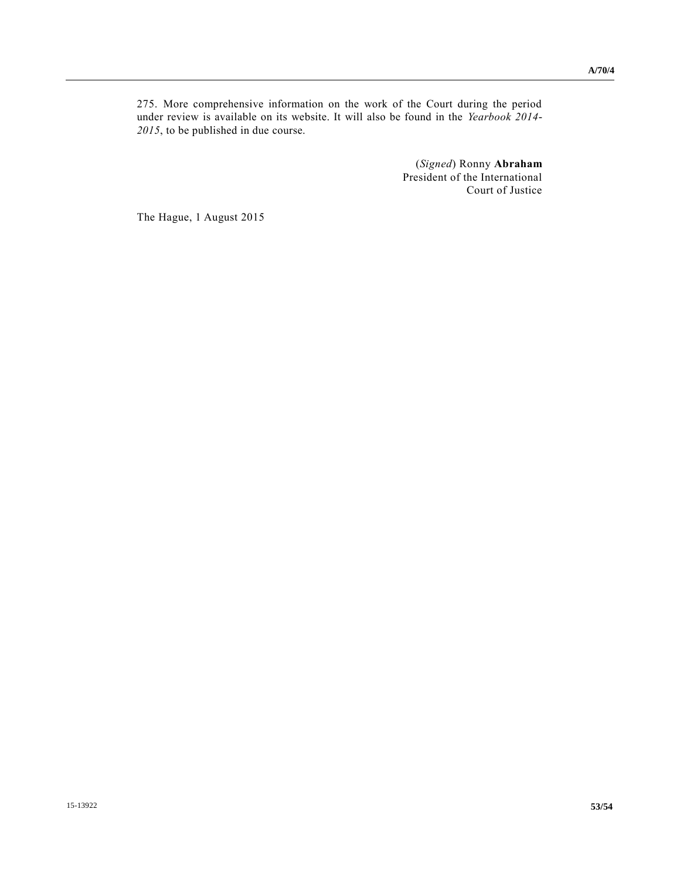275. More comprehensive information on the work of the Court during the period under review is available on its website. It will also be found in the *Yearbook 2014-2015*, to be published in due course.

(*Signed*) Ronny **Abraham**
President of the International
Court of Justice

The Hague, 1 August 2015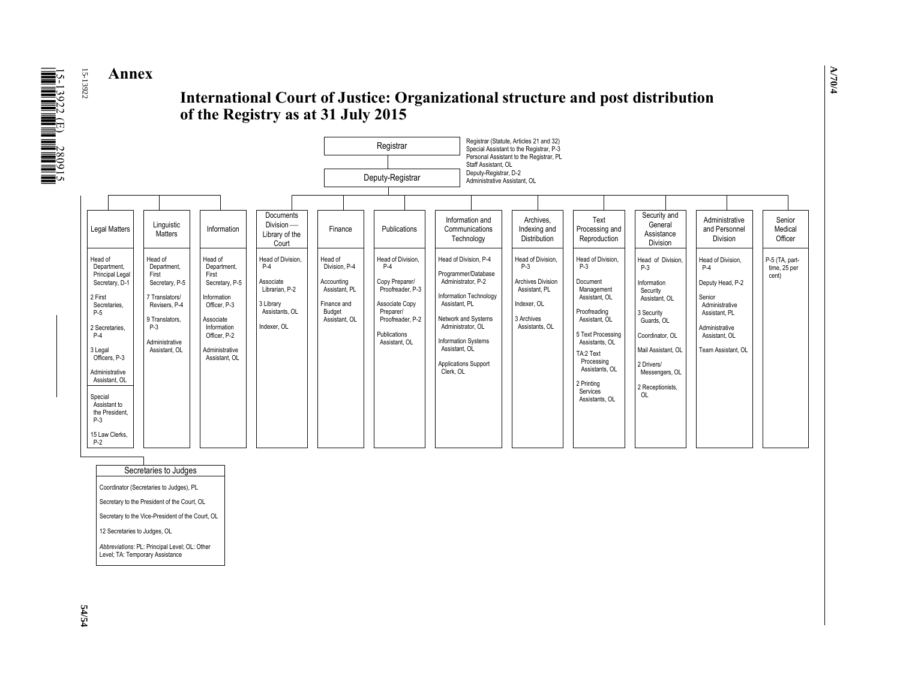# Annex

## International Court of Justice: Organizational structure and post distribution of the Registry as at 31 July 2015

Registrar

Registrar (Statute, Articles 21 and 32)
Special Assistant to the Registrar, P-3
Personal Assistant to the Registrar, PL
Staff Assistant, OL

Deputy-Registrar

Deputy-Registrar, D-2
Administrative Assistant, OL

**Legal Matters**

Head of Department, Principal Legal Secretary, D-1
2 First Secretaries, P-5
2 Secretaries, P-4
3 Legal Officers, P-3
Administrative Assistant, OL

Special Assistant to the President, P-3
15 Law Clerks, P-2

**Linguistic Matters**

Head of Department, First Secretary, P-5
7 Translators/ Revisers, P-4
9 Translators, P-3
Administrative Assistant, OL

**Information**

Head of Department, First Secretary, P-5
Information Officer, P-3
Associate Information Officer, P-2
Administrative Assistant, OL

**Documents Division — Library of the Court**

Head of Division, P-4
Associate Librarian, P-2
3 Library Assistants, OL
Indexer, OL

**Finance**

Head of Division, P-4
Accounting Assistant, PL
Finance and Budget Assistant, OL

**Publications**

Head of Division, P-4
Copy Preparer/ Proofreader, P-3
Associate Copy Preparer/ Proofreader, P-2
Publications Assistant, OL

**Information and Communications Technology**

Head of Division, P-4
Programmer/Database Administrator, P-2
Information Technology Assistant, PL
Network and Systems Administrator, OL
Information Systems Assistant, OL
Applications Support Clerk, OL

**Archives, Indexing and Distribution**

Head of Division, P-3
Archives Division Assistant, PL
Indexer, OL
3 Archives Assistants, OL

**Text Processing and Reproduction**

Head of Division, P-3
Document Management Assistant, OL
Proofreading Assistant, OL
5 Text Processing Assistants, OL
TA:2 Text Processing Assistants, OL
2 Printing Services Assistants, OL

**Security and General Assistance Division**

Head of Division, P-3
Information Security Assistant, OL
3 Security Guards, OL
Coordinator, OL
Mail Assistant, OL
2 Drivers/ Messengers, OL
2 Receptionists, OL

**Administrative and Personnel Division**

Head of Division, P-4
Deputy Head, P-2
Senior Administrative Assistant, PL
Administrative Assistant, OL
Team Assistant, OL

**Senior Medical Officer**

P-5 (TA, part-time, 25 per cent)

**Secretaries to Judges**

Coordinator (Secretaries to Judges), PL
Secretary to the President of the Court, OL
Secretary to the Vice-President of the Court, OL
12 Secretaries to Judges, OL

*Abbreviations*: PL: Principal Level; OL: Other Level; TA: Temporary Assistance